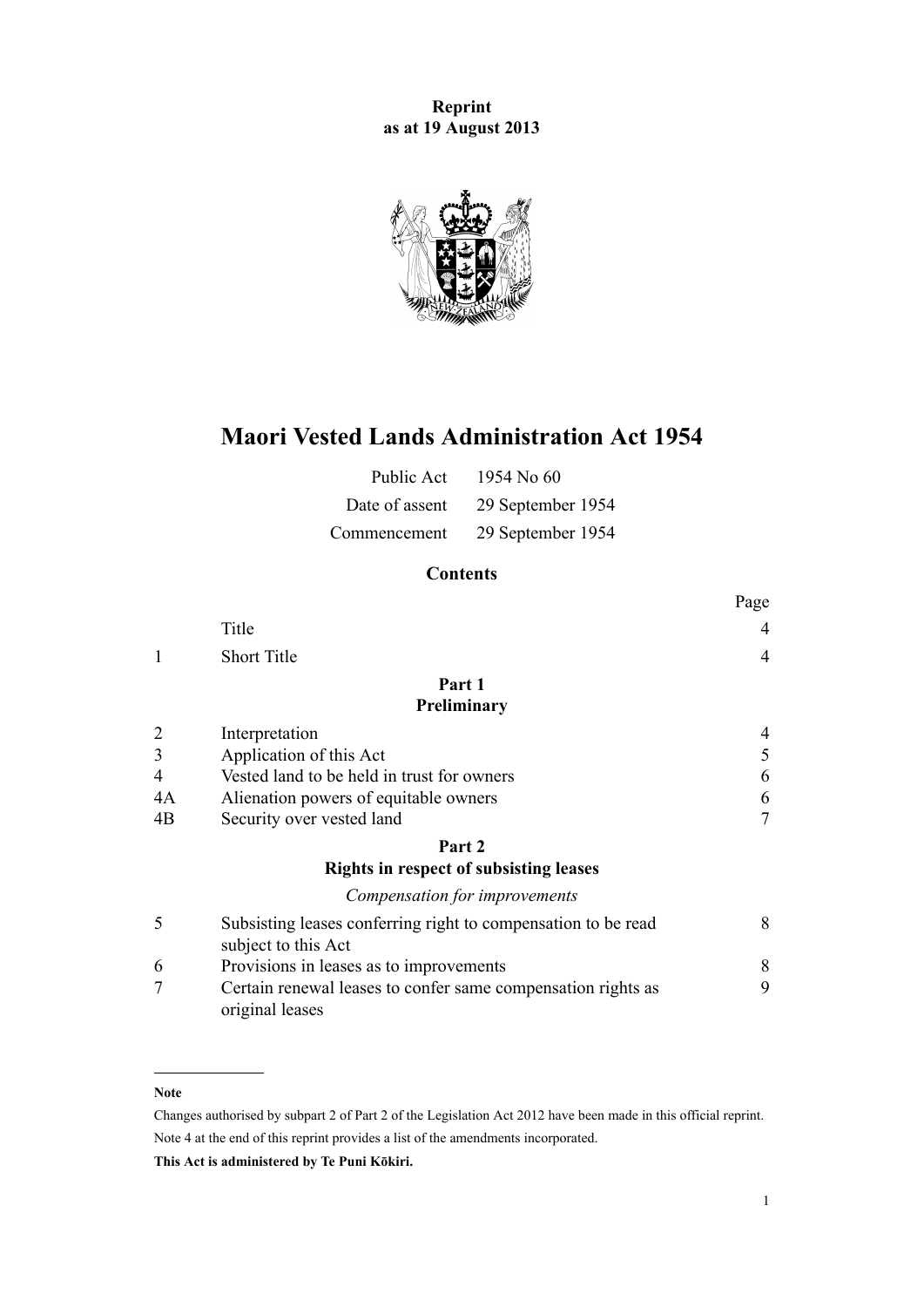**Reprint**
**as at 19 August 2013**

# Maori Vested Lands Administration Act 1954

| | |
|---|---|
| Public Act | 1954 No 60 |
| Date of assent | 29 September 1954 |
| Commencement | 29 September 1954 |

## Contents

| | | Page |
|---|---|---|
| | Title | 4 |
| 1 | Short Title | 4 |
| | **Part 1** **Preliminary** | |
| 2 | Interpretation | 4 |
| 3 | Application of this Act | 5 |
| 4 | Vested land to be held in trust for owners | 6 |
| 4A | Alienation powers of equitable owners | 6 |
| 4B | Security over vested land | 7 |
| | **Part 2** **Rights in respect of subsisting leases** | |
| | *Compensation for improvements* | |
| 5 | Subsisting leases conferring right to compensation to be read subject to this Act | 8 |
| 6 | Provisions in leases as to improvements | 8 |
| 7 | Certain renewal leases to confer same compensation rights as original leases | 9 |

**Note**

Changes authorised by subpart 2 of Part 2 of the Legislation Act 2012 have been made in this official reprint.

Note 4 at the end of this reprint provides a list of the amendments incorporated.

**This Act is administered by Te Puni Kōkiri.**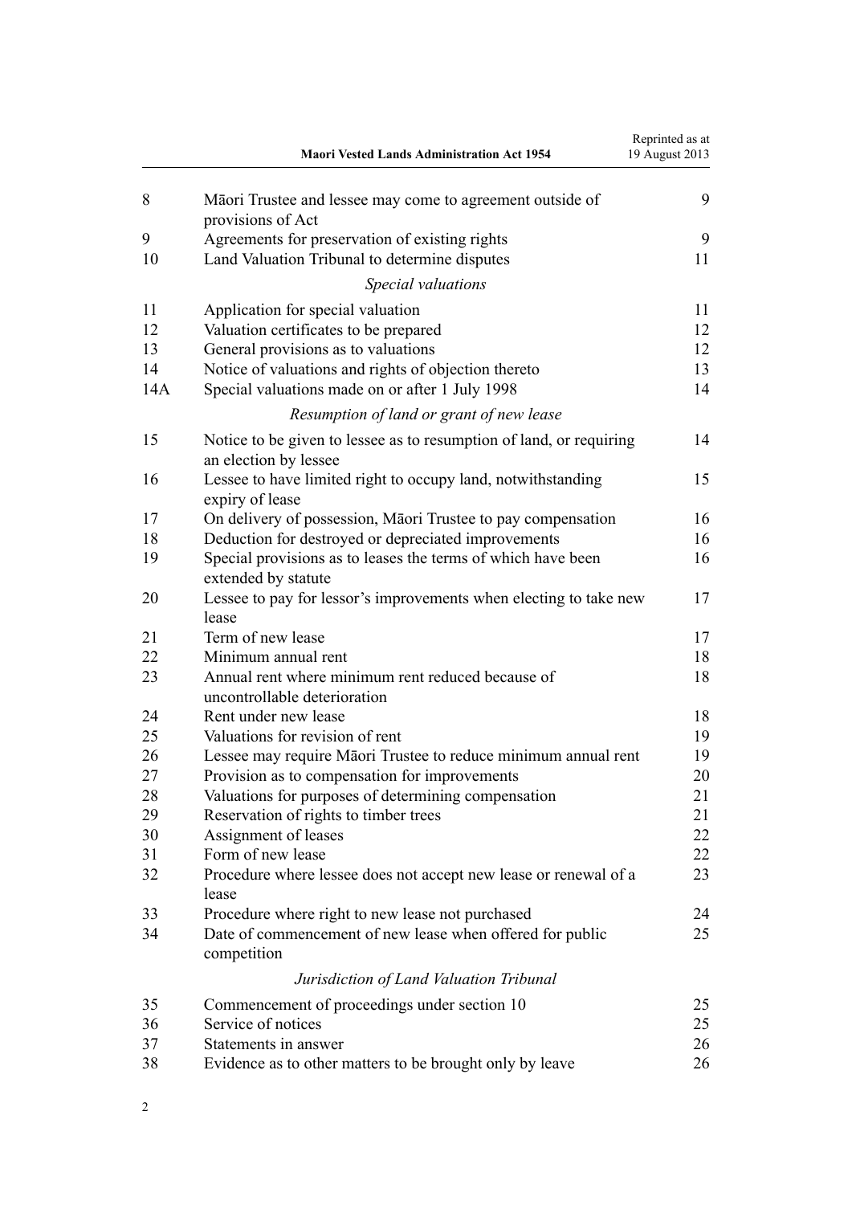| | | |
|---|---|---|
| 8 | Māori Trustee and lessee may come to agreement outside of provisions of Act | 9 |
| 9 | Agreements for preservation of existing rights | 9 |
| 10 | Land Valuation Tribunal to determine disputes | 11 |
| | *Special valuations* | |
| 11 | Application for special valuation | 11 |
| 12 | Valuation certificates to be prepared | 12 |
| 13 | General provisions as to valuations | 12 |
| 14 | Notice of valuations and rights of objection thereto | 13 |
| 14A | Special valuations made on or after 1 July 1998 | 14 |
| | *Resumption of land or grant of new lease* | |
| 15 | Notice to be given to lessee as to resumption of land, or requiring an election by lessee | 14 |
| 16 | Lessee to have limited right to occupy land, notwithstanding expiry of lease | 15 |
| 17 | On delivery of possession, Māori Trustee to pay compensation | 16 |
| 18 | Deduction for destroyed or depreciated improvements | 16 |
| 19 | Special provisions as to leases the terms of which have been extended by statute | 16 |
| 20 | Lessee to pay for lessor's improvements when electing to take new lease | 17 |
| 21 | Term of new lease | 17 |
| 22 | Minimum annual rent | 18 |
| 23 | Annual rent where minimum rent reduced because of uncontrollable deterioration | 18 |
| 24 | Rent under new lease | 18 |
| 25 | Valuations for revision of rent | 19 |
| 26 | Lessee may require Māori Trustee to reduce minimum annual rent | 19 |
| 27 | Provision as to compensation for improvements | 20 |
| 28 | Valuations for purposes of determining compensation | 21 |
| 29 | Reservation of rights to timber trees | 21 |
| 30 | Assignment of leases | 22 |
| 31 | Form of new lease | 22 |
| 32 | Procedure where lessee does not accept new lease or renewal of a lease | 23 |
| 33 | Procedure where right to new lease not purchased | 24 |
| 34 | Date of commencement of new lease when offered for public competition | 25 |
| | *Jurisdiction of Land Valuation Tribunal* | |
| 35 | Commencement of proceedings under section 10 | 25 |
| 36 | Service of notices | 25 |
| 37 | Statements in answer | 26 |
| 38 | Evidence as to other matters to be brought only by leave | 26 |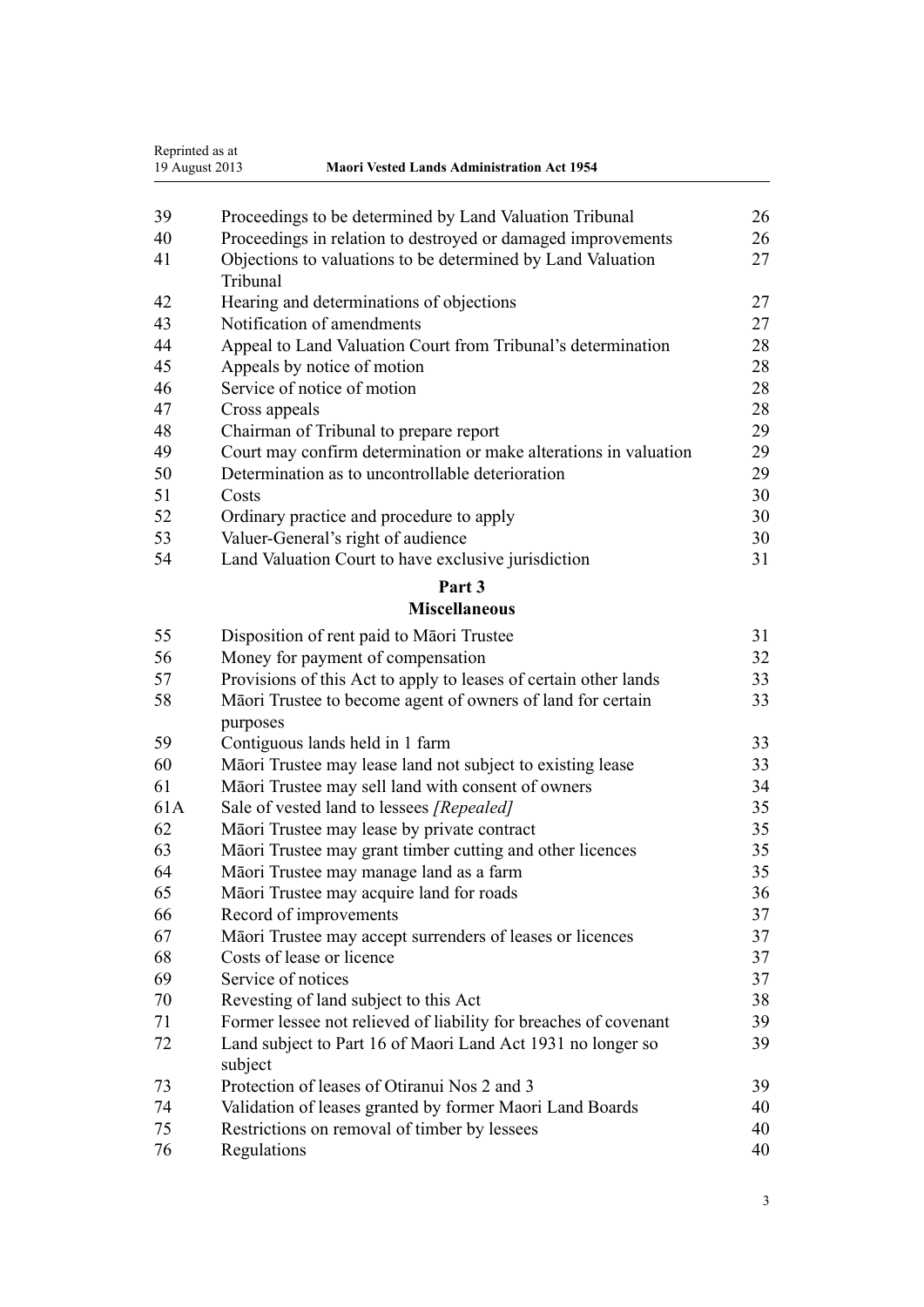| | | |
|---|---|---|
| 39 | Proceedings to be determined by Land Valuation Tribunal | 26 |
| 40 | Proceedings in relation to destroyed or damaged improvements | 26 |
| 41 | Objections to valuations to be determined by Land Valuation Tribunal | 27 |
| 42 | Hearing and determinations of objections | 27 |
| 43 | Notification of amendments | 27 |
| 44 | Appeal to Land Valuation Court from Tribunal's determination | 28 |
| 45 | Appeals by notice of motion | 28 |
| 46 | Service of notice of motion | 28 |
| 47 | Cross appeals | 28 |
| 48 | Chairman of Tribunal to prepare report | 29 |
| 49 | Court may confirm determination or make alterations in valuation | 29 |
| 50 | Determination as to uncontrollable deterioration | 29 |
| 51 | Costs | 30 |
| 52 | Ordinary practice and procedure to apply | 30 |
| 53 | Valuer-General's right of audience | 30 |
| 54 | Land Valuation Court to have exclusive jurisdiction | 31 |

## Part 3
## Miscellaneous

| | | |
|---|---|---|
| 55 | Disposition of rent paid to Māori Trustee | 31 |
| 56 | Money for payment of compensation | 32 |
| 57 | Provisions of this Act to apply to leases of certain other lands | 33 |
| 58 | Māori Trustee to become agent of owners of land for certain purposes | 33 |
| 59 | Contiguous lands held in 1 farm | 33 |
| 60 | Māori Trustee may lease land not subject to existing lease | 33 |
| 61 | Māori Trustee may sell land with consent of owners | 34 |
| 61A | Sale of vested land to lessees *[Repealed]* | 35 |
| 62 | Māori Trustee may lease by private contract | 35 |
| 63 | Māori Trustee may grant timber cutting and other licences | 35 |
| 64 | Māori Trustee may manage land as a farm | 35 |
| 65 | Māori Trustee may acquire land for roads | 36 |
| 66 | Record of improvements | 37 |
| 67 | Māori Trustee may accept surrenders of leases or licences | 37 |
| 68 | Costs of lease or licence | 37 |
| 69 | Service of notices | 37 |
| 70 | Revesting of land subject to this Act | 38 |
| 71 | Former lessee not relieved of liability for breaches of covenant | 39 |
| 72 | Land subject to Part 16 of Maori Land Act 1931 no longer so subject | 39 |
| 73 | Protection of leases of Otiranui Nos 2 and 3 | 39 |
| 74 | Validation of leases granted by former Maori Land Boards | 40 |
| 75 | Restrictions on removal of timber by lessees | 40 |
| 76 | Regulations | 40 |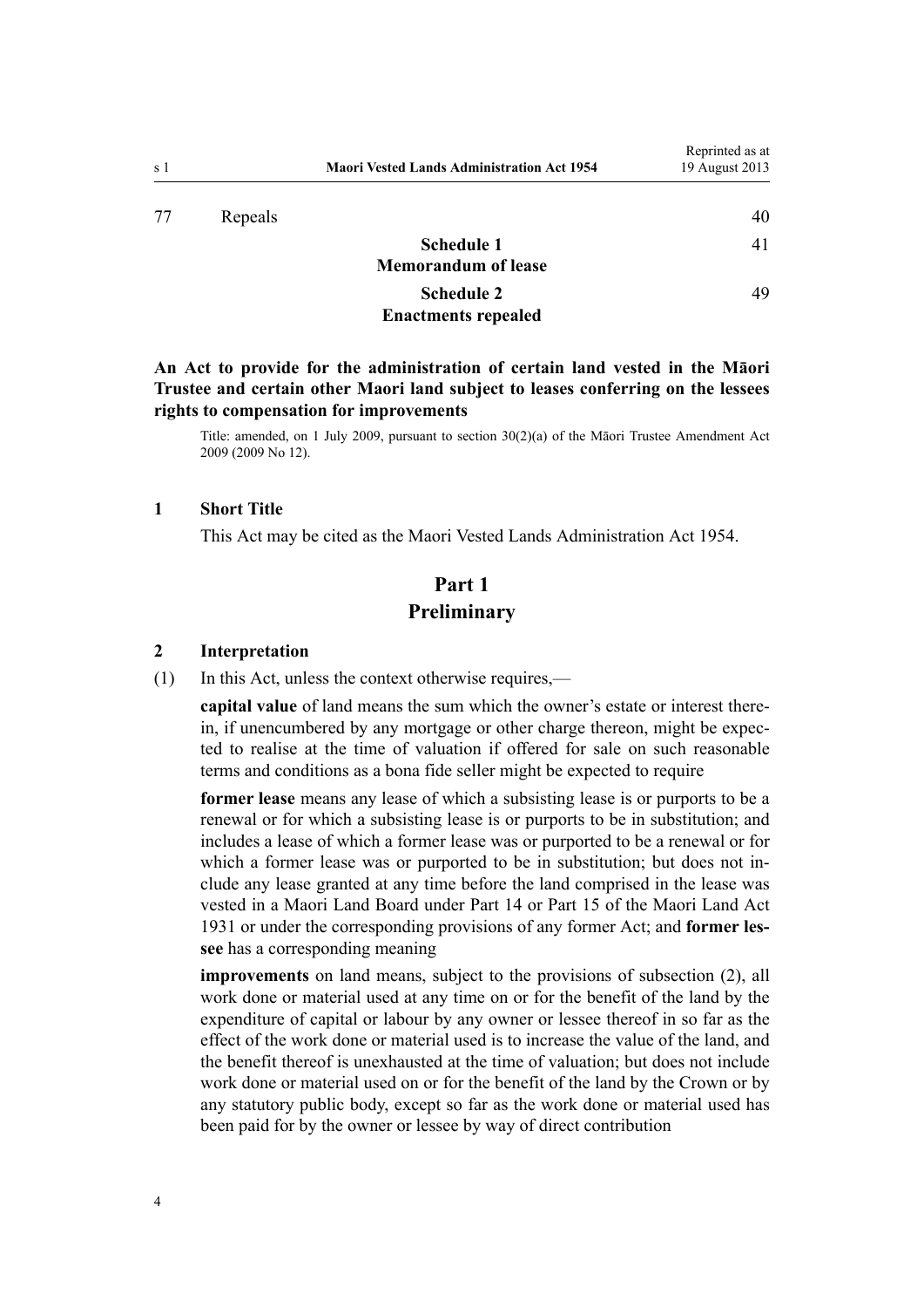| | | |
|---|---|---|
| 77 | Repeals | 40 |
| | **Schedule 1**<br>**Memorandum of lease** | 41 |
| | **Schedule 2**<br>**Enactments repealed** | 49 |

**An Act to provide for the administration of certain land vested in the Māori Trustee and certain other Maori land subject to leases conferring on the lessees rights to compensation for improvements**

Title: amended, on 1 July 2009, pursuant to section 30(2)(a) of the Māori Trustee Amendment Act 2009 (2009 No 12).

### 1 Short Title

This Act may be cited as the Maori Vested Lands Administration Act 1954.

## Part 1
## Preliminary

### 2 Interpretation

(1) In this Act, unless the context otherwise requires,—

**capital value** of land means the sum which the owner's estate or interest therein, if unencumbered by any mortgage or other charge thereon, might be expected to realise at the time of valuation if offered for sale on such reasonable terms and conditions as a bona fide seller might be expected to require

**former lease** means any lease of which a subsisting lease is or purports to be a renewal or for which a subsisting lease is or purports to be in substitution; and includes a lease of which a former lease was or purported to be a renewal or for which a former lease was or purported to be in substitution; but does not include any lease granted at any time before the land comprised in the lease was vested in a Maori Land Board under Part 14 or Part 15 of the Maori Land Act 1931 or under the corresponding provisions of any former Act; and **former lessee** has a corresponding meaning

**improvements** on land means, subject to the provisions of subsection (2), all work done or material used at any time on or for the benefit of the land by the expenditure of capital or labour by any owner or lessee thereof in so far as the effect of the work done or material used is to increase the value of the land, and the benefit thereof is unexhausted at the time of valuation; but does not include work done or material used on or for the benefit of the land by the Crown or by any statutory public body, except so far as the work done or material used has been paid for by the owner or lessee by way of direct contribution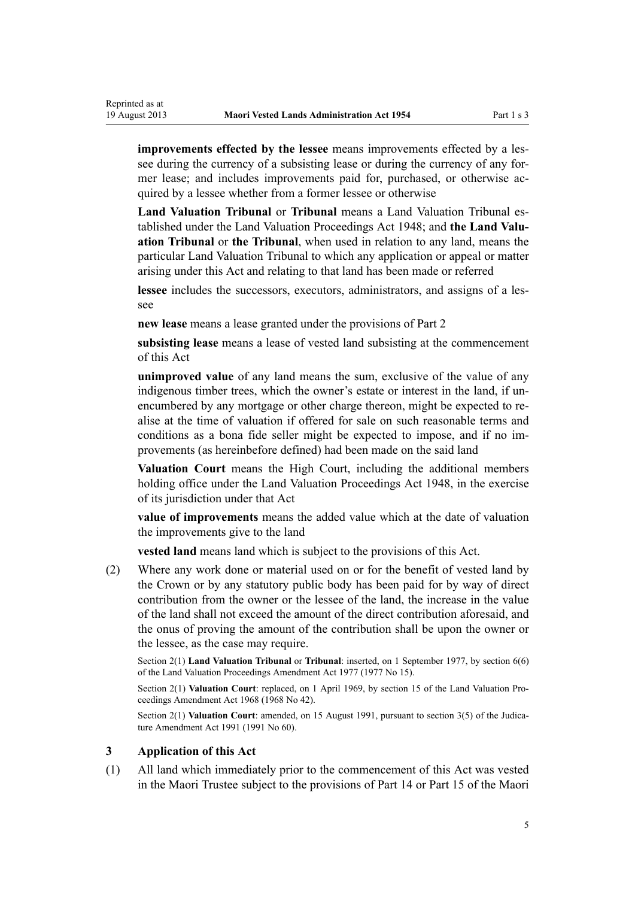**improvements effected by the lessee** means improvements effected by a lessee during the currency of a subsisting lease or during the currency of any former lease; and includes improvements paid for, purchased, or otherwise acquired by a lessee whether from a former lessee or otherwise

**Land Valuation Tribunal** or **Tribunal** means a Land Valuation Tribunal established under the Land Valuation Proceedings Act 1948; and **the Land Valuation Tribunal** or **the Tribunal**, when used in relation to any land, means the particular Land Valuation Tribunal to which any application or appeal or matter arising under this Act and relating to that land has been made or referred

**lessee** includes the successors, executors, administrators, and assigns of a lessee

**new lease** means a lease granted under the provisions of Part 2

**subsisting lease** means a lease of vested land subsisting at the commencement of this Act

**unimproved value** of any land means the sum, exclusive of the value of any indigenous timber trees, which the owner's estate or interest in the land, if unencumbered by any mortgage or other charge thereon, might be expected to realise at the time of valuation if offered for sale on such reasonable terms and conditions as a bona fide seller might be expected to impose, and if no improvements (as hereinbefore defined) had been made on the said land

**Valuation Court** means the High Court, including the additional members holding office under the Land Valuation Proceedings Act 1948, in the exercise of its jurisdiction under that Act

**value of improvements** means the added value which at the date of valuation the improvements give to the land

**vested land** means land which is subject to the provisions of this Act.

(2) Where any work done or material used on or for the benefit of vested land by the Crown or by any statutory public body has been paid for by way of direct contribution from the owner or the lessee of the land, the increase in the value of the land shall not exceed the amount of the direct contribution aforesaid, and the onus of proving the amount of the contribution shall be upon the owner or the lessee, as the case may require.

Section 2(1) **Land Valuation Tribunal** or **Tribunal**: inserted, on 1 September 1977, by section 6(6) of the Land Valuation Proceedings Amendment Act 1977 (1977 No 15).

Section 2(1) **Valuation Court**: replaced, on 1 April 1969, by section 15 of the Land Valuation Proceedings Amendment Act 1968 (1968 No 42).

Section 2(1) **Valuation Court**: amended, on 15 August 1991, pursuant to section 3(5) of the Judicature Amendment Act 1991 (1991 No 60).

### 3 Application of this Act

(1) All land which immediately prior to the commencement of this Act was vested in the Maori Trustee subject to the provisions of Part 14 or Part 15 of the Maori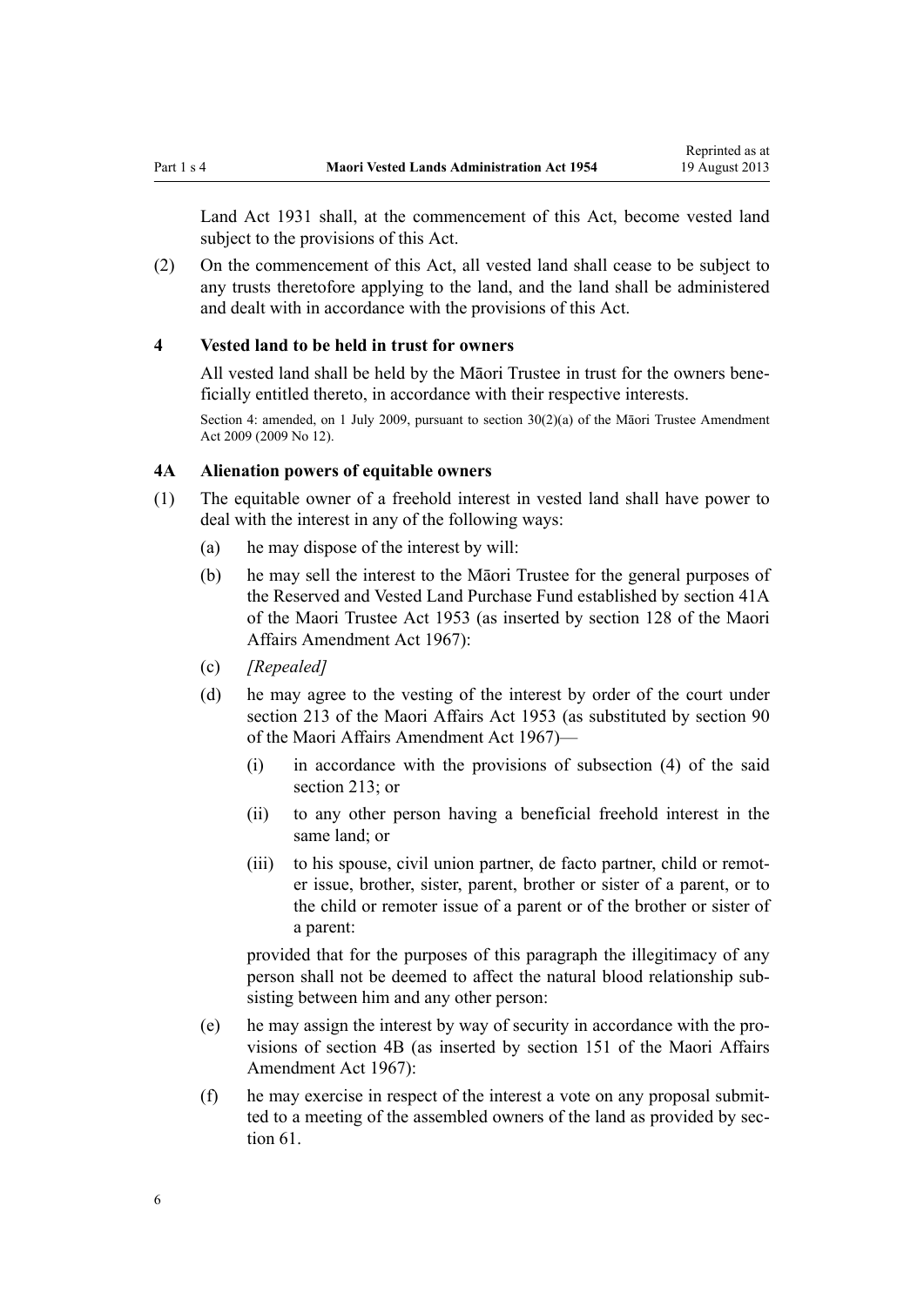Land Act 1931 shall, at the commencement of this Act, become vested land subject to the provisions of this Act.

(2) On the commencement of this Act, all vested land shall cease to be subject to any trusts theretofore applying to the land, and the land shall be administered and dealt with in accordance with the provisions of this Act.

## 4 Vested land to be held in trust for owners

All vested land shall be held by the Māori Trustee in trust for the owners beneficially entitled thereto, in accordance with their respective interests.

Section 4: amended, on 1 July 2009, pursuant to section 30(2)(a) of the Māori Trustee Amendment Act 2009 (2009 No 12).

## 4A Alienation powers of equitable owners

(1) The equitable owner of a freehold interest in vested land shall have power to deal with the interest in any of the following ways:

(a) he may dispose of the interest by will:

(b) he may sell the interest to the Māori Trustee for the general purposes of the Reserved and Vested Land Purchase Fund established by section 41A of the Maori Trustee Act 1953 (as inserted by section 128 of the Maori Affairs Amendment Act 1967):

(c) *[Repealed]*

(d) he may agree to the vesting of the interest by order of the court under section 213 of the Maori Affairs Act 1953 (as substituted by section 90 of the Maori Affairs Amendment Act 1967)—

(i) in accordance with the provisions of subsection (4) of the said section 213; or

(ii) to any other person having a beneficial freehold interest in the same land; or

(iii) to his spouse, civil union partner, de facto partner, child or remoter issue, brother, sister, parent, brother or sister of a parent, or to the child or remoter issue of a parent or of the brother or sister of a parent:

provided that for the purposes of this paragraph the illegitimacy of any person shall not be deemed to affect the natural blood relationship subsisting between him and any other person:

(e) he may assign the interest by way of security in accordance with the provisions of section 4B (as inserted by section 151 of the Maori Affairs Amendment Act 1967):

(f) he may exercise in respect of the interest a vote on any proposal submitted to a meeting of the assembled owners of the land as provided by section 61.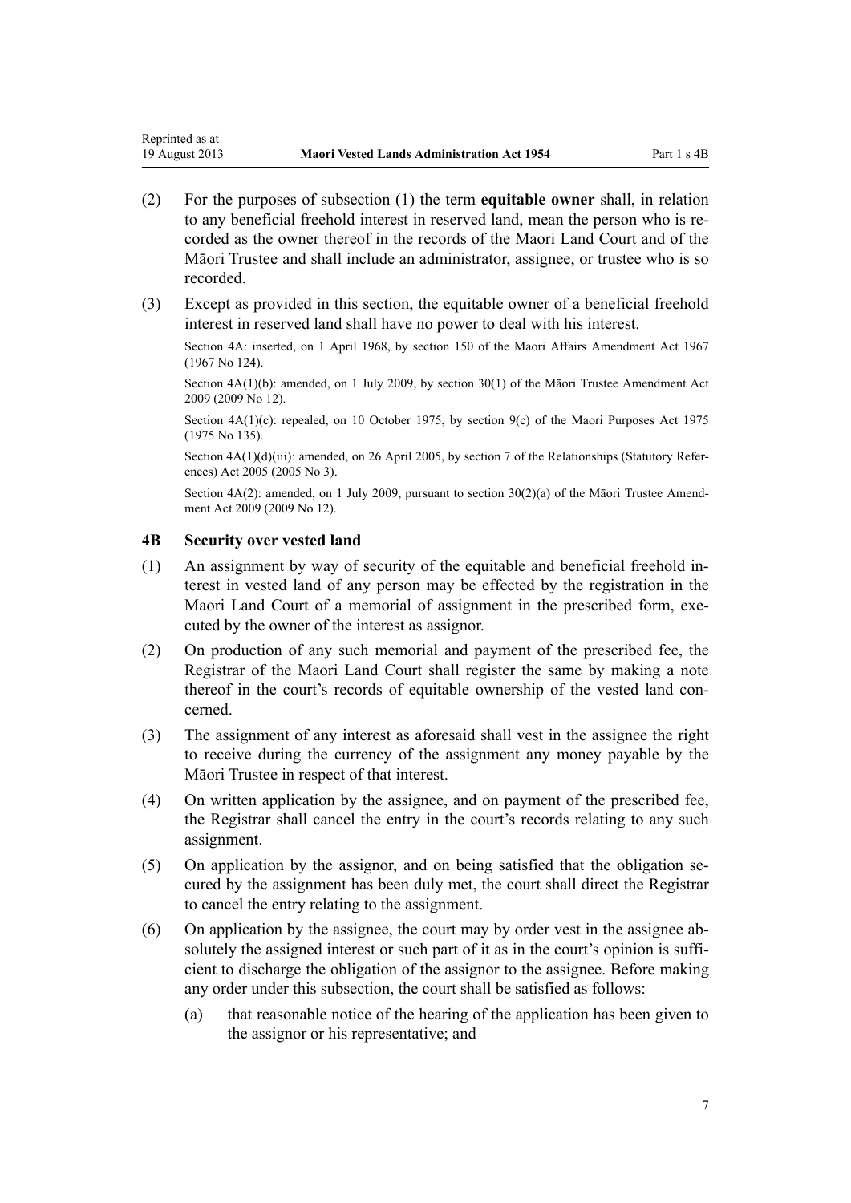(2) For the purposes of subsection (1) the term **equitable owner** shall, in relation to any beneficial freehold interest in reserved land, mean the person who is recorded as the owner thereof in the records of the Maori Land Court and of the Māori Trustee and shall include an administrator, assignee, or trustee who is so recorded.

(3) Except as provided in this section, the equitable owner of a beneficial freehold interest in reserved land shall have no power to deal with his interest.

Section 4A: inserted, on 1 April 1968, by section 150 of the Maori Affairs Amendment Act 1967 (1967 No 124).

Section 4A(1)(b): amended, on 1 July 2009, by section 30(1) of the Māori Trustee Amendment Act 2009 (2009 No 12).

Section 4A(1)(c): repealed, on 10 October 1975, by section 9(c) of the Maori Purposes Act 1975 (1975 No 135).

Section 4A(1)(d)(iii): amended, on 26 April 2005, by section 7 of the Relationships (Statutory References) Act 2005 (2005 No 3).

Section 4A(2): amended, on 1 July 2009, pursuant to section 30(2)(a) of the Māori Trustee Amendment Act 2009 (2009 No 12).

### 4B Security over vested land

(1) An assignment by way of security of the equitable and beneficial freehold interest in vested land of any person may be effected by the registration in the Maori Land Court of a memorial of assignment in the prescribed form, executed by the owner of the interest as assignor.

(2) On production of any such memorial and payment of the prescribed fee, the Registrar of the Maori Land Court shall register the same by making a note thereof in the court's records of equitable ownership of the vested land concerned.

(3) The assignment of any interest as aforesaid shall vest in the assignee the right to receive during the currency of the assignment any money payable by the Māori Trustee in respect of that interest.

(4) On written application by the assignee, and on payment of the prescribed fee, the Registrar shall cancel the entry in the court's records relating to any such assignment.

(5) On application by the assignor, and on being satisfied that the obligation secured by the assignment has been duly met, the court shall direct the Registrar to cancel the entry relating to the assignment.

(6) On application by the assignee, the court may by order vest in the assignee absolutely the assigned interest or such part of it as in the court's opinion is sufficient to discharge the obligation of the assignor to the assignee. Before making any order under this subsection, the court shall be satisfied as follows:

   (a) that reasonable notice of the hearing of the application has been given to the assignor or his representative; and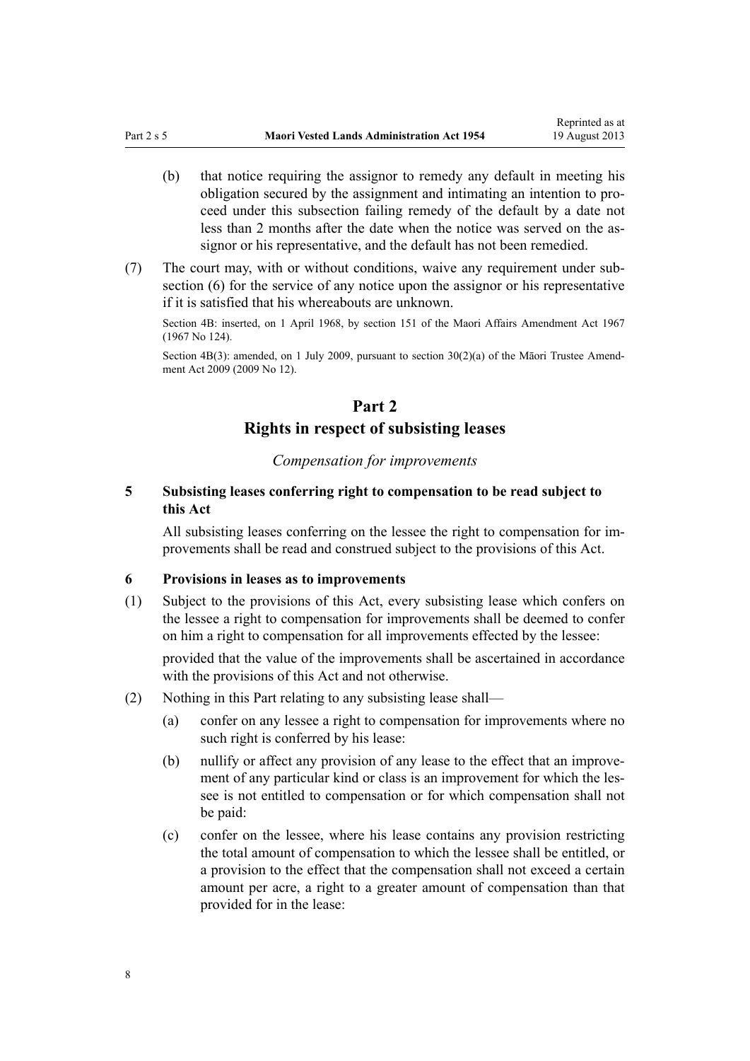(b) that notice requiring the assignor to remedy any default in meeting his obligation secured by the assignment and intimating an intention to proceed under this subsection failing remedy of the default by a date not less than 2 months after the date when the notice was served on the assignor or his representative, and the default has not been remedied.

(7) The court may, with or without conditions, waive any requirement under subsection (6) for the service of any notice upon the assignor or his representative if it is satisfied that his whereabouts are unknown.

Section 4B: inserted, on 1 April 1968, by section 151 of the Maori Affairs Amendment Act 1967 (1967 No 124).

Section 4B(3): amended, on 1 July 2009, pursuant to section 30(2)(a) of the Māori Trustee Amendment Act 2009 (2009 No 12).

## Part 2
## Rights in respect of subsisting leases

*Compensation for improvements*

### 5 Subsisting leases conferring right to compensation to be read subject to this Act

All subsisting leases conferring on the lessee the right to compensation for improvements shall be read and construed subject to the provisions of this Act.

### 6 Provisions in leases as to improvements

(1) Subject to the provisions of this Act, every subsisting lease which confers on the lessee a right to compensation for improvements shall be deemed to confer on him a right to compensation for all improvements effected by the lessee:

provided that the value of the improvements shall be ascertained in accordance with the provisions of this Act and not otherwise.

(2) Nothing in this Part relating to any subsisting lease shall—

(a) confer on any lessee a right to compensation for improvements where no such right is conferred by his lease:

(b) nullify or affect any provision of any lease to the effect that an improvement of any particular kind or class is an improvement for which the lessee is not entitled to compensation or for which compensation shall not be paid:

(c) confer on the lessee, where his lease contains any provision restricting the total amount of compensation to which the lessee shall be entitled, or a provision to the effect that the compensation shall not exceed a certain amount per acre, a right to a greater amount of compensation than that provided for in the lease: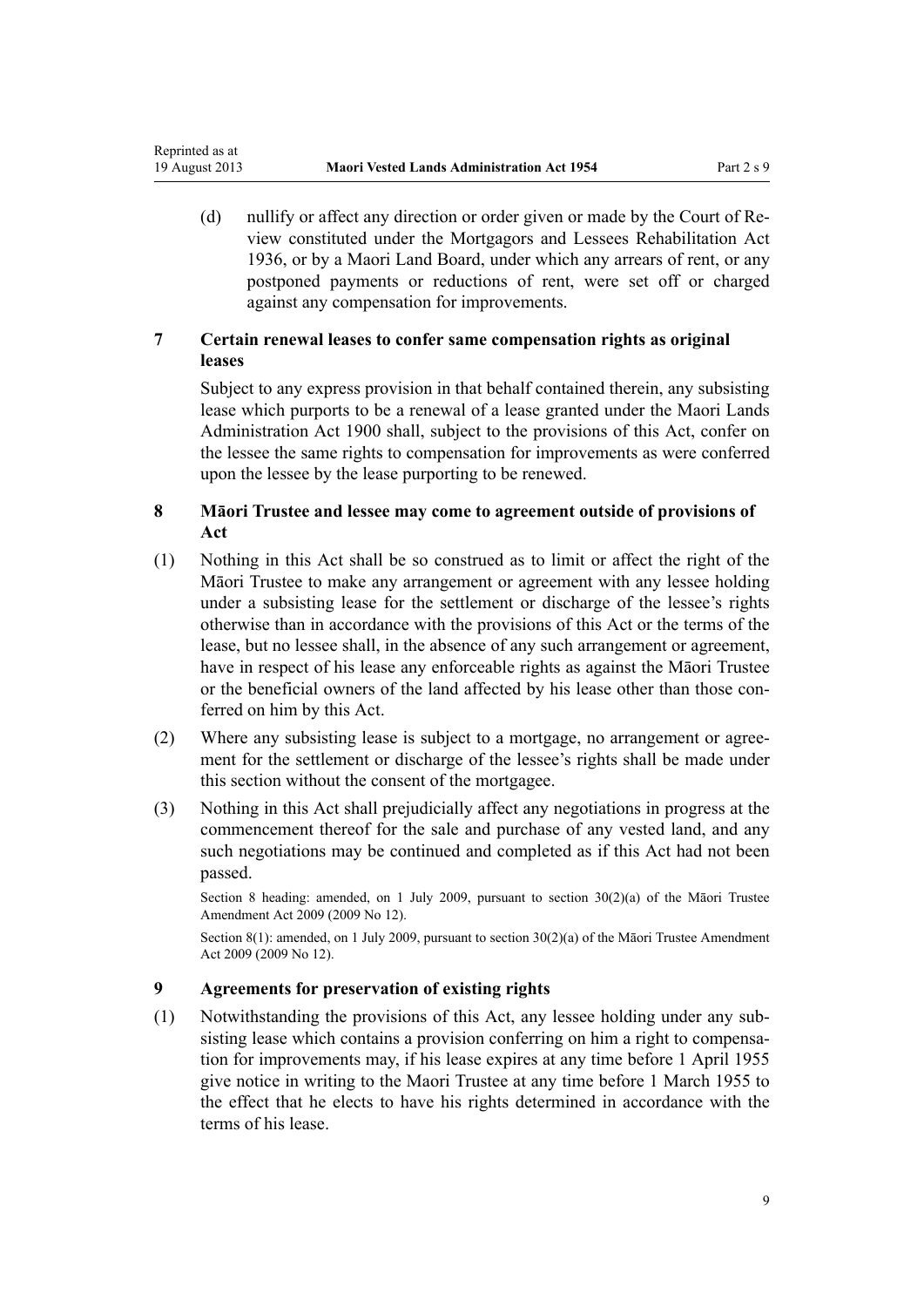(d) nullify or affect any direction or order given or made by the Court of Review constituted under the Mortgagors and Lessees Rehabilitation Act 1936, or by a Maori Land Board, under which any arrears of rent, or any postponed payments or reductions of rent, were set off or charged against any compensation for improvements.

### 7 Certain renewal leases to confer same compensation rights as original leases

Subject to any express provision in that behalf contained therein, any subsisting lease which purports to be a renewal of a lease granted under the Maori Lands Administration Act 1900 shall, subject to the provisions of this Act, confer on the lessee the same rights to compensation for improvements as were conferred upon the lessee by the lease purporting to be renewed.

### 8 Māori Trustee and lessee may come to agreement outside of provisions of Act

(1) Nothing in this Act shall be so construed as to limit or affect the right of the Māori Trustee to make any arrangement or agreement with any lessee holding under a subsisting lease for the settlement or discharge of the lessee's rights otherwise than in accordance with the provisions of this Act or the terms of the lease, but no lessee shall, in the absence of any such arrangement or agreement, have in respect of his lease any enforceable rights as against the Māori Trustee or the beneficial owners of the land affected by his lease other than those conferred on him by this Act.

(2) Where any subsisting lease is subject to a mortgage, no arrangement or agreement for the settlement or discharge of the lessee's rights shall be made under this section without the consent of the mortgagee.

(3) Nothing in this Act shall prejudicially affect any negotiations in progress at the commencement thereof for the sale and purchase of any vested land, and any such negotiations may be continued and completed as if this Act had not been passed.

Section 8 heading: amended, on 1 July 2009, pursuant to section 30(2)(a) of the Māori Trustee Amendment Act 2009 (2009 No 12).

Section 8(1): amended, on 1 July 2009, pursuant to section 30(2)(a) of the Māori Trustee Amendment Act 2009 (2009 No 12).

### 9 Agreements for preservation of existing rights

(1) Notwithstanding the provisions of this Act, any lessee holding under any subsisting lease which contains a provision conferring on him a right to compensation for improvements may, if his lease expires at any time before 1 April 1955 give notice in writing to the Maori Trustee at any time before 1 March 1955 to the effect that he elects to have his rights determined in accordance with the terms of his lease.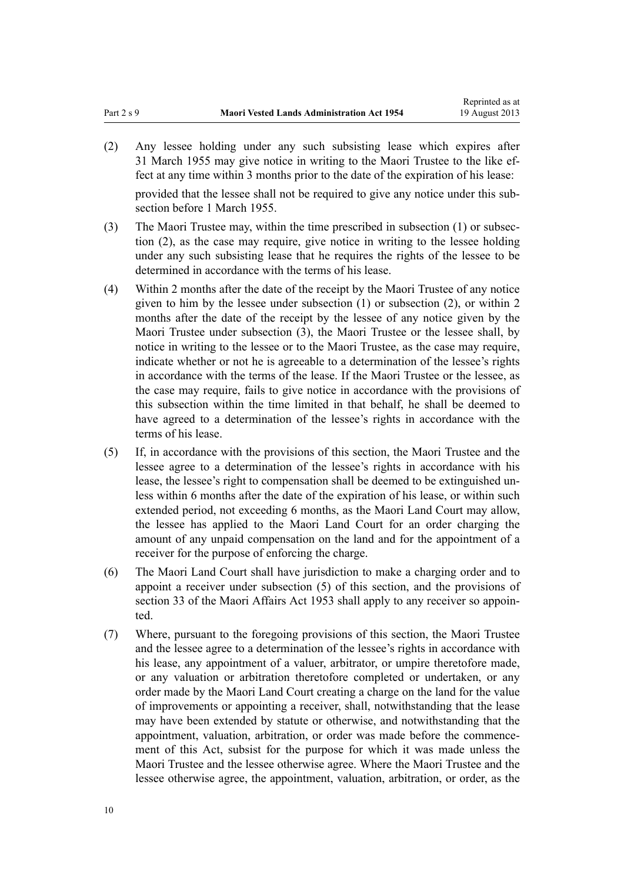(2) Any lessee holding under any such subsisting lease which expires after 31 March 1955 may give notice in writing to the Maori Trustee to the like effect at any time within 3 months prior to the date of the expiration of his lease:

provided that the lessee shall not be required to give any notice under this subsection before 1 March 1955.

(3) The Maori Trustee may, within the time prescribed in subsection (1) or subsection (2), as the case may require, give notice in writing to the lessee holding under any such subsisting lease that he requires the rights of the lessee to be determined in accordance with the terms of his lease.

(4) Within 2 months after the date of the receipt by the Maori Trustee of any notice given to him by the lessee under subsection (1) or subsection (2), or within 2 months after the date of the receipt by the lessee of any notice given by the Maori Trustee under subsection (3), the Maori Trustee or the lessee shall, by notice in writing to the lessee or to the Maori Trustee, as the case may require, indicate whether or not he is agreeable to a determination of the lessee's rights in accordance with the terms of the lease. If the Maori Trustee or the lessee, as the case may require, fails to give notice in accordance with the provisions of this subsection within the time limited in that behalf, he shall be deemed to have agreed to a determination of the lessee's rights in accordance with the terms of his lease.

(5) If, in accordance with the provisions of this section, the Maori Trustee and the lessee agree to a determination of the lessee's rights in accordance with his lease, the lessee's right to compensation shall be deemed to be extinguished unless within 6 months after the date of the expiration of his lease, or within such extended period, not exceeding 6 months, as the Maori Land Court may allow, the lessee has applied to the Maori Land Court for an order charging the amount of any unpaid compensation on the land and for the appointment of a receiver for the purpose of enforcing the charge.

(6) The Maori Land Court shall have jurisdiction to make a charging order and to appoint a receiver under subsection (5) of this section, and the provisions of section 33 of the Maori Affairs Act 1953 shall apply to any receiver so appointed.

(7) Where, pursuant to the foregoing provisions of this section, the Maori Trustee and the lessee agree to a determination of the lessee's rights in accordance with his lease, any appointment of a valuer, arbitrator, or umpire theretofore made, or any valuation or arbitration theretofore completed or undertaken, or any order made by the Maori Land Court creating a charge on the land for the value of improvements or appointing a receiver, shall, notwithstanding that the lease may have been extended by statute or otherwise, and notwithstanding that the appointment, valuation, arbitration, or order was made before the commencement of this Act, subsist for the purpose for which it was made unless the Maori Trustee and the lessee otherwise agree. Where the Maori Trustee and the lessee otherwise agree, the appointment, valuation, arbitration, or order, as the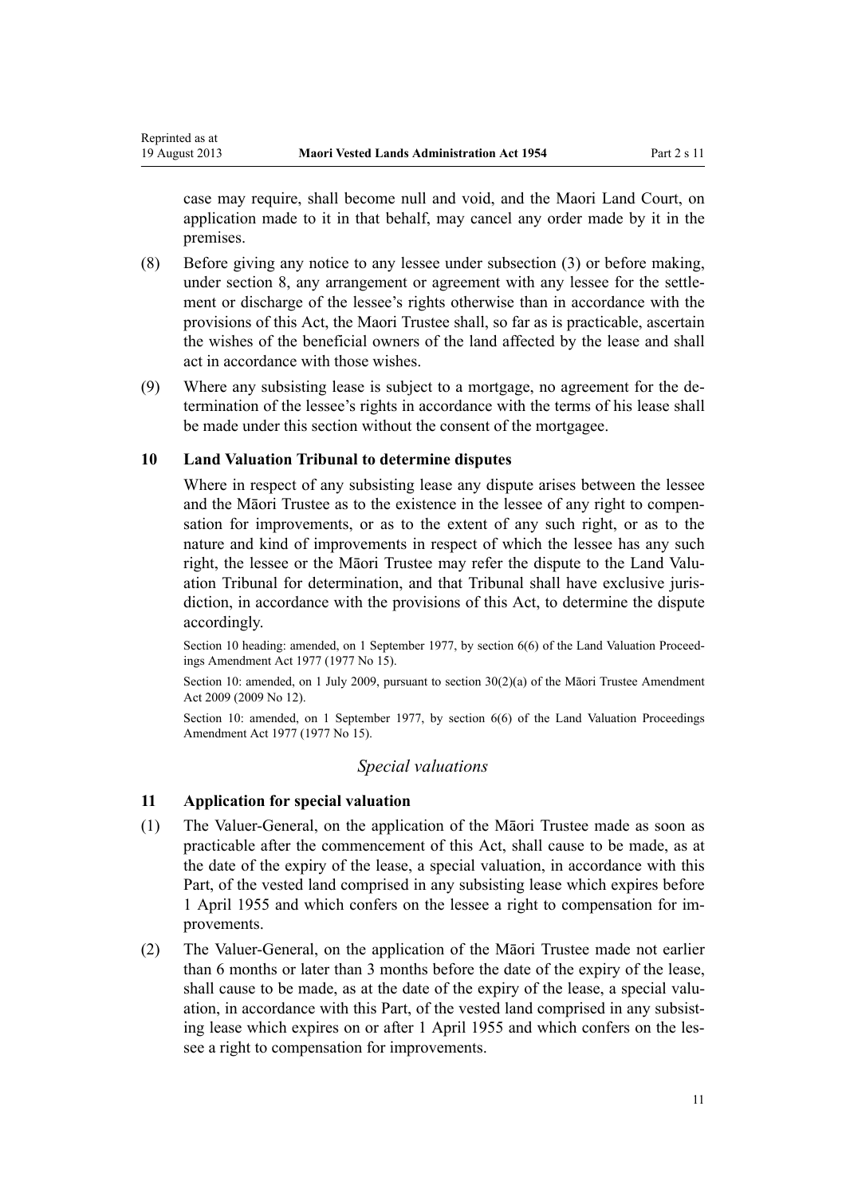case may require, shall become null and void, and the Maori Land Court, on application made to it in that behalf, may cancel any order made by it in the premises.

(8) Before giving any notice to any lessee under subsection (3) or before making, under section 8, any arrangement or agreement with any lessee for the settlement or discharge of the lessee's rights otherwise than in accordance with the provisions of this Act, the Maori Trustee shall, so far as is practicable, ascertain the wishes of the beneficial owners of the land affected by the lease and shall act in accordance with those wishes.

(9) Where any subsisting lease is subject to a mortgage, no agreement for the determination of the lessee's rights in accordance with the terms of his lease shall be made under this section without the consent of the mortgagee.

### 10 Land Valuation Tribunal to determine disputes

Where in respect of any subsisting lease any dispute arises between the lessee and the Māori Trustee as to the existence in the lessee of any right to compensation for improvements, or as to the extent of any such right, or as to the nature and kind of improvements in respect of which the lessee has any such right, the lessee or the Māori Trustee may refer the dispute to the Land Valuation Tribunal for determination, and that Tribunal shall have exclusive jurisdiction, in accordance with the provisions of this Act, to determine the dispute accordingly.

Section 10 heading: amended, on 1 September 1977, by section 6(6) of the Land Valuation Proceedings Amendment Act 1977 (1977 No 15).

Section 10: amended, on 1 July 2009, pursuant to section 30(2)(a) of the Māori Trustee Amendment Act 2009 (2009 No 12).

Section 10: amended, on 1 September 1977, by section 6(6) of the Land Valuation Proceedings Amendment Act 1977 (1977 No 15).

## *Special valuations*

### 11 Application for special valuation

(1) The Valuer-General, on the application of the Māori Trustee made as soon as practicable after the commencement of this Act, shall cause to be made, as at the date of the expiry of the lease, a special valuation, in accordance with this Part, of the vested land comprised in any subsisting lease which expires before 1 April 1955 and which confers on the lessee a right to compensation for improvements.

(2) The Valuer-General, on the application of the Māori Trustee made not earlier than 6 months or later than 3 months before the date of the expiry of the lease, shall cause to be made, as at the date of the expiry of the lease, a special valuation, in accordance with this Part, of the vested land comprised in any subsisting lease which expires on or after 1 April 1955 and which confers on the lessee a right to compensation for improvements.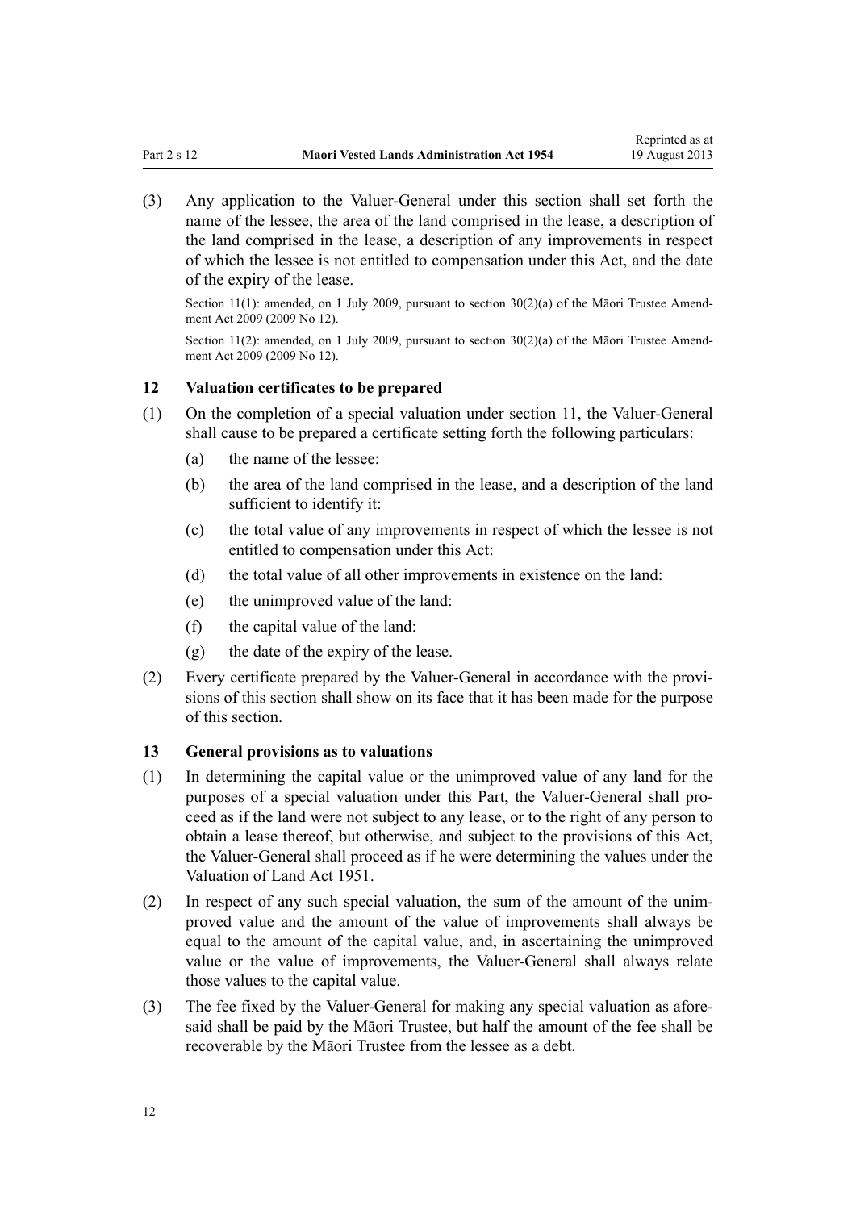(3) Any application to the Valuer-General under this section shall set forth the name of the lessee, the area of the land comprised in the lease, a description of the land comprised in the lease, a description of any improvements in respect of which the lessee is not entitled to compensation under this Act, and the date of the expiry of the lease.

Section 11(1): amended, on 1 July 2009, pursuant to section 30(2)(a) of the Māori Trustee Amendment Act 2009 (2009 No 12).

Section 11(2): amended, on 1 July 2009, pursuant to section 30(2)(a) of the Māori Trustee Amendment Act 2009 (2009 No 12).

### 12 Valuation certificates to be prepared

(1) On the completion of a special valuation under section 11, the Valuer-General shall cause to be prepared a certificate setting forth the following particulars:

- (a) the name of the lessee:
- (b) the area of the land comprised in the lease, and a description of the land sufficient to identify it:
- (c) the total value of any improvements in respect of which the lessee is not entitled to compensation under this Act:
- (d) the total value of all other improvements in existence on the land:
- (e) the unimproved value of the land:
- (f) the capital value of the land:
- (g) the date of the expiry of the lease.

(2) Every certificate prepared by the Valuer-General in accordance with the provisions of this section shall show on its face that it has been made for the purpose of this section.

### 13 General provisions as to valuations

(1) In determining the capital value or the unimproved value of any land for the purposes of a special valuation under this Part, the Valuer-General shall proceed as if the land were not subject to any lease, or to the right of any person to obtain a lease thereof, but otherwise, and subject to the provisions of this Act, the Valuer-General shall proceed as if he were determining the values under the Valuation of Land Act 1951.

(2) In respect of any such special valuation, the sum of the amount of the unimproved value and the amount of the value of improvements shall always be equal to the amount of the capital value, and, in ascertaining the unimproved value or the value of improvements, the Valuer-General shall always relate those values to the capital value.

(3) The fee fixed by the Valuer-General for making any special valuation as aforesaid shall be paid by the Māori Trustee, but half the amount of the fee shall be recoverable by the Māori Trustee from the lessee as a debt.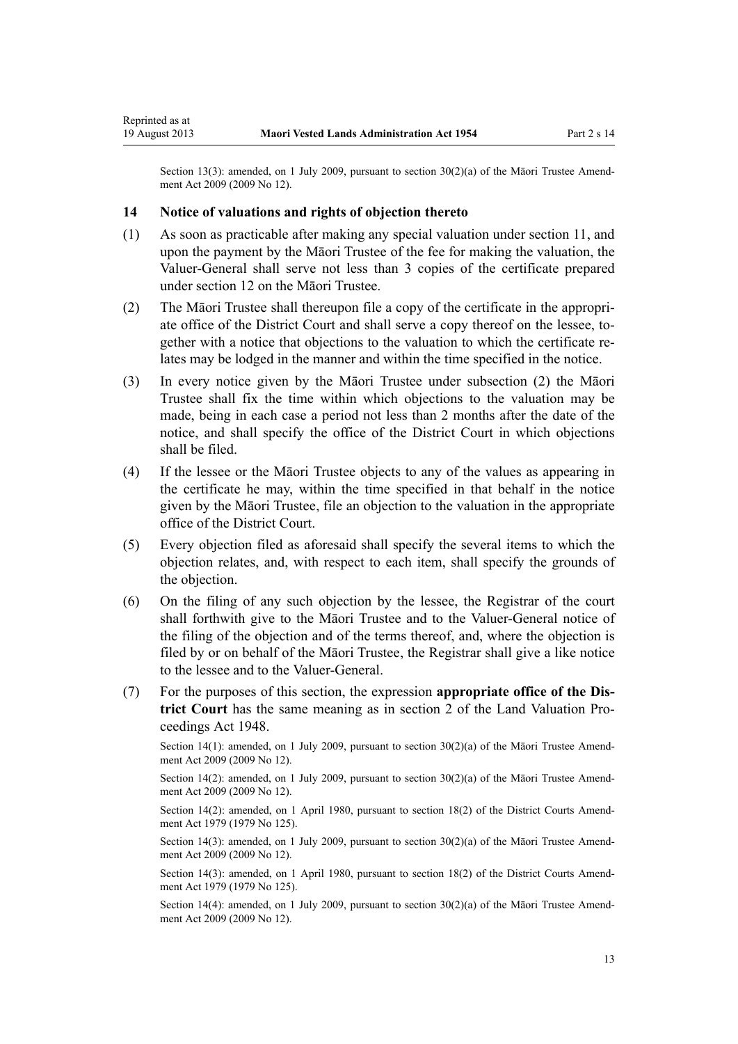Section 13(3): amended, on 1 July 2009, pursuant to section 30(2)(a) of the Māori Trustee Amendment Act 2009 (2009 No 12).

## 14 Notice of valuations and rights of objection thereto

(1) As soon as practicable after making any special valuation under section 11, and upon the payment by the Māori Trustee of the fee for making the valuation, the Valuer-General shall serve not less than 3 copies of the certificate prepared under section 12 on the Māori Trustee.

(2) The Māori Trustee shall thereupon file a copy of the certificate in the appropriate office of the District Court and shall serve a copy thereof on the lessee, together with a notice that objections to the valuation to which the certificate relates may be lodged in the manner and within the time specified in the notice.

(3) In every notice given by the Māori Trustee under subsection (2) the Māori Trustee shall fix the time within which objections to the valuation may be made, being in each case a period not less than 2 months after the date of the notice, and shall specify the office of the District Court in which objections shall be filed.

(4) If the lessee or the Māori Trustee objects to any of the values as appearing in the certificate he may, within the time specified in that behalf in the notice given by the Māori Trustee, file an objection to the valuation in the appropriate office of the District Court.

(5) Every objection filed as aforesaid shall specify the several items to which the objection relates, and, with respect to each item, shall specify the grounds of the objection.

(6) On the filing of any such objection by the lessee, the Registrar of the court shall forthwith give to the Māori Trustee and to the Valuer-General notice of the filing of the objection and of the terms thereof, and, where the objection is filed by or on behalf of the Māori Trustee, the Registrar shall give a like notice to the lessee and to the Valuer-General.

(7) For the purposes of this section, the expression **appropriate office of the District Court** has the same meaning as in section 2 of the Land Valuation Proceedings Act 1948.

Section 14(1): amended, on 1 July 2009, pursuant to section 30(2)(a) of the Māori Trustee Amendment Act 2009 (2009 No 12).

Section 14(2): amended, on 1 July 2009, pursuant to section 30(2)(a) of the Māori Trustee Amendment Act 2009 (2009 No 12).

Section 14(2): amended, on 1 April 1980, pursuant to section 18(2) of the District Courts Amendment Act 1979 (1979 No 125).

Section 14(3): amended, on 1 July 2009, pursuant to section 30(2)(a) of the Māori Trustee Amendment Act 2009 (2009 No 12).

Section 14(3): amended, on 1 April 1980, pursuant to section 18(2) of the District Courts Amendment Act 1979 (1979 No 125).

Section 14(4): amended, on 1 July 2009, pursuant to section 30(2)(a) of the Māori Trustee Amendment Act 2009 (2009 No 12).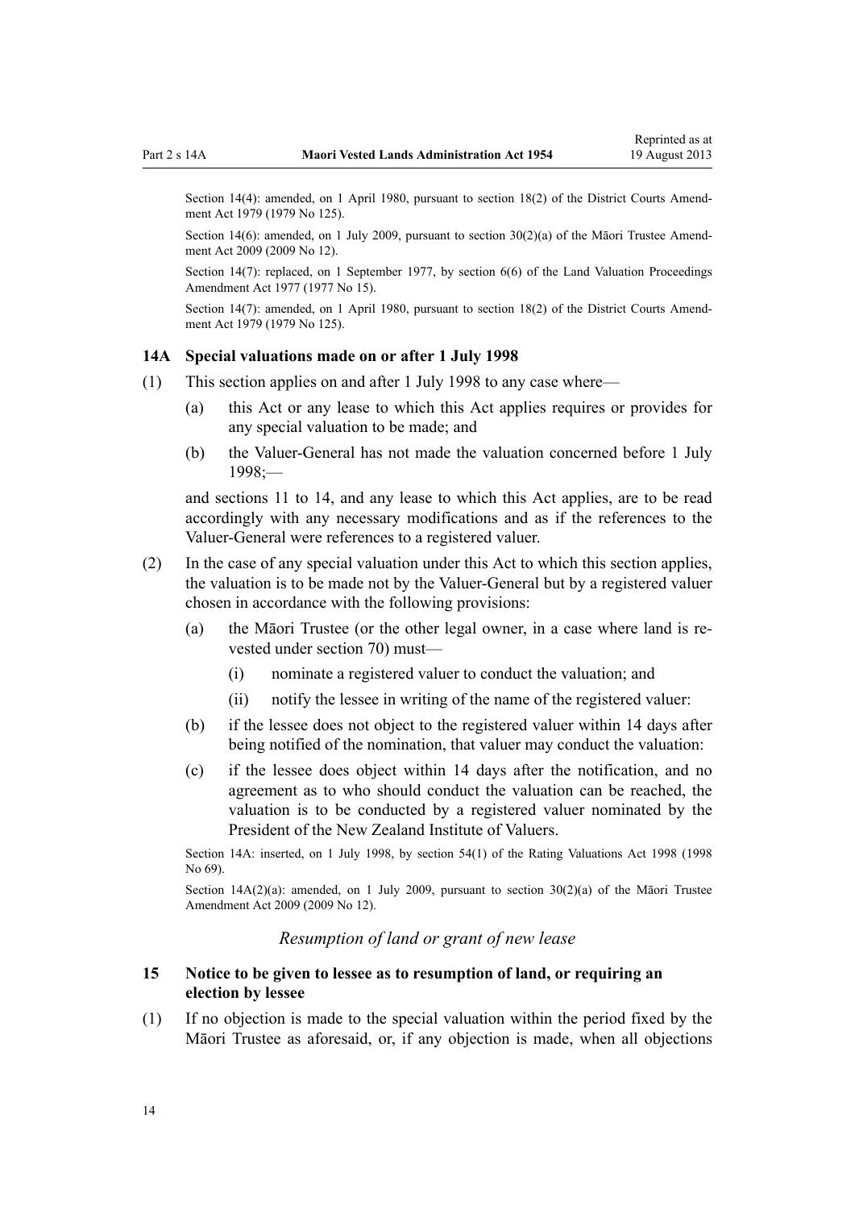Section 14(4): amended, on 1 April 1980, pursuant to section 18(2) of the District Courts Amendment Act 1979 (1979 No 125).

Section 14(6): amended, on 1 July 2009, pursuant to section 30(2)(a) of the Māori Trustee Amendment Act 2009 (2009 No 12).

Section 14(7): replaced, on 1 September 1977, by section 6(6) of the Land Valuation Proceedings Amendment Act 1977 (1977 No 15).

Section 14(7): amended, on 1 April 1980, pursuant to section 18(2) of the District Courts Amendment Act 1979 (1979 No 125).

### 14A Special valuations made on or after 1 July 1998

(1) This section applies on and after 1 July 1998 to any case where—

- (a) this Act or any lease to which this Act applies requires or provides for any special valuation to be made; and
- (b) the Valuer-General has not made the valuation concerned before 1 July 1998;—

and sections 11 to 14, and any lease to which this Act applies, are to be read accordingly with any necessary modifications and as if the references to the Valuer-General were references to a registered valuer.

(2) In the case of any special valuation under this Act to which this section applies, the valuation is to be made not by the Valuer-General but by a registered valuer chosen in accordance with the following provisions:

- (a) the Māori Trustee (or the other legal owner, in a case where land is re-vested under section 70) must—
  - (i) nominate a registered valuer to conduct the valuation; and
  - (ii) notify the lessee in writing of the name of the registered valuer:
- (b) if the lessee does not object to the registered valuer within 14 days after being notified of the nomination, that valuer may conduct the valuation:
- (c) if the lessee does object within 14 days after the notification, and no agreement as to who should conduct the valuation can be reached, the valuation is to be conducted by a registered valuer nominated by the President of the New Zealand Institute of Valuers.

Section 14A: inserted, on 1 July 1998, by section 54(1) of the Rating Valuations Act 1998 (1998 No 69).

Section 14A(2)(a): amended, on 1 July 2009, pursuant to section 30(2)(a) of the Māori Trustee Amendment Act 2009 (2009 No 12).

*Resumption of land or grant of new lease*

### 15 Notice to be given to lessee as to resumption of land, or requiring an election by lessee

(1) If no objection is made to the special valuation within the period fixed by the Māori Trustee as aforesaid, or, if any objection is made, when all objections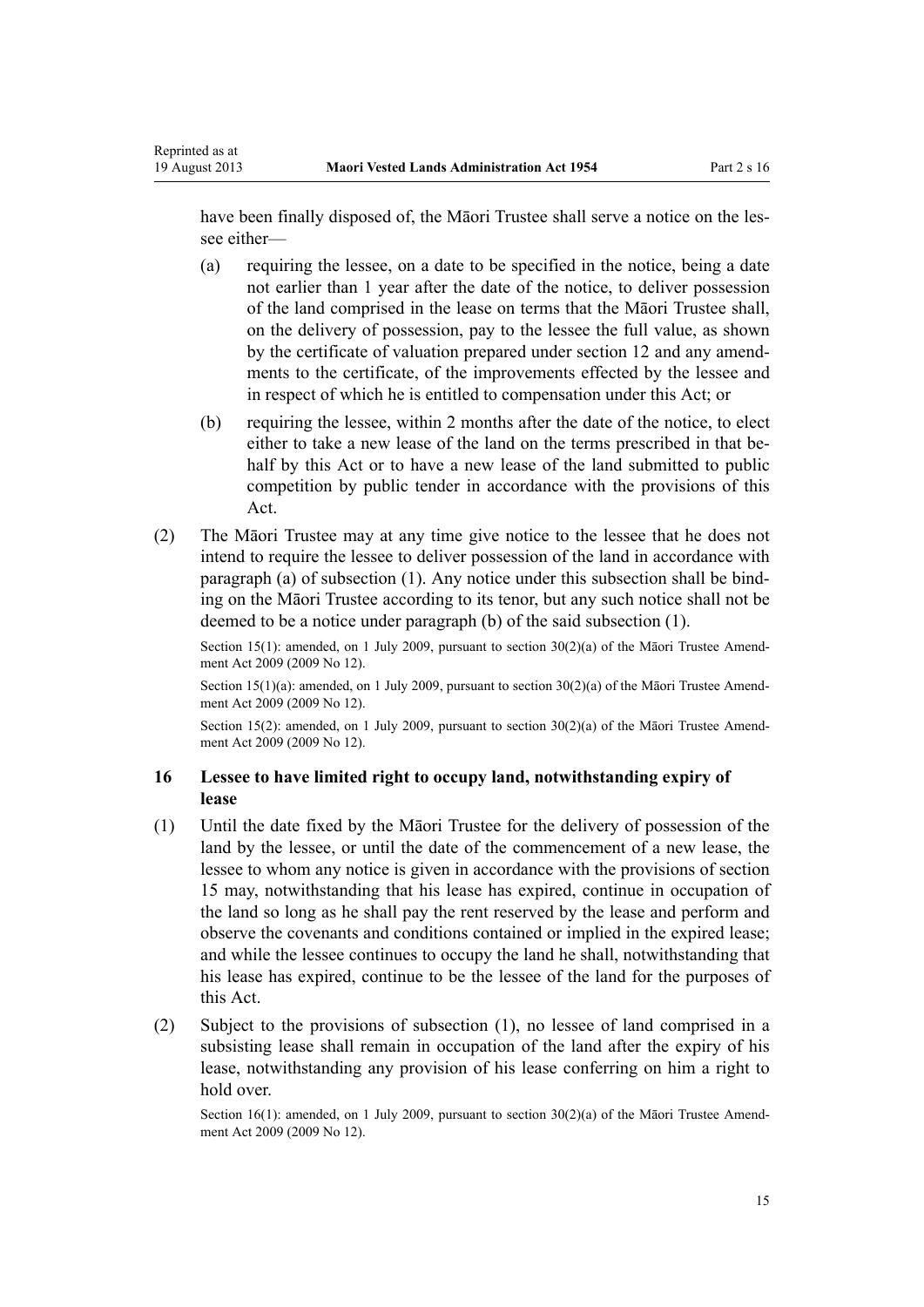have been finally disposed of, the Māori Trustee shall serve a notice on the lessee either—

(a) requiring the lessee, on a date to be specified in the notice, being a date not earlier than 1 year after the date of the notice, to deliver possession of the land comprised in the lease on terms that the Māori Trustee shall, on the delivery of possession, pay to the lessee the full value, as shown by the certificate of valuation prepared under section 12 and any amendments to the certificate, of the improvements effected by the lessee and in respect of which he is entitled to compensation under this Act; or

(b) requiring the lessee, within 2 months after the date of the notice, to elect either to take a new lease of the land on the terms prescribed in that behalf by this Act or to have a new lease of the land submitted to public competition by public tender in accordance with the provisions of this Act.

(2) The Māori Trustee may at any time give notice to the lessee that he does not intend to require the lessee to deliver possession of the land in accordance with paragraph (a) of subsection (1). Any notice under this subsection shall be binding on the Māori Trustee according to its tenor, but any such notice shall not be deemed to be a notice under paragraph (b) of the said subsection (1).

Section 15(1): amended, on 1 July 2009, pursuant to section 30(2)(a) of the Māori Trustee Amendment Act 2009 (2009 No 12).

Section 15(1)(a): amended, on 1 July 2009, pursuant to section 30(2)(a) of the Māori Trustee Amendment Act 2009 (2009 No 12).

Section 15(2): amended, on 1 July 2009, pursuant to section 30(2)(a) of the Māori Trustee Amendment Act 2009 (2009 No 12).

### 16 Lessee to have limited right to occupy land, notwithstanding expiry of lease

(1) Until the date fixed by the Māori Trustee for the delivery of possession of the land by the lessee, or until the date of the commencement of a new lease, the lessee to whom any notice is given in accordance with the provisions of section 15 may, notwithstanding that his lease has expired, continue in occupation of the land so long as he shall pay the rent reserved by the lease and perform and observe the covenants and conditions contained or implied in the expired lease; and while the lessee continues to occupy the land he shall, notwithstanding that his lease has expired, continue to be the lessee of the land for the purposes of this Act.

(2) Subject to the provisions of subsection (1), no lessee of land comprised in a subsisting lease shall remain in occupation of the land after the expiry of his lease, notwithstanding any provision of his lease conferring on him a right to hold over.

Section 16(1): amended, on 1 July 2009, pursuant to section 30(2)(a) of the Māori Trustee Amendment Act 2009 (2009 No 12).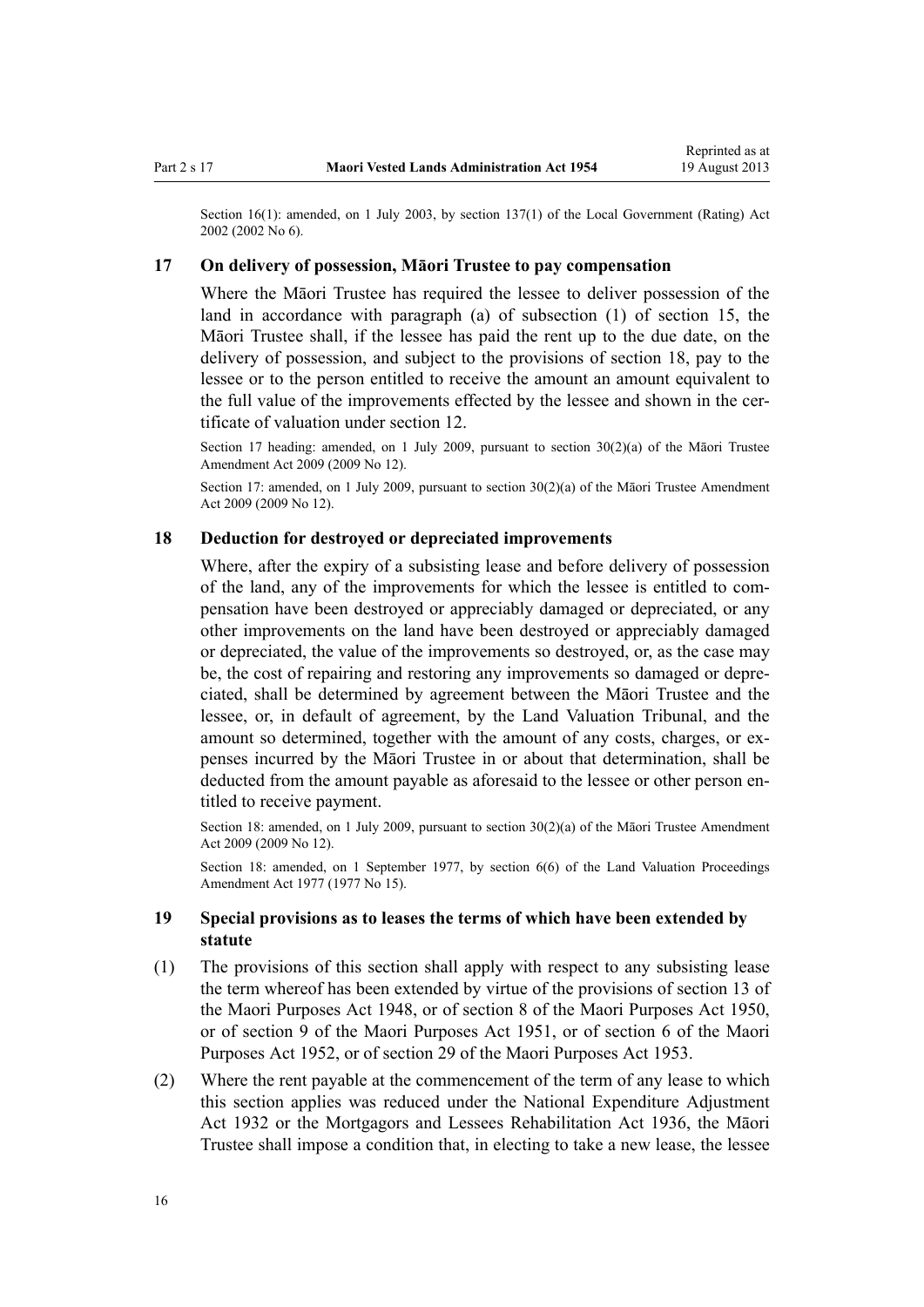Section 16(1): amended, on 1 July 2003, by section 137(1) of the Local Government (Rating) Act 2002 (2002 No 6).

### 17 On delivery of possession, Māori Trustee to pay compensation

Where the Māori Trustee has required the lessee to deliver possession of the land in accordance with paragraph (a) of subsection (1) of section 15, the Māori Trustee shall, if the lessee has paid the rent up to the due date, on the delivery of possession, and subject to the provisions of section 18, pay to the lessee or to the person entitled to receive the amount an amount equivalent to the full value of the improvements effected by the lessee and shown in the certificate of valuation under section 12.

Section 17 heading: amended, on 1 July 2009, pursuant to section 30(2)(a) of the Māori Trustee Amendment Act 2009 (2009 No 12).

Section 17: amended, on 1 July 2009, pursuant to section 30(2)(a) of the Māori Trustee Amendment Act 2009 (2009 No 12).

### 18 Deduction for destroyed or depreciated improvements

Where, after the expiry of a subsisting lease and before delivery of possession of the land, any of the improvements for which the lessee is entitled to compensation have been destroyed or appreciably damaged or depreciated, or any other improvements on the land have been destroyed or appreciably damaged or depreciated, the value of the improvements so destroyed, or, as the case may be, the cost of repairing and restoring any improvements so damaged or depreciated, shall be determined by agreement between the Māori Trustee and the lessee, or, in default of agreement, by the Land Valuation Tribunal, and the amount so determined, together with the amount of any costs, charges, or expenses incurred by the Māori Trustee in or about that determination, shall be deducted from the amount payable as aforesaid to the lessee or other person entitled to receive payment.

Section 18: amended, on 1 July 2009, pursuant to section 30(2)(a) of the Māori Trustee Amendment Act 2009 (2009 No 12).

Section 18: amended, on 1 September 1977, by section 6(6) of the Land Valuation Proceedings Amendment Act 1977 (1977 No 15).

### 19 Special provisions as to leases the terms of which have been extended by statute

(1) The provisions of this section shall apply with respect to any subsisting lease the term whereof has been extended by virtue of the provisions of section 13 of the Maori Purposes Act 1948, or of section 8 of the Maori Purposes Act 1950, or of section 9 of the Maori Purposes Act 1951, or of section 6 of the Maori Purposes Act 1952, or of section 29 of the Maori Purposes Act 1953.

(2) Where the rent payable at the commencement of the term of any lease to which this section applies was reduced under the National Expenditure Adjustment Act 1932 or the Mortgagors and Lessees Rehabilitation Act 1936, the Māori Trustee shall impose a condition that, in electing to take a new lease, the lessee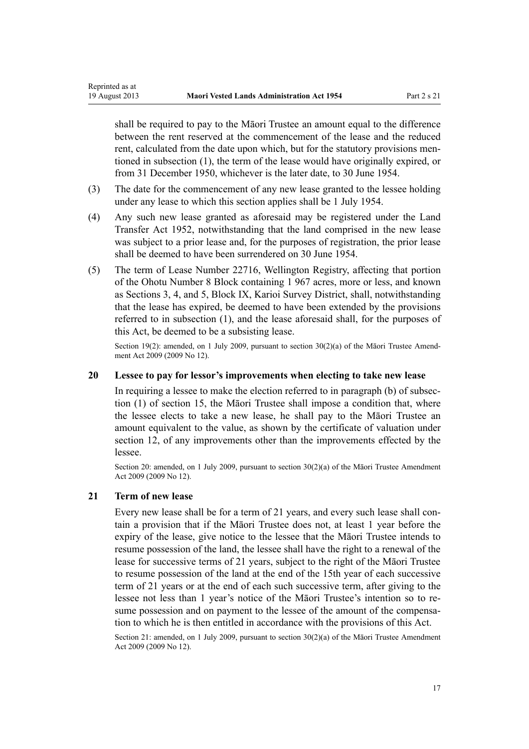shall be required to pay to the Māori Trustee an amount equal to the difference between the rent reserved at the commencement of the lease and the reduced rent, calculated from the date upon which, but for the statutory provisions mentioned in subsection (1), the term of the lease would have originally expired, or from 31 December 1950, whichever is the later date, to 30 June 1954.

(3) The date for the commencement of any new lease granted to the lessee holding under any lease to which this section applies shall be 1 July 1954.

(4) Any such new lease granted as aforesaid may be registered under the Land Transfer Act 1952, notwithstanding that the land comprised in the new lease was subject to a prior lease and, for the purposes of registration, the prior lease shall be deemed to have been surrendered on 30 June 1954.

(5) The term of Lease Number 22716, Wellington Registry, affecting that portion of the Ohotu Number 8 Block containing 1 967 acres, more or less, and known as Sections 3, 4, and 5, Block IX, Karioi Survey District, shall, notwithstanding that the lease has expired, be deemed to have been extended by the provisions referred to in subsection (1), and the lease aforesaid shall, for the purposes of this Act, be deemed to be a subsisting lease.

Section 19(2): amended, on 1 July 2009, pursuant to section 30(2)(a) of the Māori Trustee Amendment Act 2009 (2009 No 12).

### 20 Lessee to pay for lessor's improvements when electing to take new lease

In requiring a lessee to make the election referred to in paragraph (b) of subsection (1) of section 15, the Māori Trustee shall impose a condition that, where the lessee elects to take a new lease, he shall pay to the Māori Trustee an amount equivalent to the value, as shown by the certificate of valuation under section 12, of any improvements other than the improvements effected by the lessee.

Section 20: amended, on 1 July 2009, pursuant to section 30(2)(a) of the Māori Trustee Amendment Act 2009 (2009 No 12).

### 21 Term of new lease

Every new lease shall be for a term of 21 years, and every such lease shall contain a provision that if the Māori Trustee does not, at least 1 year before the expiry of the lease, give notice to the lessee that the Māori Trustee intends to resume possession of the land, the lessee shall have the right to a renewal of the lease for successive terms of 21 years, subject to the right of the Māori Trustee to resume possession of the land at the end of the 15th year of each successive term of 21 years or at the end of each such successive term, after giving to the lessee not less than 1 year's notice of the Māori Trustee's intention so to resume possession and on payment to the lessee of the amount of the compensation to which he is then entitled in accordance with the provisions of this Act.

Section 21: amended, on 1 July 2009, pursuant to section 30(2)(a) of the Māori Trustee Amendment Act 2009 (2009 No 12).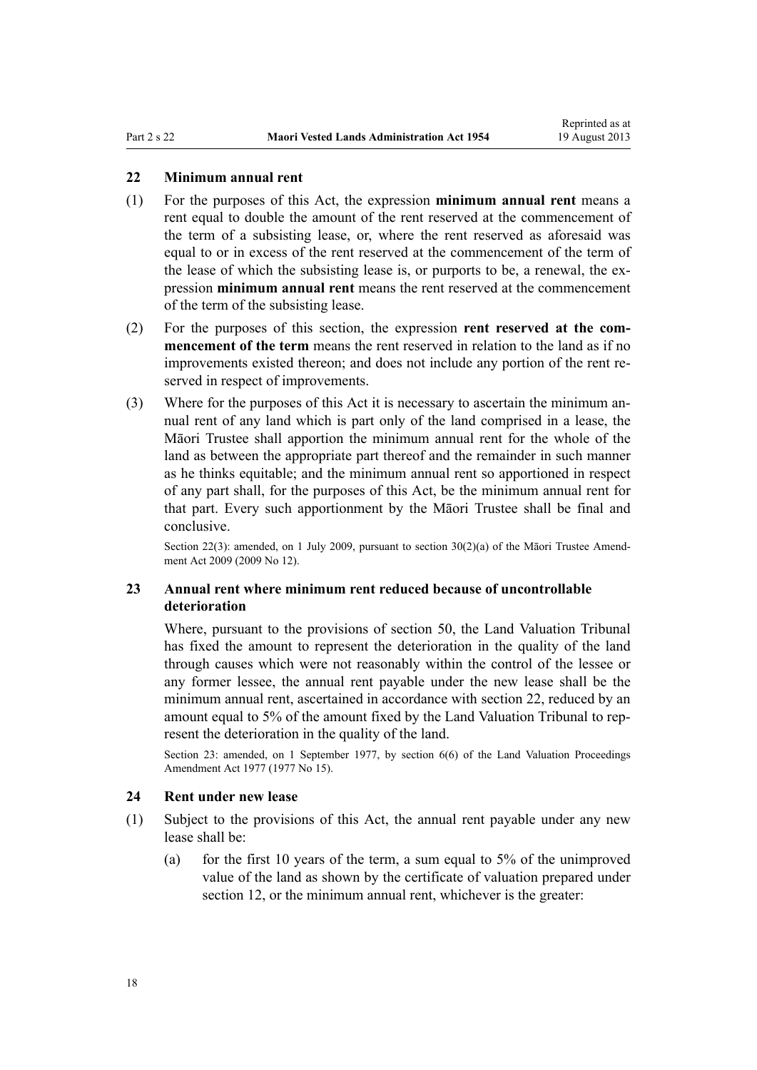## 22 Minimum annual rent

(1) For the purposes of this Act, the expression **minimum annual rent** means a rent equal to double the amount of the rent reserved at the commencement of the term of a subsisting lease, or, where the rent reserved as aforesaid was equal to or in excess of the rent reserved at the commencement of the term of the lease of which the subsisting lease is, or purports to be, a renewal, the expression **minimum annual rent** means the rent reserved at the commencement of the term of the subsisting lease.

(2) For the purposes of this section, the expression **rent reserved at the commencement of the term** means the rent reserved in relation to the land as if no improvements existed thereon; and does not include any portion of the rent reserved in respect of improvements.

(3) Where for the purposes of this Act it is necessary to ascertain the minimum annual rent of any land which is part only of the land comprised in a lease, the Māori Trustee shall apportion the minimum annual rent for the whole of the land as between the appropriate part thereof and the remainder in such manner as he thinks equitable; and the minimum annual rent so apportioned in respect of any part shall, for the purposes of this Act, be the minimum annual rent for that part. Every such apportionment by the Māori Trustee shall be final and conclusive.

Section 22(3): amended, on 1 July 2009, pursuant to section 30(2)(a) of the Māori Trustee Amendment Act 2009 (2009 No 12).

## 23 Annual rent where minimum rent reduced because of uncontrollable deterioration

Where, pursuant to the provisions of section 50, the Land Valuation Tribunal has fixed the amount to represent the deterioration in the quality of the land through causes which were not reasonably within the control of the lessee or any former lessee, the annual rent payable under the new lease shall be the minimum annual rent, ascertained in accordance with section 22, reduced by an amount equal to 5% of the amount fixed by the Land Valuation Tribunal to represent the deterioration in the quality of the land.

Section 23: amended, on 1 September 1977, by section 6(6) of the Land Valuation Proceedings Amendment Act 1977 (1977 No 15).

## 24 Rent under new lease

(1) Subject to the provisions of this Act, the annual rent payable under any new lease shall be:

(a) for the first 10 years of the term, a sum equal to 5% of the unimproved value of the land as shown by the certificate of valuation prepared under section 12, or the minimum annual rent, whichever is the greater: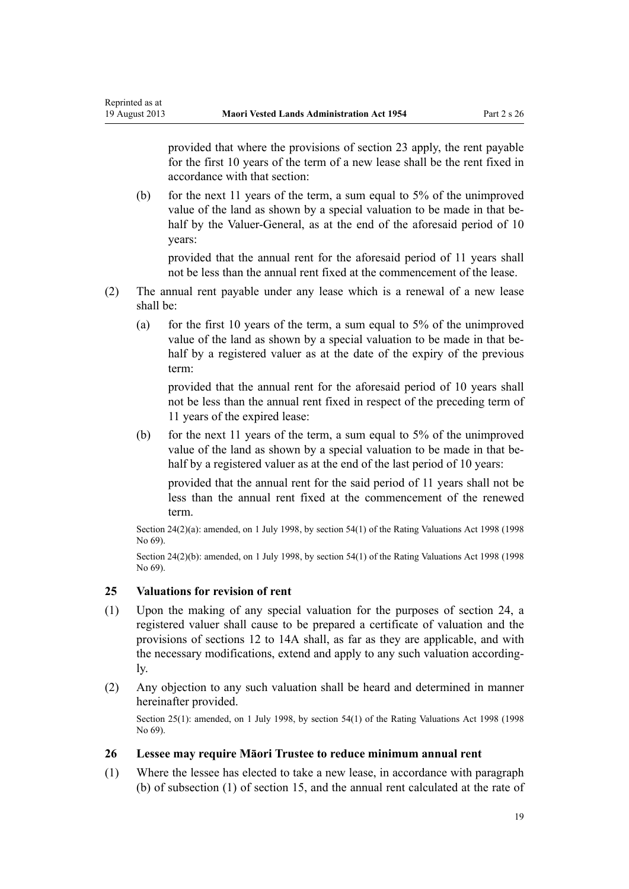provided that where the provisions of section 23 apply, the rent payable for the first 10 years of the term of a new lease shall be the rent fixed in accordance with that section:

(b) for the next 11 years of the term, a sum equal to 5% of the unimproved value of the land as shown by a special valuation to be made in that behalf by the Valuer-General, as at the end of the aforesaid period of 10 years:

provided that the annual rent for the aforesaid period of 11 years shall not be less than the annual rent fixed at the commencement of the lease.

(2) The annual rent payable under any lease which is a renewal of a new lease shall be:

(a) for the first 10 years of the term, a sum equal to 5% of the unimproved value of the land as shown by a special valuation to be made in that behalf by a registered valuer as at the date of the expiry of the previous term:

provided that the annual rent for the aforesaid period of 10 years shall not be less than the annual rent fixed in respect of the preceding term of 11 years of the expired lease:

(b) for the next 11 years of the term, a sum equal to 5% of the unimproved value of the land as shown by a special valuation to be made in that behalf by a registered valuer as at the end of the last period of 10 years:

provided that the annual rent for the said period of 11 years shall not be less than the annual rent fixed at the commencement of the renewed term.

Section 24(2)(a): amended, on 1 July 1998, by section 54(1) of the Rating Valuations Act 1998 (1998 No 69).

Section 24(2)(b): amended, on 1 July 1998, by section 54(1) of the Rating Valuations Act 1998 (1998 No 69).

### 25 Valuations for revision of rent

(1) Upon the making of any special valuation for the purposes of section 24, a registered valuer shall cause to be prepared a certificate of valuation and the provisions of sections 12 to 14A shall, as far as they are applicable, and with the necessary modifications, extend and apply to any such valuation accordingly.

(2) Any objection to any such valuation shall be heard and determined in manner hereinafter provided.

Section 25(1): amended, on 1 July 1998, by section 54(1) of the Rating Valuations Act 1998 (1998 No 69).

### 26 Lessee may require Māori Trustee to reduce minimum annual rent

(1) Where the lessee has elected to take a new lease, in accordance with paragraph (b) of subsection (1) of section 15, and the annual rent calculated at the rate of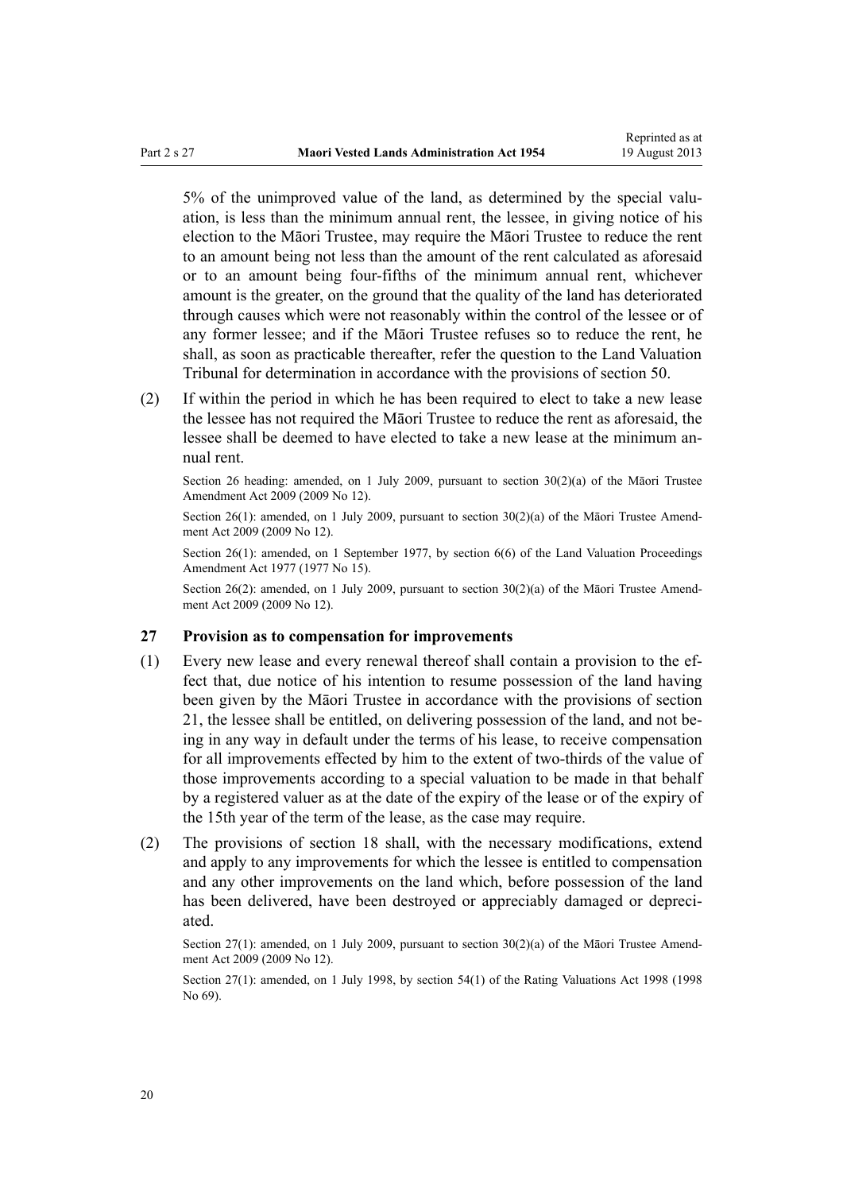5% of the unimproved value of the land, as determined by the special valuation, is less than the minimum annual rent, the lessee, in giving notice of his election to the Māori Trustee, may require the Māori Trustee to reduce the rent to an amount being not less than the amount of the rent calculated as aforesaid or to an amount being four-fifths of the minimum annual rent, whichever amount is the greater, on the ground that the quality of the land has deteriorated through causes which were not reasonably within the control of the lessee or of any former lessee; and if the Māori Trustee refuses so to reduce the rent, he shall, as soon as practicable thereafter, refer the question to the Land Valuation Tribunal for determination in accordance with the provisions of section 50.

(2) If within the period in which he has been required to elect to take a new lease the lessee has not required the Māori Trustee to reduce the rent as aforesaid, the lessee shall be deemed to have elected to take a new lease at the minimum annual rent.

Section 26 heading: amended, on 1 July 2009, pursuant to section 30(2)(a) of the Māori Trustee Amendment Act 2009 (2009 No 12).

Section 26(1): amended, on 1 July 2009, pursuant to section 30(2)(a) of the Māori Trustee Amendment Act 2009 (2009 No 12).

Section 26(1): amended, on 1 September 1977, by section 6(6) of the Land Valuation Proceedings Amendment Act 1977 (1977 No 15).

Section 26(2): amended, on 1 July 2009, pursuant to section 30(2)(a) of the Māori Trustee Amendment Act 2009 (2009 No 12).

### 27 Provision as to compensation for improvements

(1) Every new lease and every renewal thereof shall contain a provision to the effect that, due notice of his intention to resume possession of the land having been given by the Māori Trustee in accordance with the provisions of section 21, the lessee shall be entitled, on delivering possession of the land, and not being in any way in default under the terms of his lease, to receive compensation for all improvements effected by him to the extent of two-thirds of the value of those improvements according to a special valuation to be made in that behalf by a registered valuer as at the date of the expiry of the lease or of the expiry of the 15th year of the term of the lease, as the case may require.

(2) The provisions of section 18 shall, with the necessary modifications, extend and apply to any improvements for which the lessee is entitled to compensation and any other improvements on the land which, before possession of the land has been delivered, have been destroyed or appreciably damaged or depreciated.

Section 27(1): amended, on 1 July 2009, pursuant to section 30(2)(a) of the Māori Trustee Amendment Act 2009 (2009 No 12).

Section 27(1): amended, on 1 July 1998, by section 54(1) of the Rating Valuations Act 1998 (1998 No 69).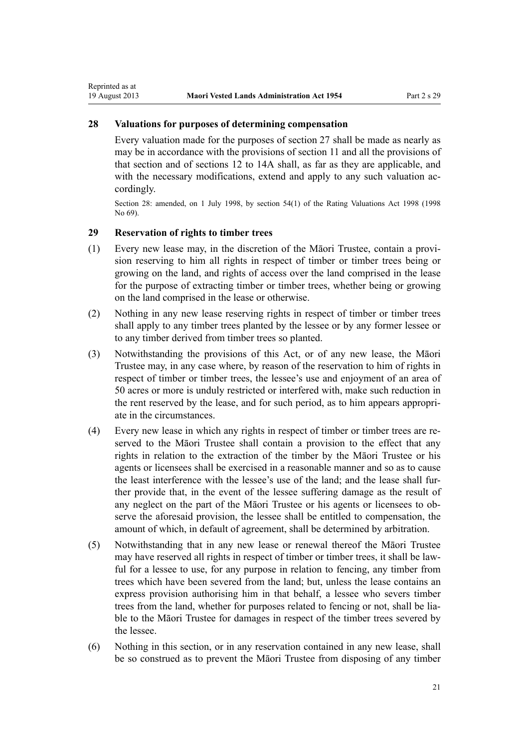## 28 Valuations for purposes of determining compensation

Every valuation made for the purposes of section 27 shall be made as nearly as may be in accordance with the provisions of section 11 and all the provisions of that section and of sections 12 to 14A shall, as far as they are applicable, and with the necessary modifications, extend and apply to any such valuation accordingly.

Section 28: amended, on 1 July 1998, by section 54(1) of the Rating Valuations Act 1998 (1998 No 69).

## 29 Reservation of rights to timber trees

(1) Every new lease may, in the discretion of the Māori Trustee, contain a provision reserving to him all rights in respect of timber or timber trees being or growing on the land, and rights of access over the land comprised in the lease for the purpose of extracting timber or timber trees, whether being or growing on the land comprised in the lease or otherwise.

(2) Nothing in any new lease reserving rights in respect of timber or timber trees shall apply to any timber trees planted by the lessee or by any former lessee or to any timber derived from timber trees so planted.

(3) Notwithstanding the provisions of this Act, or of any new lease, the Māori Trustee may, in any case where, by reason of the reservation to him of rights in respect of timber or timber trees, the lessee's use and enjoyment of an area of 50 acres or more is unduly restricted or interfered with, make such reduction in the rent reserved by the lease, and for such period, as to him appears appropriate in the circumstances.

(4) Every new lease in which any rights in respect of timber or timber trees are reserved to the Māori Trustee shall contain a provision to the effect that any rights in relation to the extraction of the timber by the Māori Trustee or his agents or licensees shall be exercised in a reasonable manner and so as to cause the least interference with the lessee's use of the land; and the lease shall further provide that, in the event of the lessee suffering damage as the result of any neglect on the part of the Māori Trustee or his agents or licensees to observe the aforesaid provision, the lessee shall be entitled to compensation, the amount of which, in default of agreement, shall be determined by arbitration.

(5) Notwithstanding that in any new lease or renewal thereof the Māori Trustee may have reserved all rights in respect of timber or timber trees, it shall be lawful for a lessee to use, for any purpose in relation to fencing, any timber from trees which have been severed from the land; but, unless the lease contains an express provision authorising him in that behalf, a lessee who severs timber trees from the land, whether for purposes related to fencing or not, shall be liable to the Māori Trustee for damages in respect of the timber trees severed by the lessee.

(6) Nothing in this section, or in any reservation contained in any new lease, shall be so construed as to prevent the Māori Trustee from disposing of any timber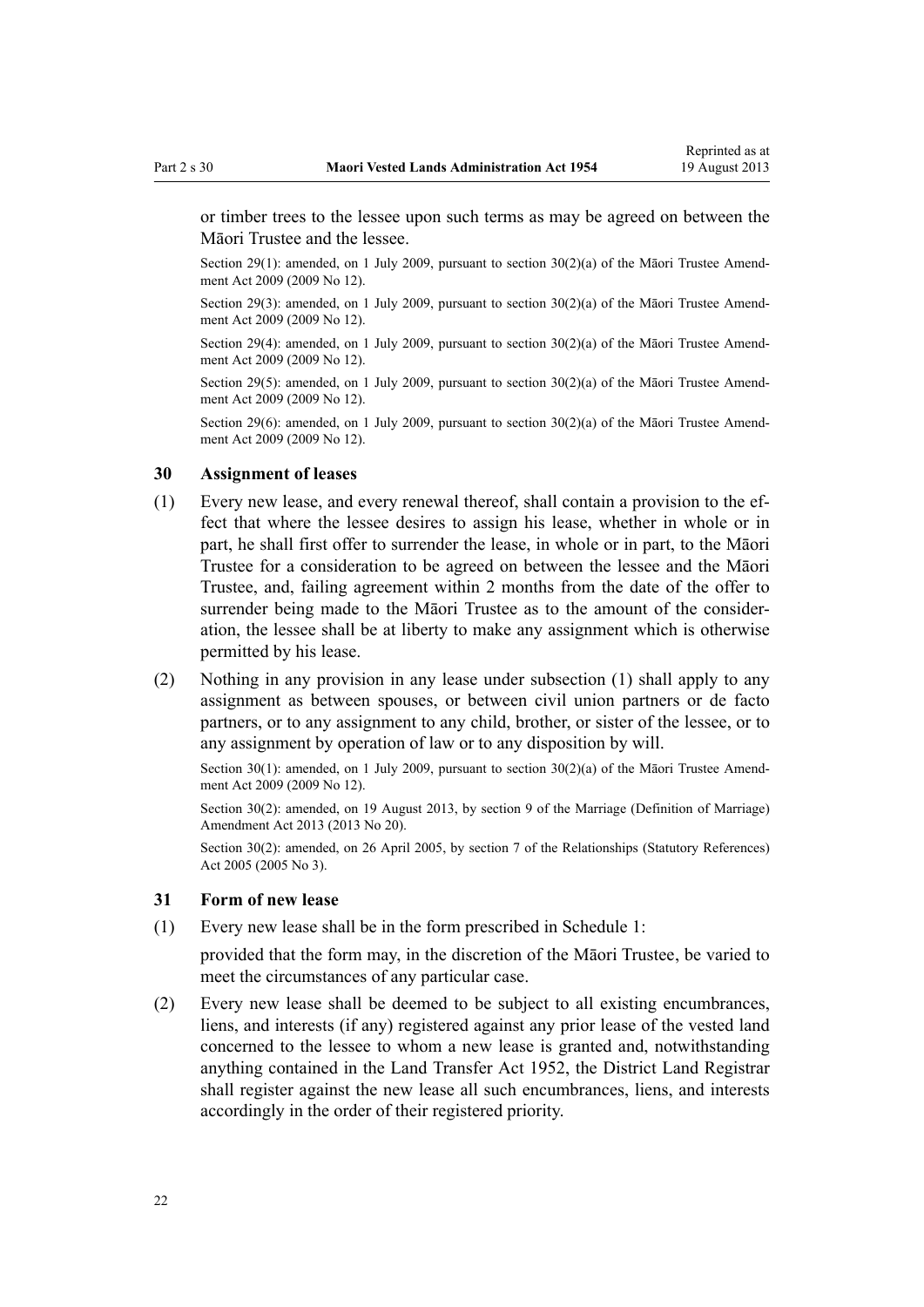or timber trees to the lessee upon such terms as may be agreed on between the Māori Trustee and the lessee.

Section 29(1): amended, on 1 July 2009, pursuant to section 30(2)(a) of the Māori Trustee Amendment Act 2009 (2009 No 12).

Section 29(3): amended, on 1 July 2009, pursuant to section 30(2)(a) of the Māori Trustee Amendment Act 2009 (2009 No 12).

Section 29(4): amended, on 1 July 2009, pursuant to section 30(2)(a) of the Māori Trustee Amendment Act 2009 (2009 No 12).

Section 29(5): amended, on 1 July 2009, pursuant to section 30(2)(a) of the Māori Trustee Amendment Act 2009 (2009 No 12).

Section 29(6): amended, on 1 July 2009, pursuant to section 30(2)(a) of the Māori Trustee Amendment Act 2009 (2009 No 12).

### 30 Assignment of leases

(1) Every new lease, and every renewal thereof, shall contain a provision to the effect that where the lessee desires to assign his lease, whether in whole or in part, he shall first offer to surrender the lease, in whole or in part, to the Māori Trustee for a consideration to be agreed on between the lessee and the Māori Trustee, and, failing agreement within 2 months from the date of the offer to surrender being made to the Māori Trustee as to the amount of the consideration, the lessee shall be at liberty to make any assignment which is otherwise permitted by his lease.

(2) Nothing in any provision in any lease under subsection (1) shall apply to any assignment as between spouses, or between civil union partners or de facto partners, or to any assignment to any child, brother, or sister of the lessee, or to any assignment by operation of law or to any disposition by will.

Section 30(1): amended, on 1 July 2009, pursuant to section 30(2)(a) of the Māori Trustee Amendment Act 2009 (2009 No 12).

Section 30(2): amended, on 19 August 2013, by section 9 of the Marriage (Definition of Marriage) Amendment Act 2013 (2013 No 20).

Section 30(2): amended, on 26 April 2005, by section 7 of the Relationships (Statutory References) Act 2005 (2005 No 3).

### 31 Form of new lease

(1) Every new lease shall be in the form prescribed in Schedule 1:

provided that the form may, in the discretion of the Māori Trustee, be varied to meet the circumstances of any particular case.

(2) Every new lease shall be deemed to be subject to all existing encumbrances, liens, and interests (if any) registered against any prior lease of the vested land concerned to the lessee to whom a new lease is granted and, notwithstanding anything contained in the Land Transfer Act 1952, the District Land Registrar shall register against the new lease all such encumbrances, liens, and interests accordingly in the order of their registered priority.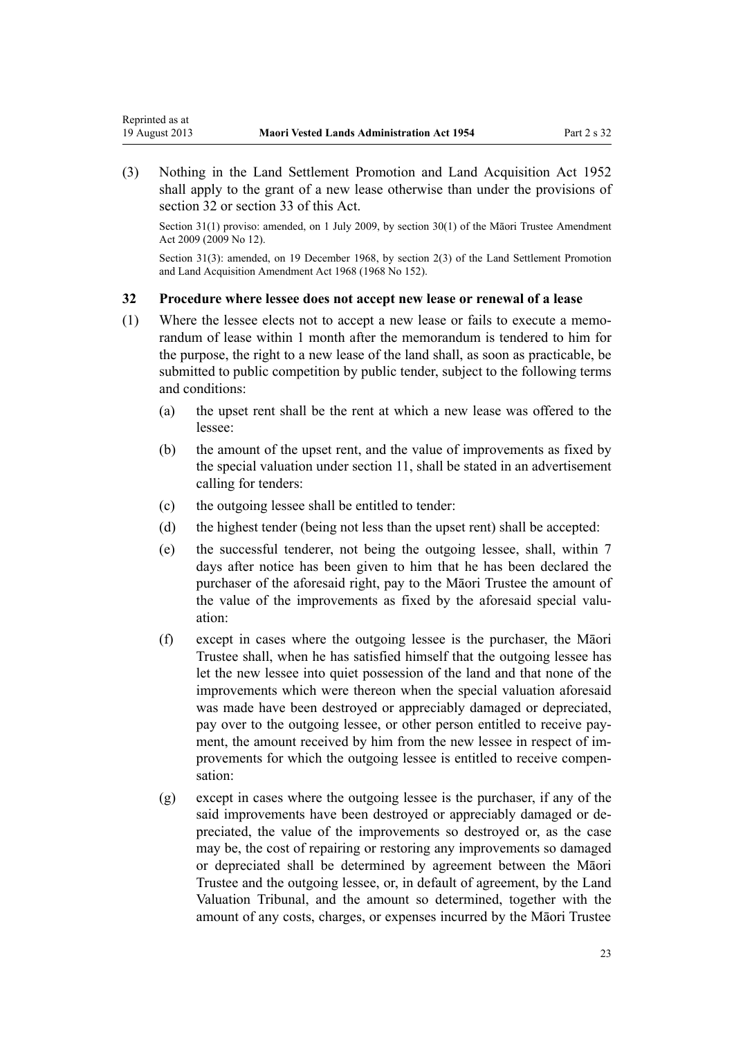(3) Nothing in the Land Settlement Promotion and Land Acquisition Act 1952 shall apply to the grant of a new lease otherwise than under the provisions of section 32 or section 33 of this Act.

Section 31(1) proviso: amended, on 1 July 2009, by section 30(1) of the Māori Trustee Amendment Act 2009 (2009 No 12).

Section 31(3): amended, on 19 December 1968, by section 2(3) of the Land Settlement Promotion and Land Acquisition Amendment Act 1968 (1968 No 152).

### 32 Procedure where lessee does not accept new lease or renewal of a lease

(1) Where the lessee elects not to accept a new lease or fails to execute a memorandum of lease within 1 month after the memorandum is tendered to him for the purpose, the right to a new lease of the land shall, as soon as practicable, be submitted to public competition by public tender, subject to the following terms and conditions:

- (a) the upset rent shall be the rent at which a new lease was offered to the lessee:
- (b) the amount of the upset rent, and the value of improvements as fixed by the special valuation under section 11, shall be stated in an advertisement calling for tenders:
- (c) the outgoing lessee shall be entitled to tender:
- (d) the highest tender (being not less than the upset rent) shall be accepted:
- (e) the successful tenderer, not being the outgoing lessee, shall, within 7 days after notice has been given to him that he has been declared the purchaser of the aforesaid right, pay to the Māori Trustee the amount of the value of the improvements as fixed by the aforesaid special valuation:
- (f) except in cases where the outgoing lessee is the purchaser, the Māori Trustee shall, when he has satisfied himself that the outgoing lessee has let the new lessee into quiet possession of the land and that none of the improvements which were thereon when the special valuation aforesaid was made have been destroyed or appreciably damaged or depreciated, pay over to the outgoing lessee, or other person entitled to receive payment, the amount received by him from the new lessee in respect of improvements for which the outgoing lessee is entitled to receive compensation:
- (g) except in cases where the outgoing lessee is the purchaser, if any of the said improvements have been destroyed or appreciably damaged or depreciated, the value of the improvements so destroyed or, as the case may be, the cost of repairing or restoring any improvements so damaged or depreciated shall be determined by agreement between the Māori Trustee and the outgoing lessee, or, in default of agreement, by the Land Valuation Tribunal, and the amount so determined, together with the amount of any costs, charges, or expenses incurred by the Māori Trustee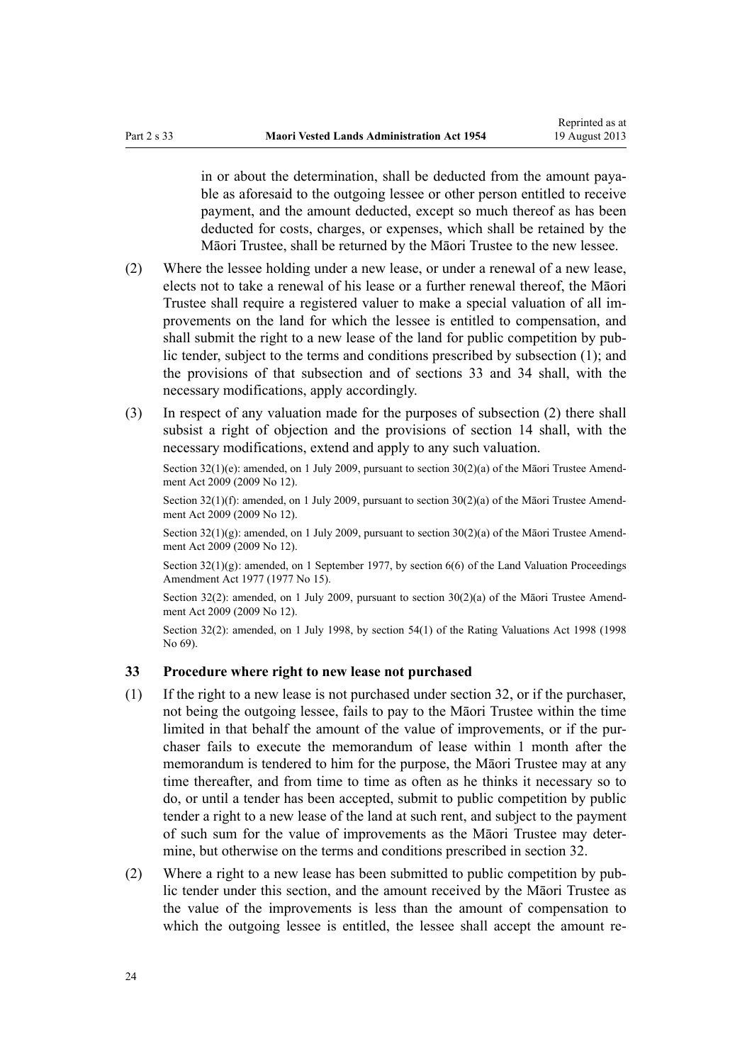in or about the determination, shall be deducted from the amount payable as aforesaid to the outgoing lessee or other person entitled to receive payment, and the amount deducted, except so much thereof as has been deducted for costs, charges, or expenses, which shall be retained by the Māori Trustee, shall be returned by the Māori Trustee to the new lessee.

(2) Where the lessee holding under a new lease, or under a renewal of a new lease, elects not to take a renewal of his lease or a further renewal thereof, the Māori Trustee shall require a registered valuer to make a special valuation of all improvements on the land for which the lessee is entitled to compensation, and shall submit the right to a new lease of the land for public competition by public tender, subject to the terms and conditions prescribed by subsection (1); and the provisions of that subsection and of sections 33 and 34 shall, with the necessary modifications, apply accordingly.

(3) In respect of any valuation made for the purposes of subsection (2) there shall subsist a right of objection and the provisions of section 14 shall, with the necessary modifications, extend and apply to any such valuation.

Section 32(1)(e): amended, on 1 July 2009, pursuant to section 30(2)(a) of the Māori Trustee Amendment Act 2009 (2009 No 12).

Section 32(1)(f): amended, on 1 July 2009, pursuant to section 30(2)(a) of the Māori Trustee Amendment Act 2009 (2009 No 12).

Section 32(1)(g): amended, on 1 July 2009, pursuant to section 30(2)(a) of the Māori Trustee Amendment Act 2009 (2009 No 12).

Section 32(1)(g): amended, on 1 September 1977, by section 6(6) of the Land Valuation Proceedings Amendment Act 1977 (1977 No 15).

Section 32(2): amended, on 1 July 2009, pursuant to section 30(2)(a) of the Māori Trustee Amendment Act 2009 (2009 No 12).

Section 32(2): amended, on 1 July 1998, by section 54(1) of the Rating Valuations Act 1998 (1998 No 69).

### 33 Procedure where right to new lease not purchased

(1) If the right to a new lease is not purchased under section 32, or if the purchaser, not being the outgoing lessee, fails to pay to the Māori Trustee within the time limited in that behalf the amount of the value of improvements, or if the purchaser fails to execute the memorandum of lease within 1 month after the memorandum is tendered to him for the purpose, the Māori Trustee may at any time thereafter, and from time to time as often as he thinks it necessary so to do, or until a tender has been accepted, submit to public competition by public tender a right to a new lease of the land at such rent, and subject to the payment of such sum for the value of improvements as the Māori Trustee may determine, but otherwise on the terms and conditions prescribed in section 32.

(2) Where a right to a new lease has been submitted to public competition by public tender under this section, and the amount received by the Māori Trustee as the value of the improvements is less than the amount of compensation to which the outgoing lessee is entitled, the lessee shall accept the amount re-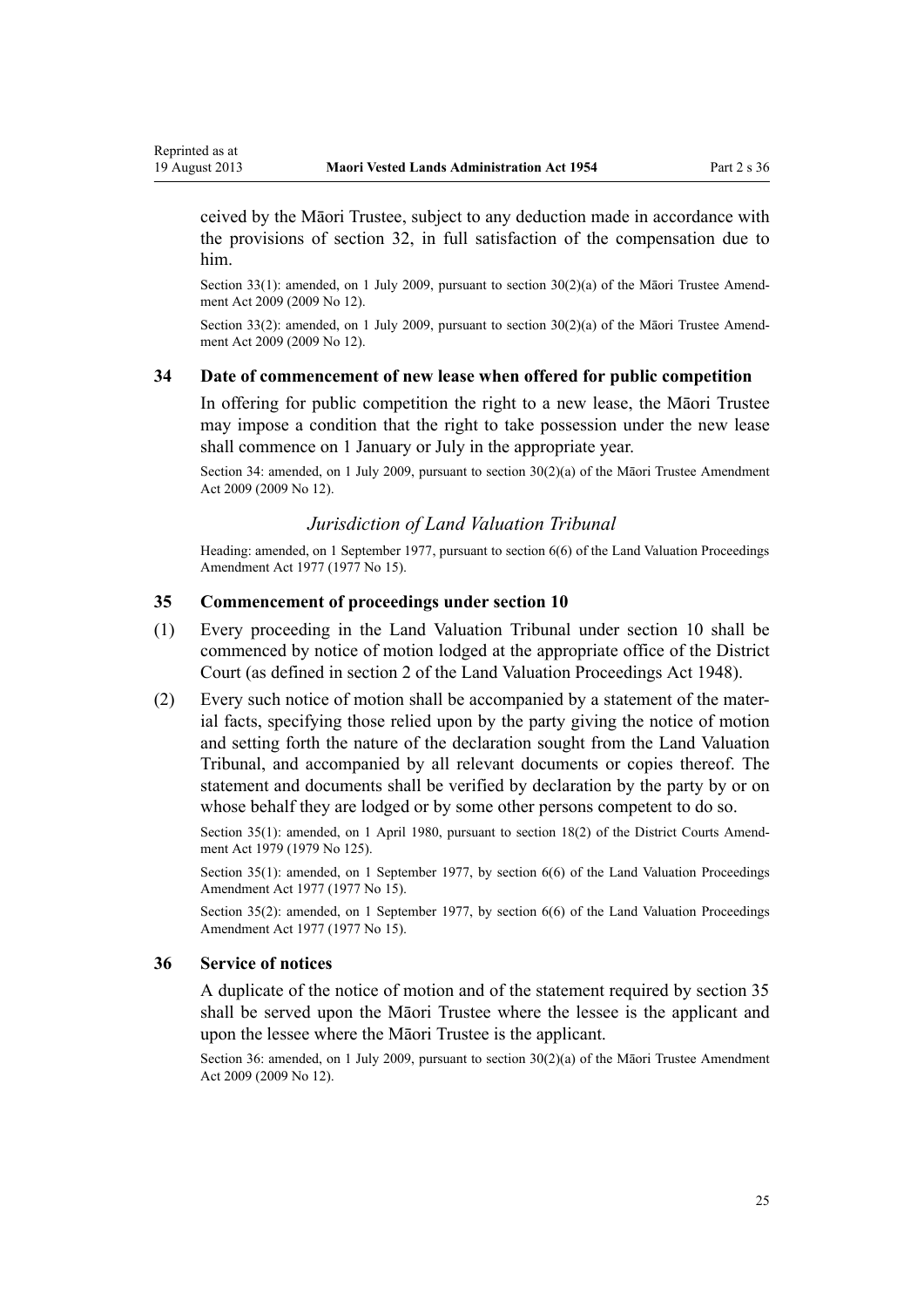ceived by the Māori Trustee, subject to any deduction made in accordance with the provisions of section 32, in full satisfaction of the compensation due to him.

Section 33(1): amended, on 1 July 2009, pursuant to section 30(2)(a) of the Māori Trustee Amendment Act 2009 (2009 No 12).

Section 33(2): amended, on 1 July 2009, pursuant to section 30(2)(a) of the Māori Trustee Amendment Act 2009 (2009 No 12).

### 34 Date of commencement of new lease when offered for public competition

In offering for public competition the right to a new lease, the Māori Trustee may impose a condition that the right to take possession under the new lease shall commence on 1 January or July in the appropriate year.

Section 34: amended, on 1 July 2009, pursuant to section 30(2)(a) of the Māori Trustee Amendment Act 2009 (2009 No 12).

## *Jurisdiction of Land Valuation Tribunal*

Heading: amended, on 1 September 1977, pursuant to section 6(6) of the Land Valuation Proceedings Amendment Act 1977 (1977 No 15).

### 35 Commencement of proceedings under section 10

(1) Every proceeding in the Land Valuation Tribunal under section 10 shall be commenced by notice of motion lodged at the appropriate office of the District Court (as defined in section 2 of the Land Valuation Proceedings Act 1948).

(2) Every such notice of motion shall be accompanied by a statement of the material facts, specifying those relied upon by the party giving the notice of motion and setting forth the nature of the declaration sought from the Land Valuation Tribunal, and accompanied by all relevant documents or copies thereof. The statement and documents shall be verified by declaration by the party by or on whose behalf they are lodged or by some other persons competent to do so.

Section 35(1): amended, on 1 April 1980, pursuant to section 18(2) of the District Courts Amendment Act 1979 (1979 No 125).

Section 35(1): amended, on 1 September 1977, by section 6(6) of the Land Valuation Proceedings Amendment Act 1977 (1977 No 15).

Section 35(2): amended, on 1 September 1977, by section 6(6) of the Land Valuation Proceedings Amendment Act 1977 (1977 No 15).

### 36 Service of notices

A duplicate of the notice of motion and of the statement required by section 35 shall be served upon the Māori Trustee where the lessee is the applicant and upon the lessee where the Māori Trustee is the applicant.

Section 36: amended, on 1 July 2009, pursuant to section 30(2)(a) of the Māori Trustee Amendment Act 2009 (2009 No 12).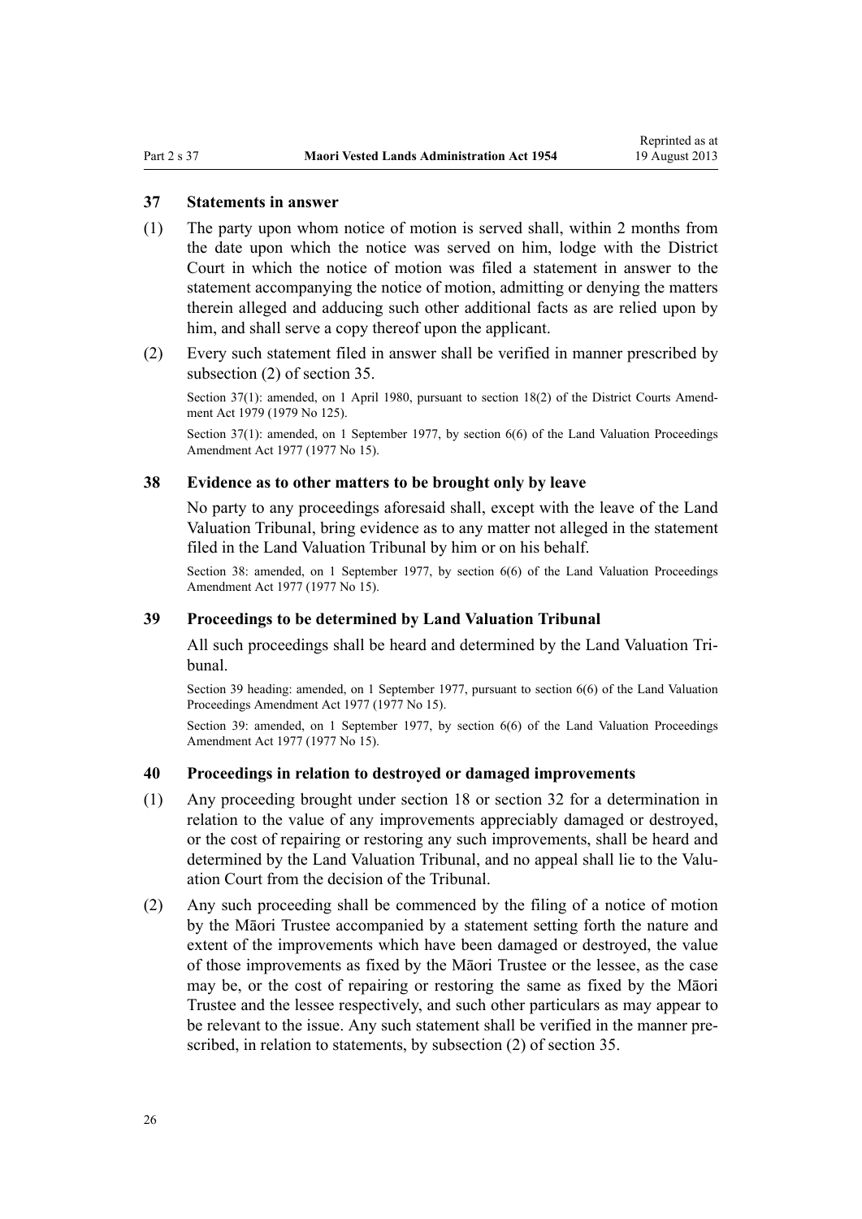## 37 Statements in answer

(1) The party upon whom notice of motion is served shall, within 2 months from the date upon which the notice was served on him, lodge with the District Court in which the notice of motion was filed a statement in answer to the statement accompanying the notice of motion, admitting or denying the matters therein alleged and adducing such other additional facts as are relied upon by him, and shall serve a copy thereof upon the applicant.

(2) Every such statement filed in answer shall be verified in manner prescribed by subsection (2) of section 35.

Section 37(1): amended, on 1 April 1980, pursuant to section 18(2) of the District Courts Amendment Act 1979 (1979 No 125).

Section 37(1): amended, on 1 September 1977, by section 6(6) of the Land Valuation Proceedings Amendment Act 1977 (1977 No 15).

## 38 Evidence as to other matters to be brought only by leave

No party to any proceedings aforesaid shall, except with the leave of the Land Valuation Tribunal, bring evidence as to any matter not alleged in the statement filed in the Land Valuation Tribunal by him or on his behalf.

Section 38: amended, on 1 September 1977, by section 6(6) of the Land Valuation Proceedings Amendment Act 1977 (1977 No 15).

## 39 Proceedings to be determined by Land Valuation Tribunal

All such proceedings shall be heard and determined by the Land Valuation Tribunal.

Section 39 heading: amended, on 1 September 1977, pursuant to section 6(6) of the Land Valuation Proceedings Amendment Act 1977 (1977 No 15).

Section 39: amended, on 1 September 1977, by section 6(6) of the Land Valuation Proceedings Amendment Act 1977 (1977 No 15).

## 40 Proceedings in relation to destroyed or damaged improvements

(1) Any proceeding brought under section 18 or section 32 for a determination in relation to the value of any improvements appreciably damaged or destroyed, or the cost of repairing or restoring any such improvements, shall be heard and determined by the Land Valuation Tribunal, and no appeal shall lie to the Valuation Court from the decision of the Tribunal.

(2) Any such proceeding shall be commenced by the filing of a notice of motion by the Māori Trustee accompanied by a statement setting forth the nature and extent of the improvements which have been damaged or destroyed, the value of those improvements as fixed by the Māori Trustee or the lessee, as the case may be, or the cost of repairing or restoring the same as fixed by the Māori Trustee and the lessee respectively, and such other particulars as may appear to be relevant to the issue. Any such statement shall be verified in the manner prescribed, in relation to statements, by subsection (2) of section 35.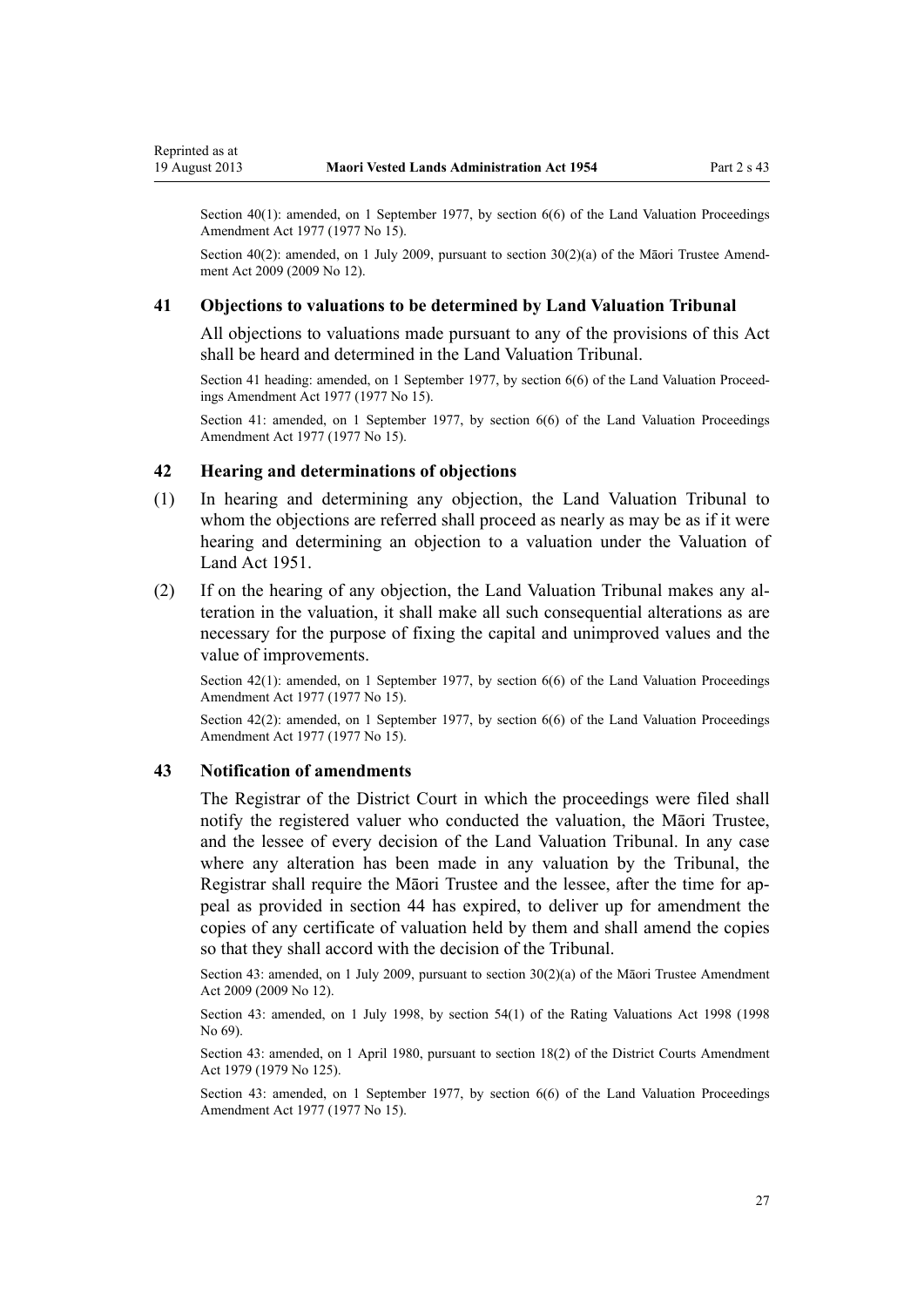Section 40(1): amended, on 1 September 1977, by section 6(6) of the Land Valuation Proceedings Amendment Act 1977 (1977 No 15).

Section 40(2): amended, on 1 July 2009, pursuant to section 30(2)(a) of the Māori Trustee Amendment Act 2009 (2009 No 12).

### 41 Objections to valuations to be determined by Land Valuation Tribunal

All objections to valuations made pursuant to any of the provisions of this Act shall be heard and determined in the Land Valuation Tribunal.

Section 41 heading: amended, on 1 September 1977, by section 6(6) of the Land Valuation Proceedings Amendment Act 1977 (1977 No 15).

Section 41: amended, on 1 September 1977, by section 6(6) of the Land Valuation Proceedings Amendment Act 1977 (1977 No 15).

### 42 Hearing and determinations of objections

(1) In hearing and determining any objection, the Land Valuation Tribunal to whom the objections are referred shall proceed as nearly as may be as if it were hearing and determining an objection to a valuation under the Valuation of Land Act 1951.

(2) If on the hearing of any objection, the Land Valuation Tribunal makes any alteration in the valuation, it shall make all such consequential alterations as are necessary for the purpose of fixing the capital and unimproved values and the value of improvements.

Section 42(1): amended, on 1 September 1977, by section 6(6) of the Land Valuation Proceedings Amendment Act 1977 (1977 No 15).

Section 42(2): amended, on 1 September 1977, by section 6(6) of the Land Valuation Proceedings Amendment Act 1977 (1977 No 15).

### 43 Notification of amendments

The Registrar of the District Court in which the proceedings were filed shall notify the registered valuer who conducted the valuation, the Māori Trustee, and the lessee of every decision of the Land Valuation Tribunal. In any case where any alteration has been made in any valuation by the Tribunal, the Registrar shall require the Māori Trustee and the lessee, after the time for appeal as provided in section 44 has expired, to deliver up for amendment the copies of any certificate of valuation held by them and shall amend the copies so that they shall accord with the decision of the Tribunal.

Section 43: amended, on 1 July 2009, pursuant to section 30(2)(a) of the Māori Trustee Amendment Act 2009 (2009 No 12).

Section 43: amended, on 1 July 1998, by section 54(1) of the Rating Valuations Act 1998 (1998 No 69).

Section 43: amended, on 1 April 1980, pursuant to section 18(2) of the District Courts Amendment Act 1979 (1979 No 125).

Section 43: amended, on 1 September 1977, by section 6(6) of the Land Valuation Proceedings Amendment Act 1977 (1977 No 15).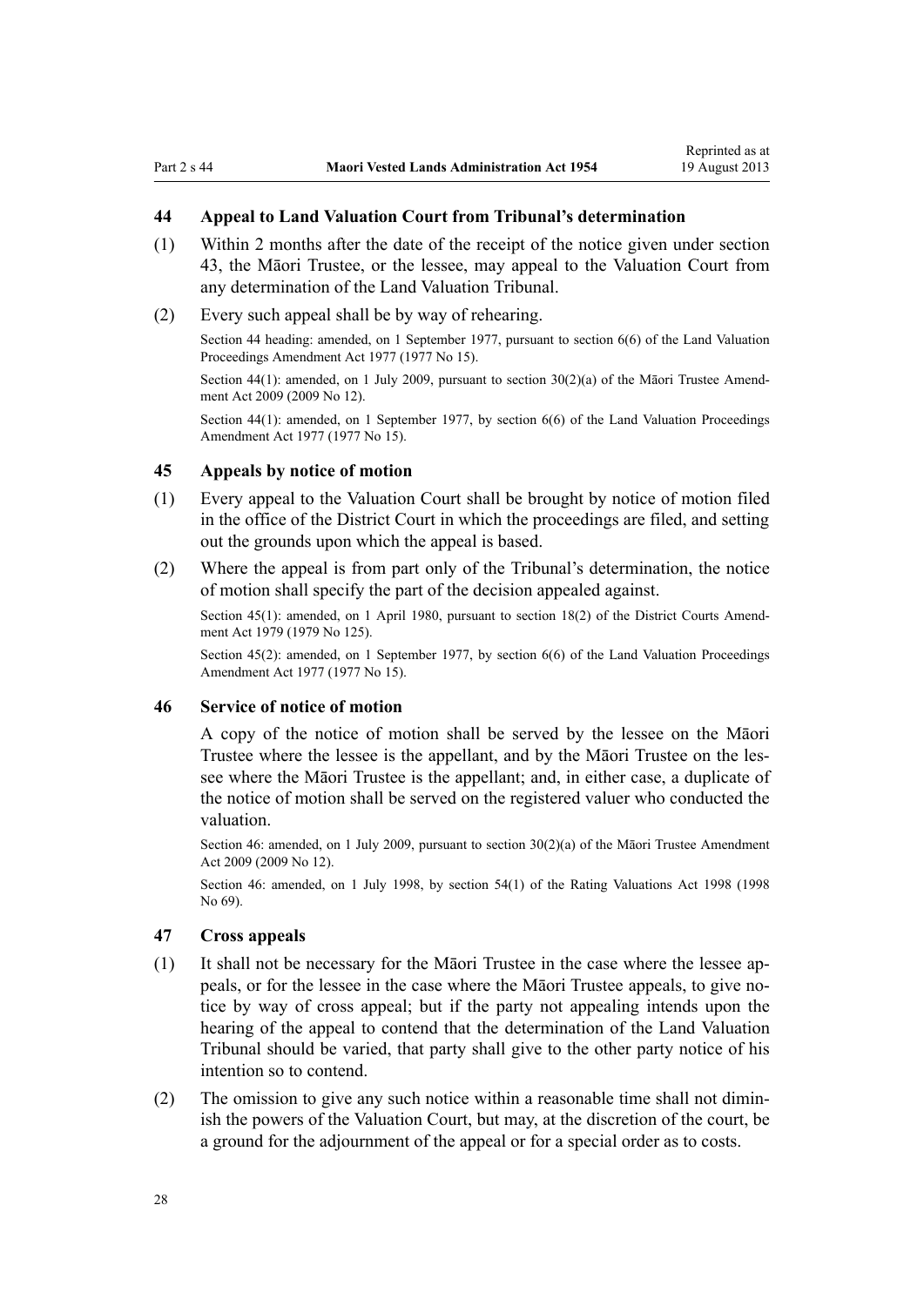## 44 Appeal to Land Valuation Court from Tribunal's determination

(1) Within 2 months after the date of the receipt of the notice given under section 43, the Māori Trustee, or the lessee, may appeal to the Valuation Court from any determination of the Land Valuation Tribunal.

(2) Every such appeal shall be by way of rehearing.

Section 44 heading: amended, on 1 September 1977, pursuant to section 6(6) of the Land Valuation Proceedings Amendment Act 1977 (1977 No 15).

Section 44(1): amended, on 1 July 2009, pursuant to section 30(2)(a) of the Māori Trustee Amendment Act 2009 (2009 No 12).

Section 44(1): amended, on 1 September 1977, by section 6(6) of the Land Valuation Proceedings Amendment Act 1977 (1977 No 15).

## 45 Appeals by notice of motion

(1) Every appeal to the Valuation Court shall be brought by notice of motion filed in the office of the District Court in which the proceedings are filed, and setting out the grounds upon which the appeal is based.

(2) Where the appeal is from part only of the Tribunal's determination, the notice of motion shall specify the part of the decision appealed against.

Section 45(1): amended, on 1 April 1980, pursuant to section 18(2) of the District Courts Amendment Act 1979 (1979 No 125).

Section 45(2): amended, on 1 September 1977, by section 6(6) of the Land Valuation Proceedings Amendment Act 1977 (1977 No 15).

## 46 Service of notice of motion

A copy of the notice of motion shall be served by the lessee on the Māori Trustee where the lessee is the appellant, and by the Māori Trustee on the lessee where the Māori Trustee is the appellant; and, in either case, a duplicate of the notice of motion shall be served on the registered valuer who conducted the valuation.

Section 46: amended, on 1 July 2009, pursuant to section 30(2)(a) of the Māori Trustee Amendment Act 2009 (2009 No 12).

Section 46: amended, on 1 July 1998, by section 54(1) of the Rating Valuations Act 1998 (1998 No 69).

## 47 Cross appeals

(1) It shall not be necessary for the Māori Trustee in the case where the lessee appeals, or for the lessee in the case where the Māori Trustee appeals, to give notice by way of cross appeal; but if the party not appealing intends upon the hearing of the appeal to contend that the determination of the Land Valuation Tribunal should be varied, that party shall give to the other party notice of his intention so to contend.

(2) The omission to give any such notice within a reasonable time shall not diminish the powers of the Valuation Court, but may, at the discretion of the court, be a ground for the adjournment of the appeal or for a special order as to costs.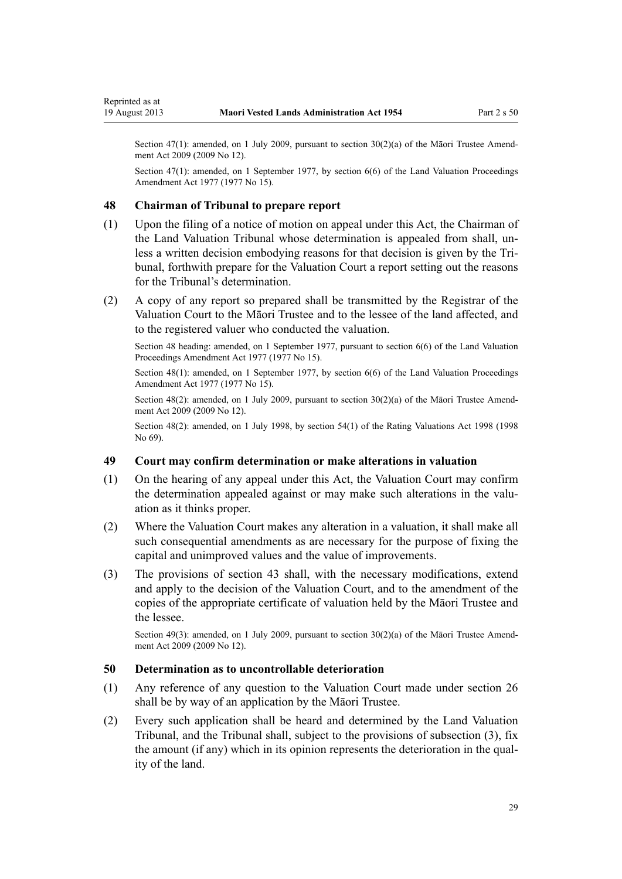Section 47(1): amended, on 1 July 2009, pursuant to section 30(2)(a) of the Māori Trustee Amendment Act 2009 (2009 No 12).

Section 47(1): amended, on 1 September 1977, by section 6(6) of the Land Valuation Proceedings Amendment Act 1977 (1977 No 15).

### 48 Chairman of Tribunal to prepare report

(1) Upon the filing of a notice of motion on appeal under this Act, the Chairman of the Land Valuation Tribunal whose determination is appealed from shall, unless a written decision embodying reasons for that decision is given by the Tribunal, forthwith prepare for the Valuation Court a report setting out the reasons for the Tribunal's determination.

(2) A copy of any report so prepared shall be transmitted by the Registrar of the Valuation Court to the Māori Trustee and to the lessee of the land affected, and to the registered valuer who conducted the valuation.

Section 48 heading: amended, on 1 September 1977, pursuant to section 6(6) of the Land Valuation Proceedings Amendment Act 1977 (1977 No 15).

Section 48(1): amended, on 1 September 1977, by section 6(6) of the Land Valuation Proceedings Amendment Act 1977 (1977 No 15).

Section 48(2): amended, on 1 July 2009, pursuant to section 30(2)(a) of the Māori Trustee Amendment Act 2009 (2009 No 12).

Section 48(2): amended, on 1 July 1998, by section 54(1) of the Rating Valuations Act 1998 (1998 No 69).

### 49 Court may confirm determination or make alterations in valuation

(1) On the hearing of any appeal under this Act, the Valuation Court may confirm the determination appealed against or may make such alterations in the valuation as it thinks proper.

(2) Where the Valuation Court makes any alteration in a valuation, it shall make all such consequential amendments as are necessary for the purpose of fixing the capital and unimproved values and the value of improvements.

(3) The provisions of section 43 shall, with the necessary modifications, extend and apply to the decision of the Valuation Court, and to the amendment of the copies of the appropriate certificate of valuation held by the Māori Trustee and the lessee.

Section 49(3): amended, on 1 July 2009, pursuant to section 30(2)(a) of the Māori Trustee Amendment Act 2009 (2009 No 12).

### 50 Determination as to uncontrollable deterioration

(1) Any reference of any question to the Valuation Court made under section 26 shall be by way of an application by the Māori Trustee.

(2) Every such application shall be heard and determined by the Land Valuation Tribunal, and the Tribunal shall, subject to the provisions of subsection (3), fix the amount (if any) which in its opinion represents the deterioration in the quality of the land.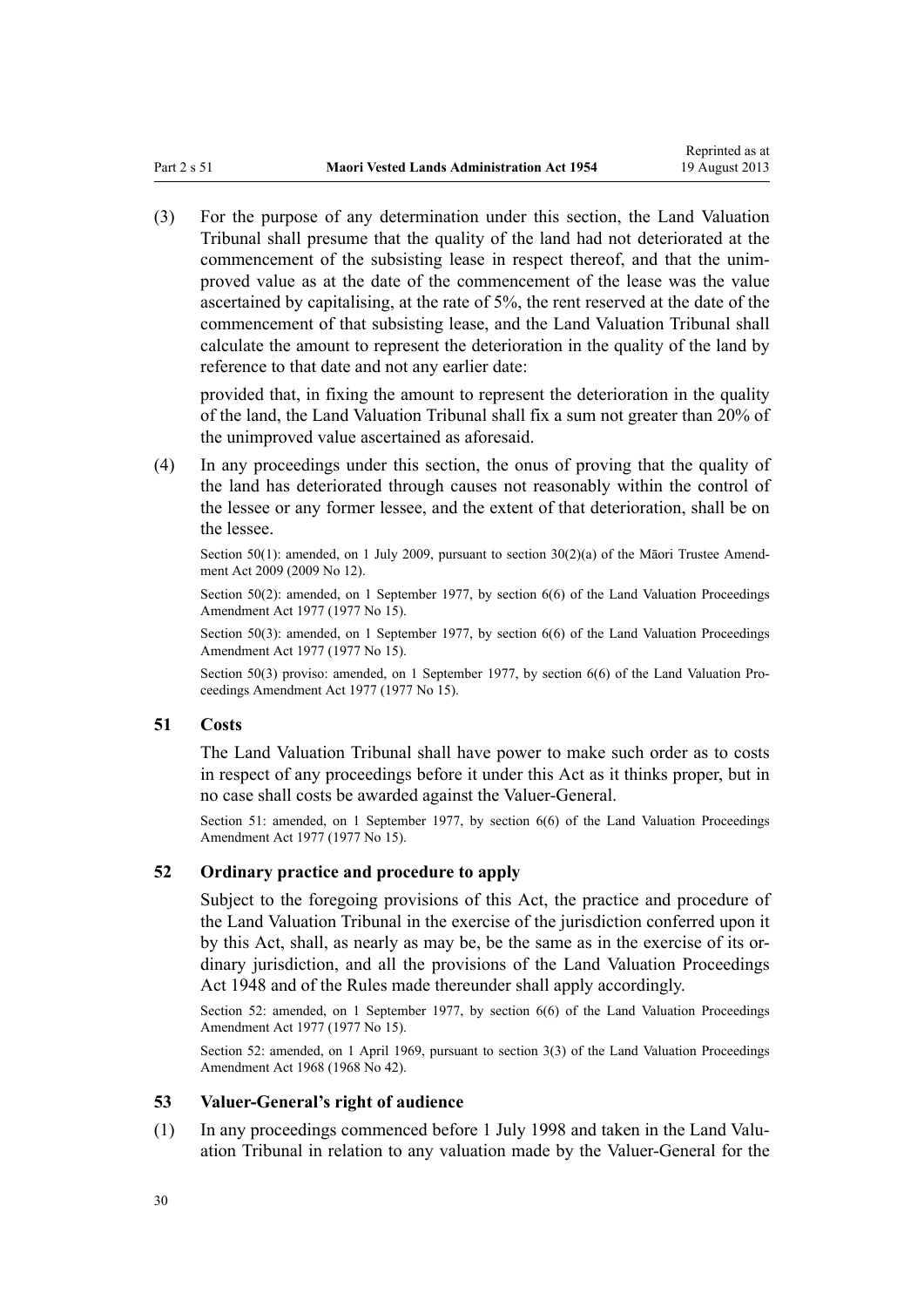(3) For the purpose of any determination under this section, the Land Valuation Tribunal shall presume that the quality of the land had not deteriorated at the commencement of the subsisting lease in respect thereof, and that the unimproved value as at the date of the commencement of the lease was the value ascertained by capitalising, at the rate of 5%, the rent reserved at the date of the commencement of that subsisting lease, and the Land Valuation Tribunal shall calculate the amount to represent the deterioration in the quality of the land by reference to that date and not any earlier date:

provided that, in fixing the amount to represent the deterioration in the quality of the land, the Land Valuation Tribunal shall fix a sum not greater than 20% of the unimproved value ascertained as aforesaid.

(4) In any proceedings under this section, the onus of proving that the quality of the land has deteriorated through causes not reasonably within the control of the lessee or any former lessee, and the extent of that deterioration, shall be on the lessee.

Section 50(1): amended, on 1 July 2009, pursuant to section 30(2)(a) of the Māori Trustee Amendment Act 2009 (2009 No 12).

Section 50(2): amended, on 1 September 1977, by section 6(6) of the Land Valuation Proceedings Amendment Act 1977 (1977 No 15).

Section 50(3): amended, on 1 September 1977, by section 6(6) of the Land Valuation Proceedings Amendment Act 1977 (1977 No 15).

Section 50(3) proviso: amended, on 1 September 1977, by section 6(6) of the Land Valuation Proceedings Amendment Act 1977 (1977 No 15).

### 51 Costs

The Land Valuation Tribunal shall have power to make such order as to costs in respect of any proceedings before it under this Act as it thinks proper, but in no case shall costs be awarded against the Valuer-General.

Section 51: amended, on 1 September 1977, by section 6(6) of the Land Valuation Proceedings Amendment Act 1977 (1977 No 15).

### 52 Ordinary practice and procedure to apply

Subject to the foregoing provisions of this Act, the practice and procedure of the Land Valuation Tribunal in the exercise of the jurisdiction conferred upon it by this Act, shall, as nearly as may be, be the same as in the exercise of its ordinary jurisdiction, and all the provisions of the Land Valuation Proceedings Act 1948 and of the Rules made thereunder shall apply accordingly.

Section 52: amended, on 1 September 1977, by section 6(6) of the Land Valuation Proceedings Amendment Act 1977 (1977 No 15).

Section 52: amended, on 1 April 1969, pursuant to section 3(3) of the Land Valuation Proceedings Amendment Act 1968 (1968 No 42).

### 53 Valuer-General's right of audience

(1) In any proceedings commenced before 1 July 1998 and taken in the Land Valuation Tribunal in relation to any valuation made by the Valuer-General for the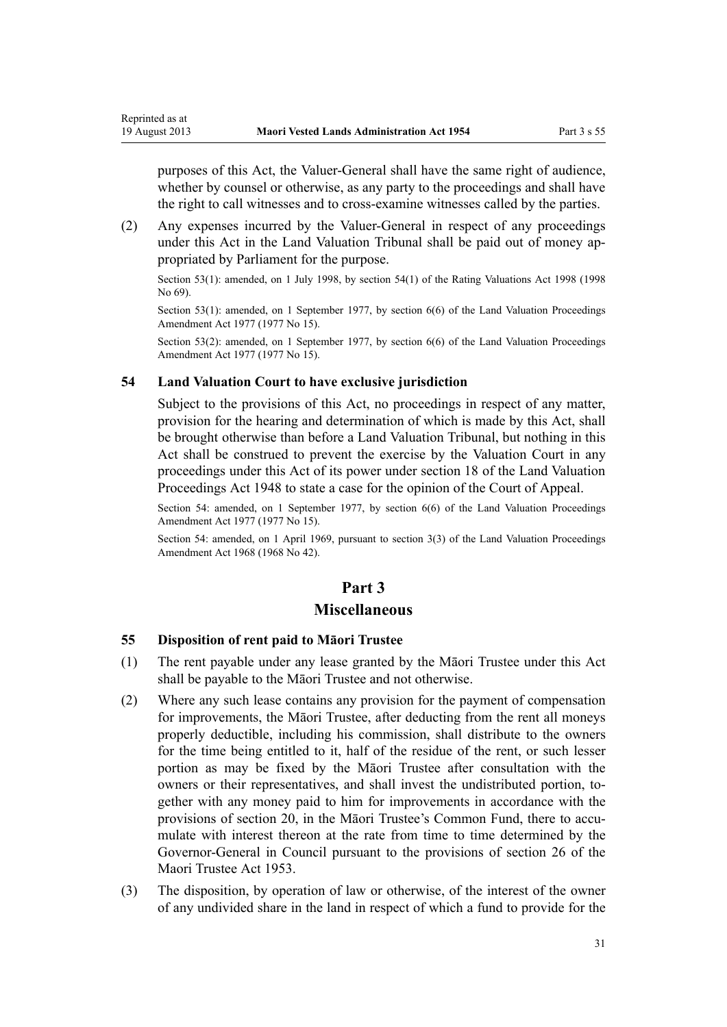purposes of this Act, the Valuer-General shall have the same right of audience, whether by counsel or otherwise, as any party to the proceedings and shall have the right to call witnesses and to cross-examine witnesses called by the parties.

(2) Any expenses incurred by the Valuer-General in respect of any proceedings under this Act in the Land Valuation Tribunal shall be paid out of money appropriated by Parliament for the purpose.

Section 53(1): amended, on 1 July 1998, by section 54(1) of the Rating Valuations Act 1998 (1998 No 69).

Section 53(1): amended, on 1 September 1977, by section 6(6) of the Land Valuation Proceedings Amendment Act 1977 (1977 No 15).

Section 53(2): amended, on 1 September 1977, by section 6(6) of the Land Valuation Proceedings Amendment Act 1977 (1977 No 15).

### 54 Land Valuation Court to have exclusive jurisdiction

Subject to the provisions of this Act, no proceedings in respect of any matter, provision for the hearing and determination of which is made by this Act, shall be brought otherwise than before a Land Valuation Tribunal, but nothing in this Act shall be construed to prevent the exercise by the Valuation Court in any proceedings under this Act of its power under section 18 of the Land Valuation Proceedings Act 1948 to state a case for the opinion of the Court of Appeal.

Section 54: amended, on 1 September 1977, by section 6(6) of the Land Valuation Proceedings Amendment Act 1977 (1977 No 15).

Section 54: amended, on 1 April 1969, pursuant to section 3(3) of the Land Valuation Proceedings Amendment Act 1968 (1968 No 42).

## Part 3
## Miscellaneous

### 55 Disposition of rent paid to Māori Trustee

(1) The rent payable under any lease granted by the Māori Trustee under this Act shall be payable to the Māori Trustee and not otherwise.

(2) Where any such lease contains any provision for the payment of compensation for improvements, the Māori Trustee, after deducting from the rent all moneys properly deductible, including his commission, shall distribute to the owners for the time being entitled to it, half of the residue of the rent, or such lesser portion as may be fixed by the Māori Trustee after consultation with the owners or their representatives, and shall invest the undistributed portion, together with any money paid to him for improvements in accordance with the provisions of section 20, in the Māori Trustee's Common Fund, there to accumulate with interest thereon at the rate from time to time determined by the Governor-General in Council pursuant to the provisions of section 26 of the Maori Trustee Act 1953.

(3) The disposition, by operation of law or otherwise, of the interest of the owner of any undivided share in the land in respect of which a fund to provide for the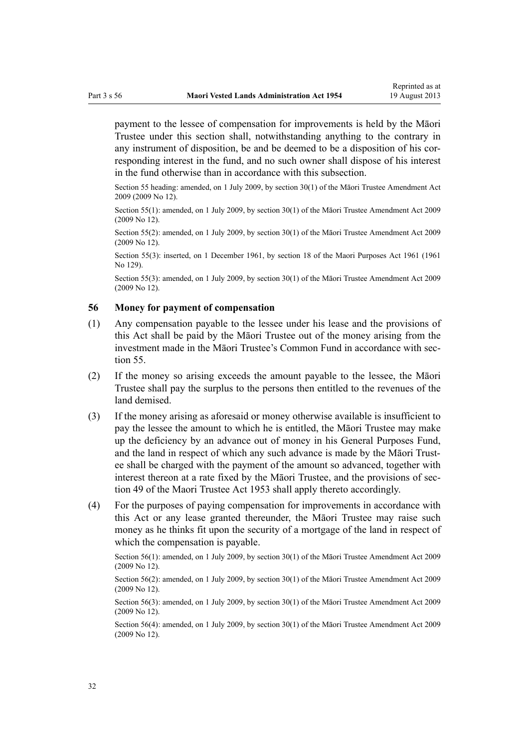payment to the lessee of compensation for improvements is held by the Māori Trustee under this section shall, notwithstanding anything to the contrary in any instrument of disposition, be and be deemed to be a disposition of his corresponding interest in the fund, and no such owner shall dispose of his interest in the fund otherwise than in accordance with this subsection.

Section 55 heading: amended, on 1 July 2009, by section 30(1) of the Māori Trustee Amendment Act 2009 (2009 No 12).

Section 55(1): amended, on 1 July 2009, by section 30(1) of the Māori Trustee Amendment Act 2009 (2009 No 12).

Section 55(2): amended, on 1 July 2009, by section 30(1) of the Māori Trustee Amendment Act 2009 (2009 No 12).

Section 55(3): inserted, on 1 December 1961, by section 18 of the Maori Purposes Act 1961 (1961 No 129).

Section 55(3): amended, on 1 July 2009, by section 30(1) of the Māori Trustee Amendment Act 2009 (2009 No 12).

### 56 Money for payment of compensation

(1) Any compensation payable to the lessee under his lease and the provisions of this Act shall be paid by the Māori Trustee out of the money arising from the investment made in the Māori Trustee's Common Fund in accordance with section 55.

(2) If the money so arising exceeds the amount payable to the lessee, the Māori Trustee shall pay the surplus to the persons then entitled to the revenues of the land demised.

(3) If the money arising as aforesaid or money otherwise available is insufficient to pay the lessee the amount to which he is entitled, the Māori Trustee may make up the deficiency by an advance out of money in his General Purposes Fund, and the land in respect of which any such advance is made by the Māori Trustee shall be charged with the payment of the amount so advanced, together with interest thereon at a rate fixed by the Māori Trustee, and the provisions of section 49 of the Maori Trustee Act 1953 shall apply thereto accordingly.

(4) For the purposes of paying compensation for improvements in accordance with this Act or any lease granted thereunder, the Māori Trustee may raise such money as he thinks fit upon the security of a mortgage of the land in respect of which the compensation is payable.

Section 56(1): amended, on 1 July 2009, by section 30(1) of the Māori Trustee Amendment Act 2009 (2009 No 12).

Section 56(2): amended, on 1 July 2009, by section 30(1) of the Māori Trustee Amendment Act 2009 (2009 No 12).

Section 56(3): amended, on 1 July 2009, by section 30(1) of the Māori Trustee Amendment Act 2009 (2009 No 12).

Section 56(4): amended, on 1 July 2009, by section 30(1) of the Māori Trustee Amendment Act 2009 (2009 No 12).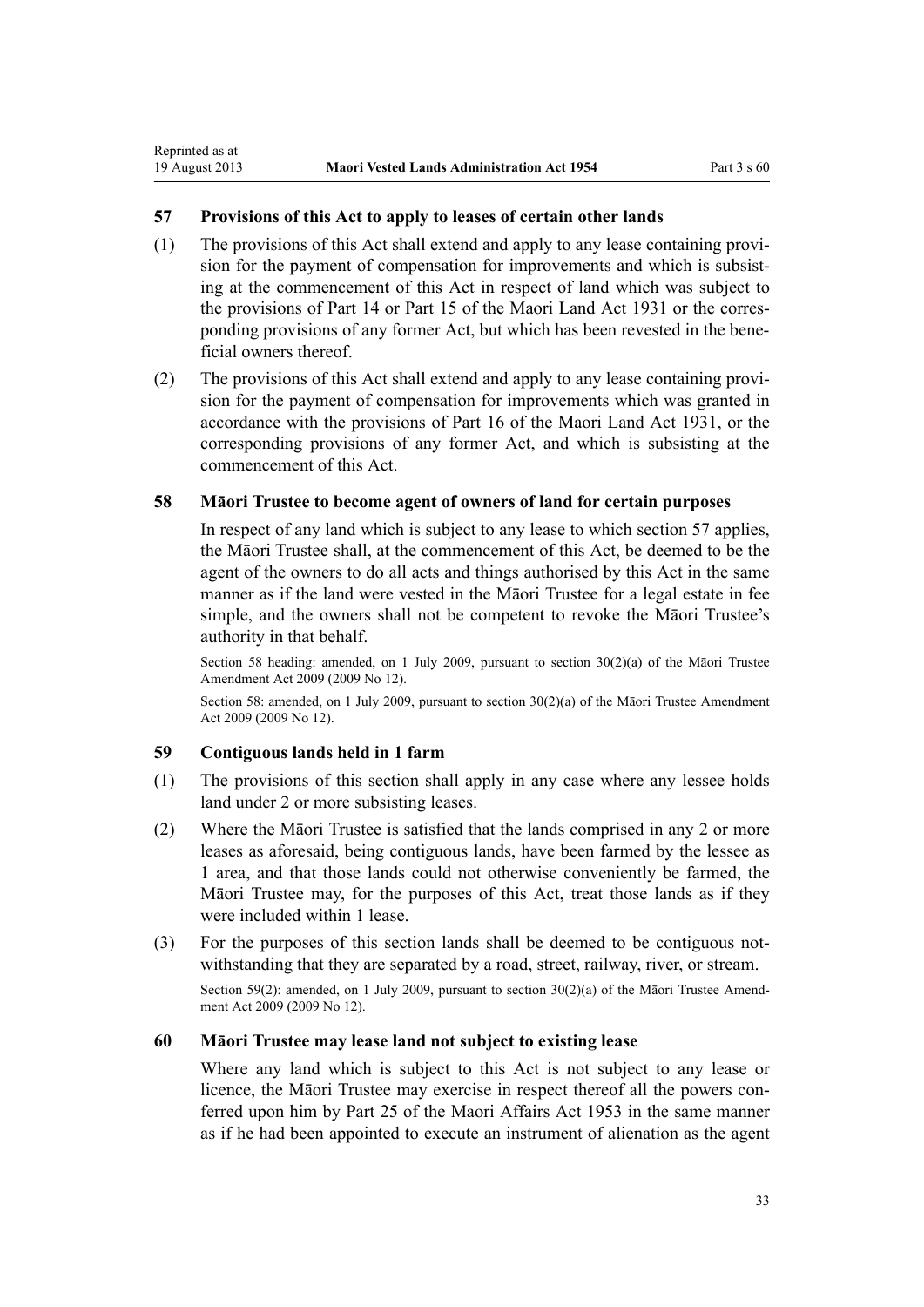### 57 Provisions of this Act to apply to leases of certain other lands

(1) The provisions of this Act shall extend and apply to any lease containing provision for the payment of compensation for improvements and which is subsisting at the commencement of this Act in respect of land which was subject to the provisions of Part 14 or Part 15 of the Maori Land Act 1931 or the corresponding provisions of any former Act, but which has been revested in the beneficial owners thereof.

(2) The provisions of this Act shall extend and apply to any lease containing provision for the payment of compensation for improvements which was granted in accordance with the provisions of Part 16 of the Maori Land Act 1931, or the corresponding provisions of any former Act, and which is subsisting at the commencement of this Act.

### 58 Māori Trustee to become agent of owners of land for certain purposes

In respect of any land which is subject to any lease to which section 57 applies, the Māori Trustee shall, at the commencement of this Act, be deemed to be the agent of the owners to do all acts and things authorised by this Act in the same manner as if the land were vested in the Māori Trustee for a legal estate in fee simple, and the owners shall not be competent to revoke the Māori Trustee's authority in that behalf.

Section 58 heading: amended, on 1 July 2009, pursuant to section 30(2)(a) of the Māori Trustee Amendment Act 2009 (2009 No 12).

Section 58: amended, on 1 July 2009, pursuant to section 30(2)(a) of the Māori Trustee Amendment Act 2009 (2009 No 12).

### 59 Contiguous lands held in 1 farm

(1) The provisions of this section shall apply in any case where any lessee holds land under 2 or more subsisting leases.

(2) Where the Māori Trustee is satisfied that the lands comprised in any 2 or more leases as aforesaid, being contiguous lands, have been farmed by the lessee as 1 area, and that those lands could not otherwise conveniently be farmed, the Māori Trustee may, for the purposes of this Act, treat those lands as if they were included within 1 lease.

(3) For the purposes of this section lands shall be deemed to be contiguous notwithstanding that they are separated by a road, street, railway, river, or stream.

Section 59(2): amended, on 1 July 2009, pursuant to section 30(2)(a) of the Māori Trustee Amendment Act 2009 (2009 No 12).

### 60 Māori Trustee may lease land not subject to existing lease

Where any land which is subject to this Act is not subject to any lease or licence, the Māori Trustee may exercise in respect thereof all the powers conferred upon him by Part 25 of the Maori Affairs Act 1953 in the same manner as if he had been appointed to execute an instrument of alienation as the agent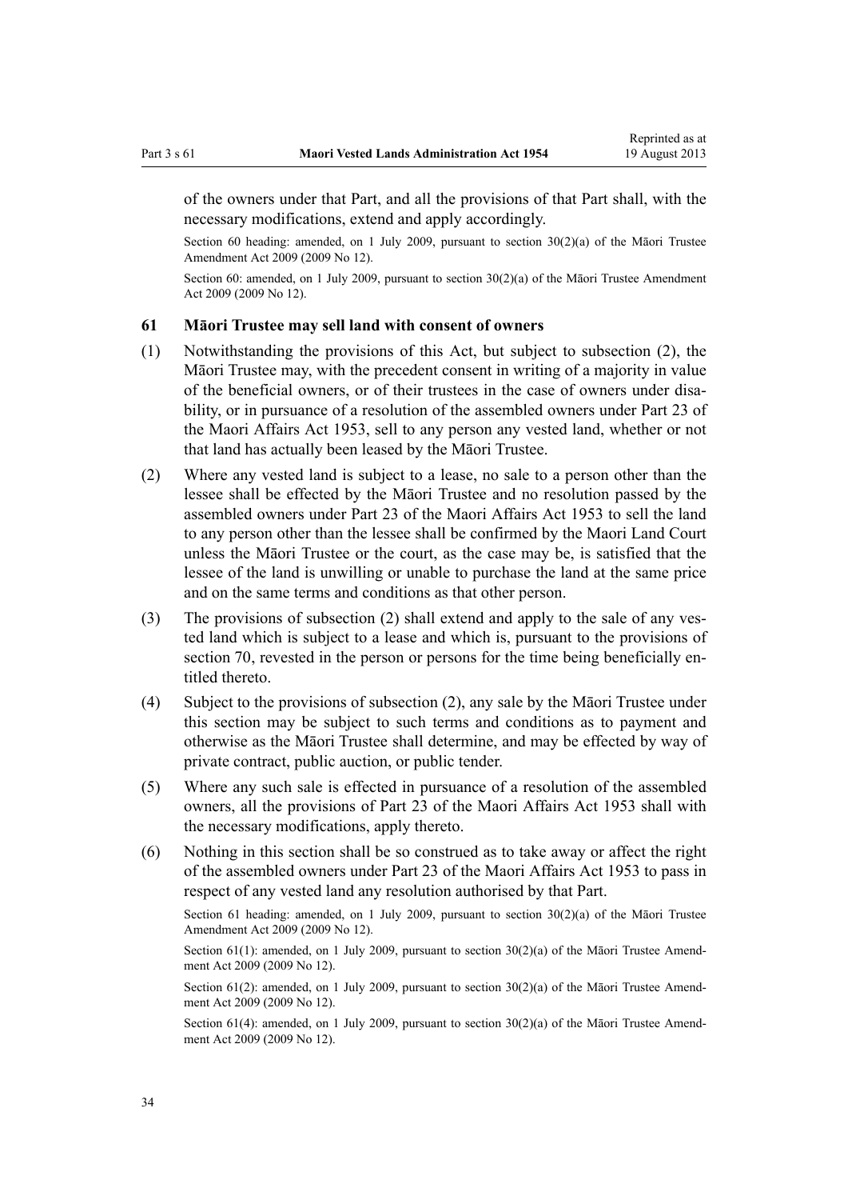of the owners under that Part, and all the provisions of that Part shall, with the necessary modifications, extend and apply accordingly.

Section 60 heading: amended, on 1 July 2009, pursuant to section 30(2)(a) of the Māori Trustee Amendment Act 2009 (2009 No 12).

Section 60: amended, on 1 July 2009, pursuant to section 30(2)(a) of the Māori Trustee Amendment Act 2009 (2009 No 12).

### 61 Māori Trustee may sell land with consent of owners

(1) Notwithstanding the provisions of this Act, but subject to subsection (2), the Māori Trustee may, with the precedent consent in writing of a majority in value of the beneficial owners, or of their trustees in the case of owners under disability, or in pursuance of a resolution of the assembled owners under Part 23 of the Maori Affairs Act 1953, sell to any person any vested land, whether or not that land has actually been leased by the Māori Trustee.

(2) Where any vested land is subject to a lease, no sale to a person other than the lessee shall be effected by the Māori Trustee and no resolution passed by the assembled owners under Part 23 of the Maori Affairs Act 1953 to sell the land to any person other than the lessee shall be confirmed by the Maori Land Court unless the Māori Trustee or the court, as the case may be, is satisfied that the lessee of the land is unwilling or unable to purchase the land at the same price and on the same terms and conditions as that other person.

(3) The provisions of subsection (2) shall extend and apply to the sale of any vested land which is subject to a lease and which is, pursuant to the provisions of section 70, revested in the person or persons for the time being beneficially entitled thereto.

(4) Subject to the provisions of subsection (2), any sale by the Māori Trustee under this section may be subject to such terms and conditions as to payment and otherwise as the Māori Trustee shall determine, and may be effected by way of private contract, public auction, or public tender.

(5) Where any such sale is effected in pursuance of a resolution of the assembled owners, all the provisions of Part 23 of the Maori Affairs Act 1953 shall with the necessary modifications, apply thereto.

(6) Nothing in this section shall be so construed as to take away or affect the right of the assembled owners under Part 23 of the Maori Affairs Act 1953 to pass in respect of any vested land any resolution authorised by that Part.

Section 61 heading: amended, on 1 July 2009, pursuant to section 30(2)(a) of the Māori Trustee Amendment Act 2009 (2009 No 12).

Section 61(1): amended, on 1 July 2009, pursuant to section 30(2)(a) of the Māori Trustee Amendment Act 2009 (2009 No 12).

Section 61(2): amended, on 1 July 2009, pursuant to section 30(2)(a) of the Māori Trustee Amendment Act 2009 (2009 No 12).

Section 61(4): amended, on 1 July 2009, pursuant to section 30(2)(a) of the Māori Trustee Amendment Act 2009 (2009 No 12).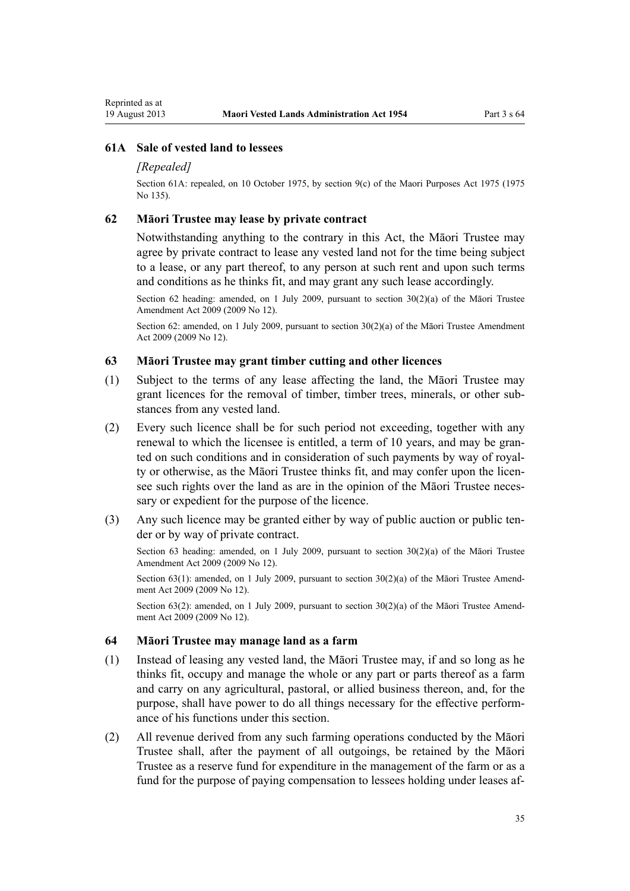### 61A Sale of vested land to lessees

*[Repealed]*

Section 61A: repealed, on 10 October 1975, by section 9(c) of the Maori Purposes Act 1975 (1975 No 135).

### 62 Māori Trustee may lease by private contract

Notwithstanding anything to the contrary in this Act, the Māori Trustee may agree by private contract to lease any vested land not for the time being subject to a lease, or any part thereof, to any person at such rent and upon such terms and conditions as he thinks fit, and may grant any such lease accordingly.

Section 62 heading: amended, on 1 July 2009, pursuant to section 30(2)(a) of the Māori Trustee Amendment Act 2009 (2009 No 12).

Section 62: amended, on 1 July 2009, pursuant to section 30(2)(a) of the Māori Trustee Amendment Act 2009 (2009 No 12).

### 63 Māori Trustee may grant timber cutting and other licences

(1) Subject to the terms of any lease affecting the land, the Māori Trustee may grant licences for the removal of timber, timber trees, minerals, or other substances from any vested land.

(2) Every such licence shall be for such period not exceeding, together with any renewal to which the licensee is entitled, a term of 10 years, and may be granted on such conditions and in consideration of such payments by way of royalty or otherwise, as the Māori Trustee thinks fit, and may confer upon the licensee such rights over the land as are in the opinion of the Māori Trustee necessary or expedient for the purpose of the licence.

(3) Any such licence may be granted either by way of public auction or public tender or by way of private contract.

Section 63 heading: amended, on 1 July 2009, pursuant to section 30(2)(a) of the Māori Trustee Amendment Act 2009 (2009 No 12).

Section 63(1): amended, on 1 July 2009, pursuant to section 30(2)(a) of the Māori Trustee Amendment Act 2009 (2009 No 12).

Section 63(2): amended, on 1 July 2009, pursuant to section 30(2)(a) of the Māori Trustee Amendment Act 2009 (2009 No 12).

### 64 Māori Trustee may manage land as a farm

(1) Instead of leasing any vested land, the Māori Trustee may, if and so long as he thinks fit, occupy and manage the whole or any part or parts thereof as a farm and carry on any agricultural, pastoral, or allied business thereon, and, for the purpose, shall have power to do all things necessary for the effective performance of his functions under this section.

(2) All revenue derived from any such farming operations conducted by the Māori Trustee shall, after the payment of all outgoings, be retained by the Māori Trustee as a reserve fund for expenditure in the management of the farm or as a fund for the purpose of paying compensation to lessees holding under leases af-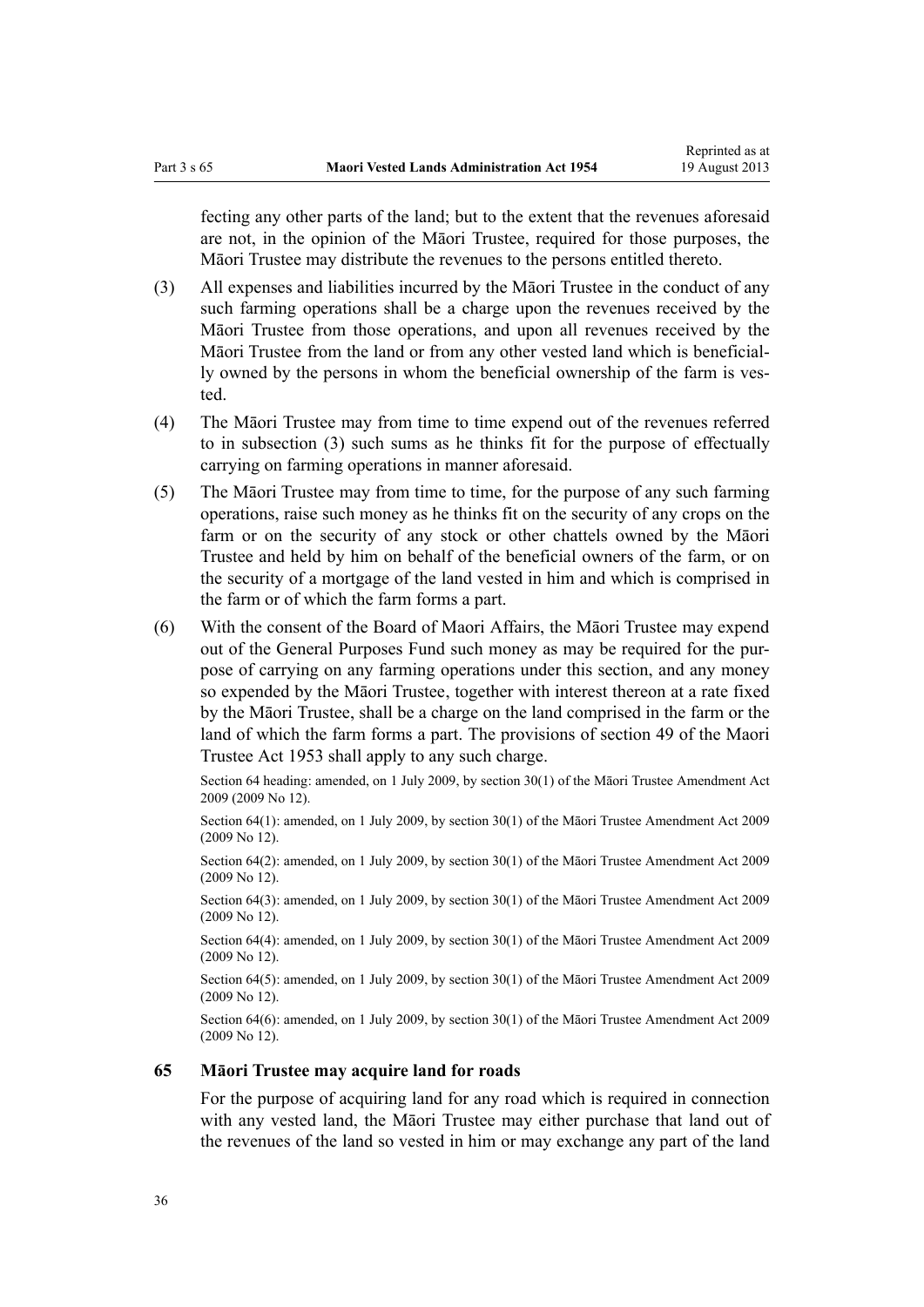fecting any other parts of the land; but to the extent that the revenues aforesaid are not, in the opinion of the Māori Trustee, required for those purposes, the Māori Trustee may distribute the revenues to the persons entitled thereto.

(3) All expenses and liabilities incurred by the Māori Trustee in the conduct of any such farming operations shall be a charge upon the revenues received by the Māori Trustee from those operations, and upon all revenues received by the Māori Trustee from the land or from any other vested land which is beneficially owned by the persons in whom the beneficial ownership of the farm is vested.

(4) The Māori Trustee may from time to time expend out of the revenues referred to in subsection (3) such sums as he thinks fit for the purpose of effectually carrying on farming operations in manner aforesaid.

(5) The Māori Trustee may from time to time, for the purpose of any such farming operations, raise such money as he thinks fit on the security of any crops on the farm or on the security of any stock or other chattels owned by the Māori Trustee and held by him on behalf of the beneficial owners of the farm, or on the security of a mortgage of the land vested in him and which is comprised in the farm or of which the farm forms a part.

(6) With the consent of the Board of Maori Affairs, the Māori Trustee may expend out of the General Purposes Fund such money as may be required for the purpose of carrying on any farming operations under this section, and any money so expended by the Māori Trustee, together with interest thereon at a rate fixed by the Māori Trustee, shall be a charge on the land comprised in the farm or the land of which the farm forms a part. The provisions of section 49 of the Maori Trustee Act 1953 shall apply to any such charge.

Section 64 heading: amended, on 1 July 2009, by section 30(1) of the Māori Trustee Amendment Act 2009 (2009 No 12).

Section 64(1): amended, on 1 July 2009, by section 30(1) of the Māori Trustee Amendment Act 2009 (2009 No 12).

Section 64(2): amended, on 1 July 2009, by section 30(1) of the Māori Trustee Amendment Act 2009 (2009 No 12).

Section 64(3): amended, on 1 July 2009, by section 30(1) of the Māori Trustee Amendment Act 2009 (2009 No 12).

Section 64(4): amended, on 1 July 2009, by section 30(1) of the Māori Trustee Amendment Act 2009 (2009 No 12).

Section 64(5): amended, on 1 July 2009, by section 30(1) of the Māori Trustee Amendment Act 2009 (2009 No 12).

Section 64(6): amended, on 1 July 2009, by section 30(1) of the Māori Trustee Amendment Act 2009 (2009 No 12).

### 65 Māori Trustee may acquire land for roads

For the purpose of acquiring land for any road which is required in connection with any vested land, the Māori Trustee may either purchase that land out of the revenues of the land so vested in him or may exchange any part of the land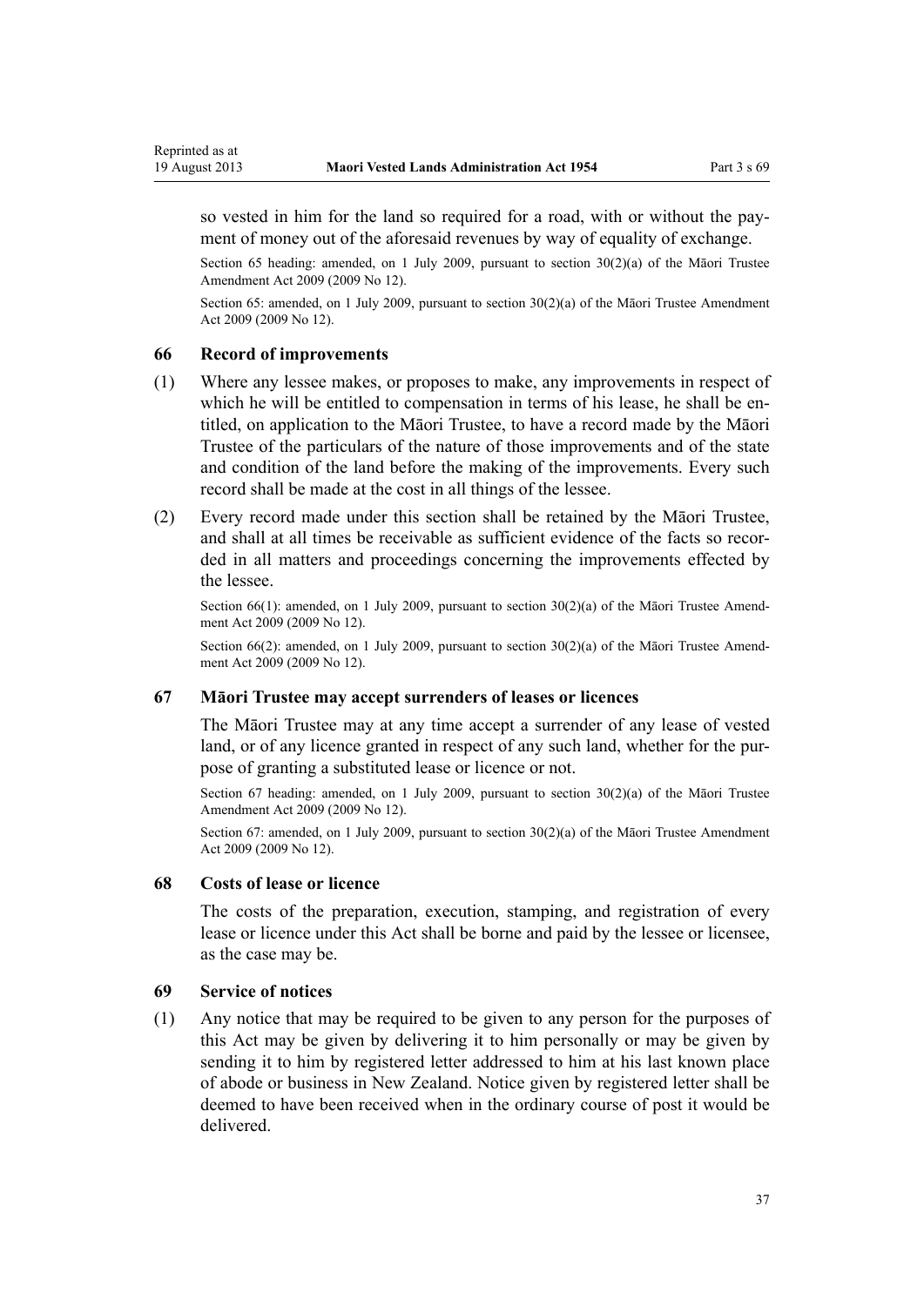so vested in him for the land so required for a road, with or without the payment of money out of the aforesaid revenues by way of equality of exchange.

Section 65 heading: amended, on 1 July 2009, pursuant to section 30(2)(a) of the Māori Trustee Amendment Act 2009 (2009 No 12).

Section 65: amended, on 1 July 2009, pursuant to section 30(2)(a) of the Māori Trustee Amendment Act 2009 (2009 No 12).

### 66 Record of improvements

(1) Where any lessee makes, or proposes to make, any improvements in respect of which he will be entitled to compensation in terms of his lease, he shall be entitled, on application to the Māori Trustee, to have a record made by the Māori Trustee of the particulars of the nature of those improvements and of the state and condition of the land before the making of the improvements. Every such record shall be made at the cost in all things of the lessee.

(2) Every record made under this section shall be retained by the Māori Trustee, and shall at all times be receivable as sufficient evidence of the facts so recorded in all matters and proceedings concerning the improvements effected by the lessee.

Section 66(1): amended, on 1 July 2009, pursuant to section 30(2)(a) of the Māori Trustee Amendment Act 2009 (2009 No 12).

Section 66(2): amended, on 1 July 2009, pursuant to section 30(2)(a) of the Māori Trustee Amendment Act 2009 (2009 No 12).

### 67 Māori Trustee may accept surrenders of leases or licences

The Māori Trustee may at any time accept a surrender of any lease of vested land, or of any licence granted in respect of any such land, whether for the purpose of granting a substituted lease or licence or not.

Section 67 heading: amended, on 1 July 2009, pursuant to section 30(2)(a) of the Māori Trustee Amendment Act 2009 (2009 No 12).

Section 67: amended, on 1 July 2009, pursuant to section 30(2)(a) of the Māori Trustee Amendment Act 2009 (2009 No 12).

### 68 Costs of lease or licence

The costs of the preparation, execution, stamping, and registration of every lease or licence under this Act shall be borne and paid by the lessee or licensee, as the case may be.

### 69 Service of notices

(1) Any notice that may be required to be given to any person for the purposes of this Act may be given by delivering it to him personally or may be given by sending it to him by registered letter addressed to him at his last known place of abode or business in New Zealand. Notice given by registered letter shall be deemed to have been received when in the ordinary course of post it would be delivered.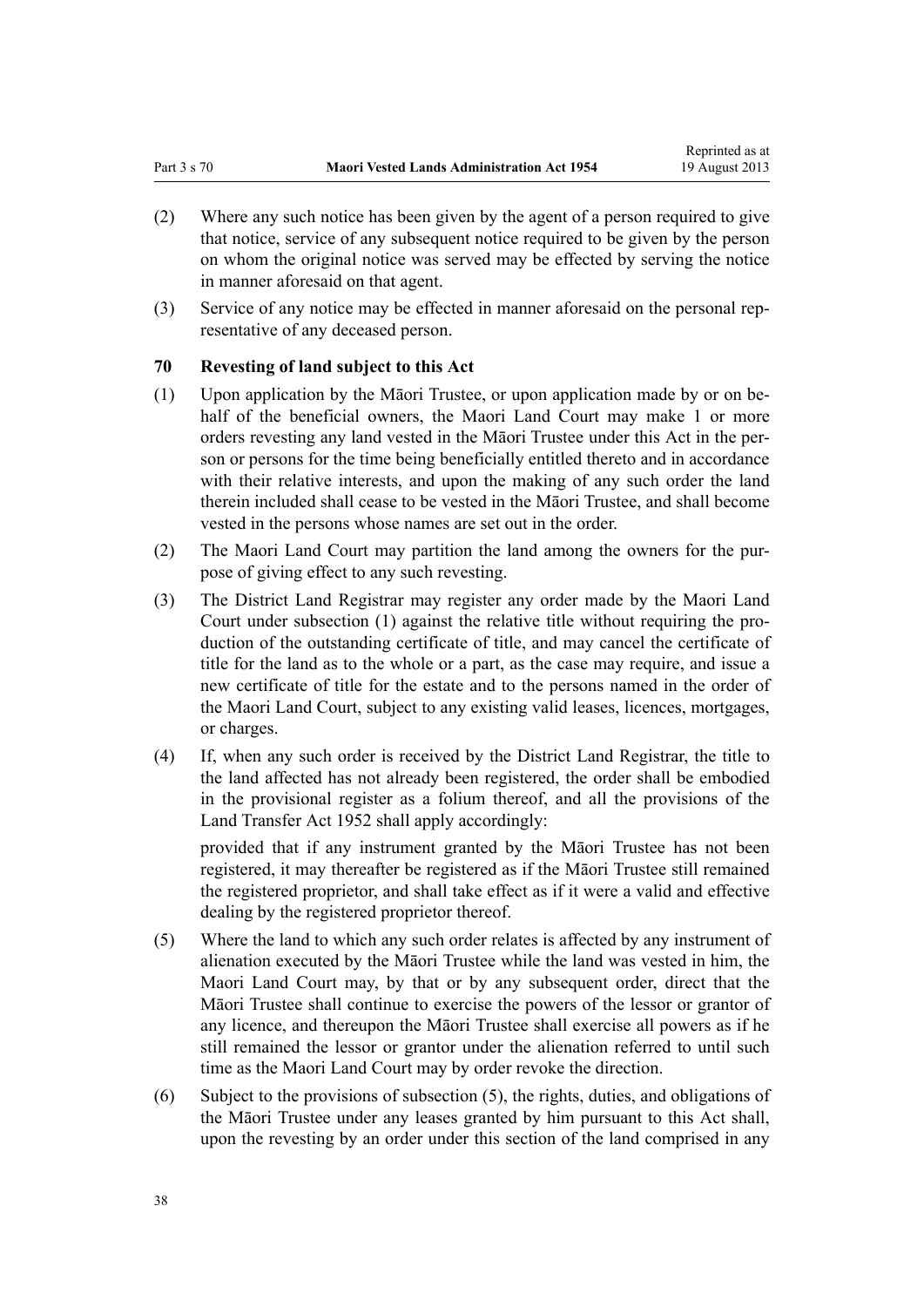(2) Where any such notice has been given by the agent of a person required to give that notice, service of any subsequent notice required to be given by the person on whom the original notice was served may be effected by serving the notice in manner aforesaid on that agent.

(3) Service of any notice may be effected in manner aforesaid on the personal representative of any deceased person.

## 70 Revesting of land subject to this Act

(1) Upon application by the Māori Trustee, or upon application made by or on behalf of the beneficial owners, the Maori Land Court may make 1 or more orders revesting any land vested in the Māori Trustee under this Act in the person or persons for the time being beneficially entitled thereto and in accordance with their relative interests, and upon the making of any such order the land therein included shall cease to be vested in the Māori Trustee, and shall become vested in the persons whose names are set out in the order.

(2) The Maori Land Court may partition the land among the owners for the purpose of giving effect to any such revesting.

(3) The District Land Registrar may register any order made by the Maori Land Court under subsection (1) against the relative title without requiring the production of the outstanding certificate of title, and may cancel the certificate of title for the land as to the whole or a part, as the case may require, and issue a new certificate of title for the estate and to the persons named in the order of the Maori Land Court, subject to any existing valid leases, licences, mortgages, or charges.

(4) If, when any such order is received by the District Land Registrar, the title to the land affected has not already been registered, the order shall be embodied in the provisional register as a folium thereof, and all the provisions of the Land Transfer Act 1952 shall apply accordingly:

provided that if any instrument granted by the Māori Trustee has not been registered, it may thereafter be registered as if the Māori Trustee still remained the registered proprietor, and shall take effect as if it were a valid and effective dealing by the registered proprietor thereof.

(5) Where the land to which any such order relates is affected by any instrument of alienation executed by the Māori Trustee while the land was vested in him, the Maori Land Court may, by that or by any subsequent order, direct that the Māori Trustee shall continue to exercise the powers of the lessor or grantor of any licence, and thereupon the Māori Trustee shall exercise all powers as if he still remained the lessor or grantor under the alienation referred to until such time as the Maori Land Court may by order revoke the direction.

(6) Subject to the provisions of subsection (5), the rights, duties, and obligations of the Māori Trustee under any leases granted by him pursuant to this Act shall, upon the revesting by an order under this section of the land comprised in any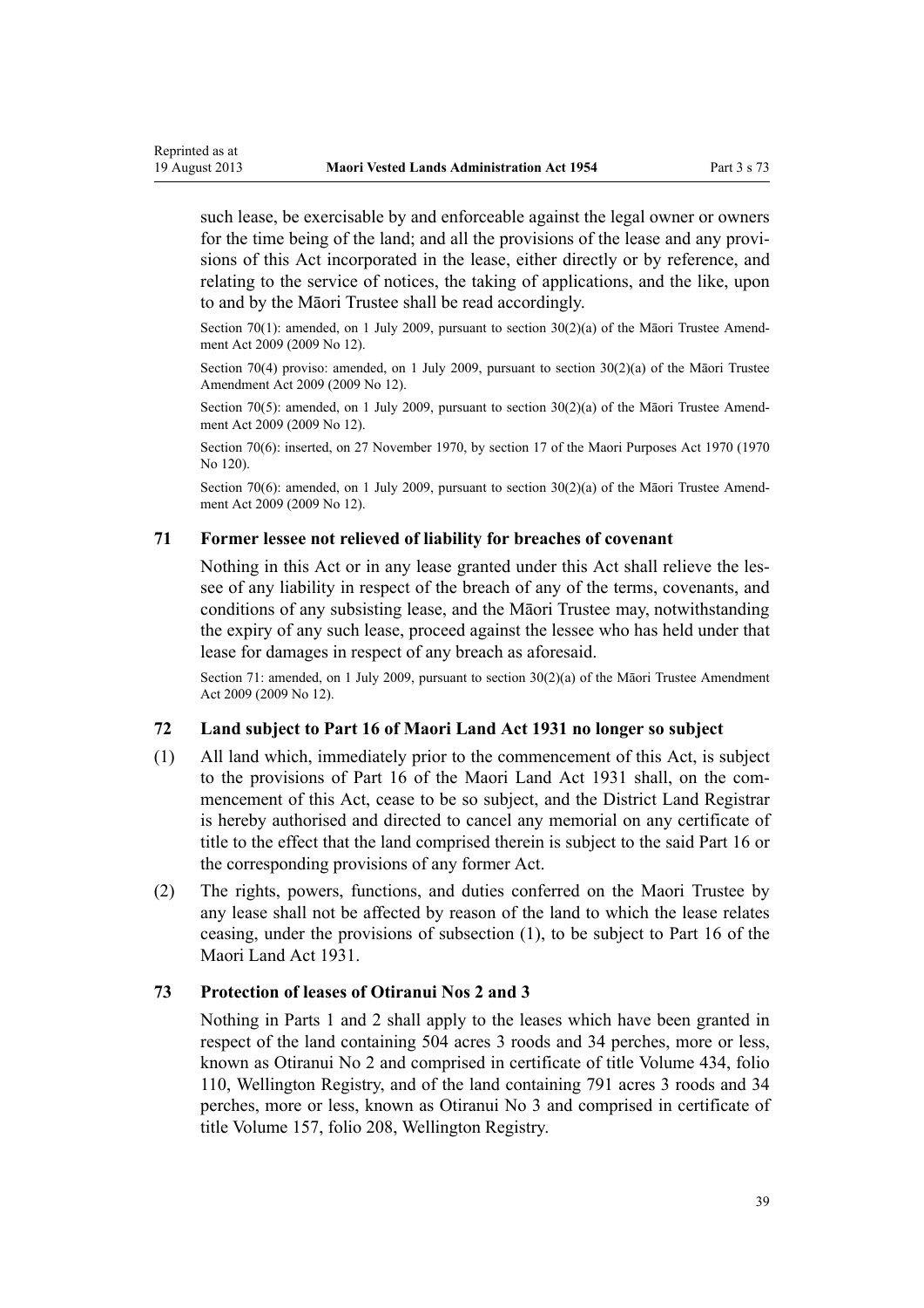such lease, be exercisable by and enforceable against the legal owner or owners for the time being of the land; and all the provisions of the lease and any provisions of this Act incorporated in the lease, either directly or by reference, and relating to the service of notices, the taking of applications, and the like, upon to and by the Māori Trustee shall be read accordingly.

Section 70(1): amended, on 1 July 2009, pursuant to section 30(2)(a) of the Māori Trustee Amendment Act 2009 (2009 No 12).

Section 70(4) proviso: amended, on 1 July 2009, pursuant to section 30(2)(a) of the Māori Trustee Amendment Act 2009 (2009 No 12).

Section 70(5): amended, on 1 July 2009, pursuant to section 30(2)(a) of the Māori Trustee Amendment Act 2009 (2009 No 12).

Section 70(6): inserted, on 27 November 1970, by section 17 of the Maori Purposes Act 1970 (1970 No 120).

Section 70(6): amended, on 1 July 2009, pursuant to section 30(2)(a) of the Māori Trustee Amendment Act 2009 (2009 No 12).

### 71 Former lessee not relieved of liability for breaches of covenant

Nothing in this Act or in any lease granted under this Act shall relieve the lessee of any liability in respect of the breach of any of the terms, covenants, and conditions of any subsisting lease, and the Māori Trustee may, notwithstanding the expiry of any such lease, proceed against the lessee who has held under that lease for damages in respect of any breach as aforesaid.

Section 71: amended, on 1 July 2009, pursuant to section 30(2)(a) of the Māori Trustee Amendment Act 2009 (2009 No 12).

### 72 Land subject to Part 16 of Maori Land Act 1931 no longer so subject

(1) All land which, immediately prior to the commencement of this Act, is subject to the provisions of Part 16 of the Maori Land Act 1931 shall, on the commencement of this Act, cease to be so subject, and the District Land Registrar is hereby authorised and directed to cancel any memorial on any certificate of title to the effect that the land comprised therein is subject to the said Part 16 or the corresponding provisions of any former Act.

(2) The rights, powers, functions, and duties conferred on the Maori Trustee by any lease shall not be affected by reason of the land to which the lease relates ceasing, under the provisions of subsection (1), to be subject to Part 16 of the Maori Land Act 1931.

### 73 Protection of leases of Otiranui Nos 2 and 3

Nothing in Parts 1 and 2 shall apply to the leases which have been granted in respect of the land containing 504 acres 3 roods and 34 perches, more or less, known as Otiranui No 2 and comprised in certificate of title Volume 434, folio 110, Wellington Registry, and of the land containing 791 acres 3 roods and 34 perches, more or less, known as Otiranui No 3 and comprised in certificate of title Volume 157, folio 208, Wellington Registry.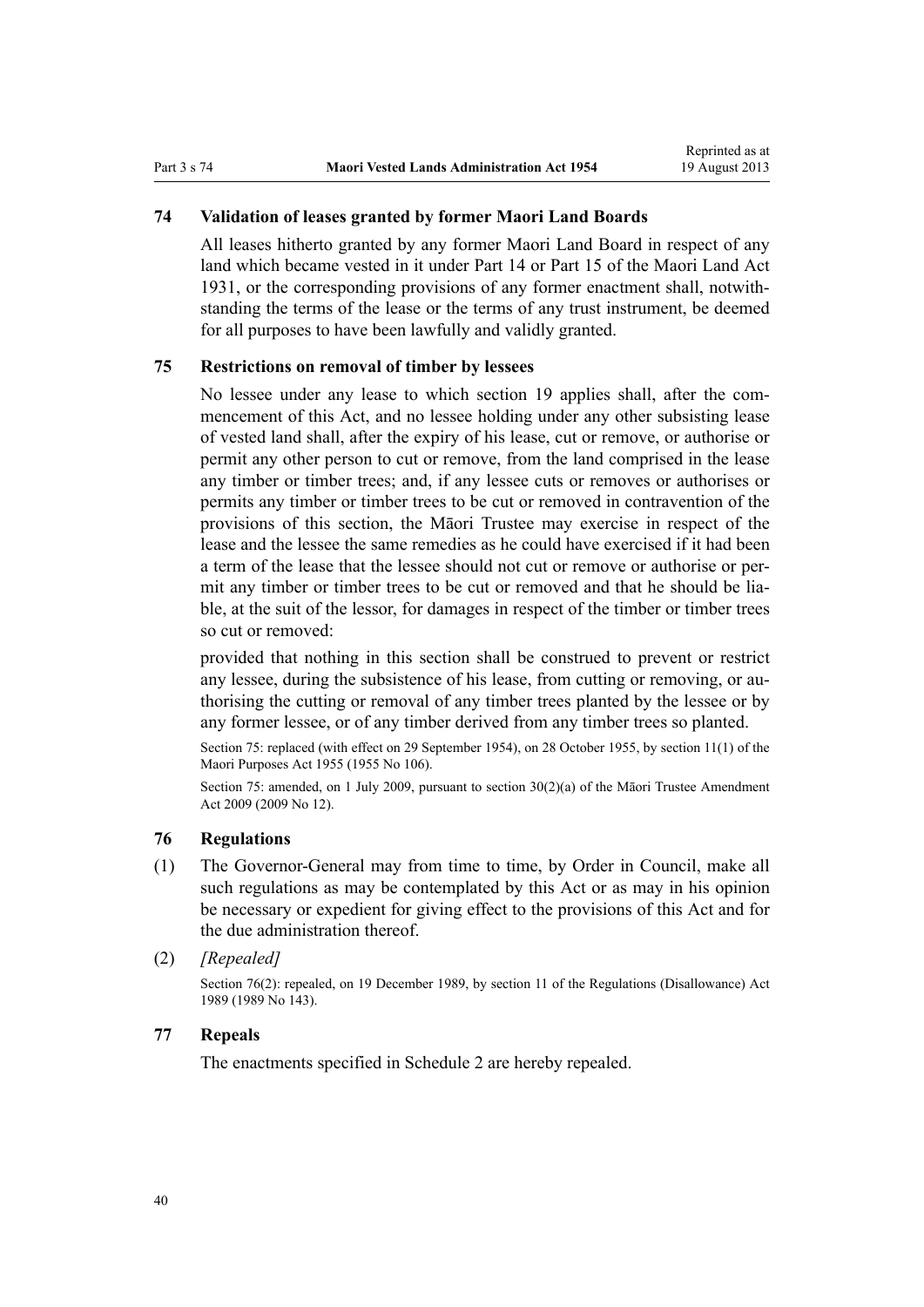## 74 Validation of leases granted by former Maori Land Boards

All leases hitherto granted by any former Maori Land Board in respect of any land which became vested in it under Part 14 or Part 15 of the Maori Land Act 1931, or the corresponding provisions of any former enactment shall, notwithstanding the terms of the lease or the terms of any trust instrument, be deemed for all purposes to have been lawfully and validly granted.

## 75 Restrictions on removal of timber by lessees

No lessee under any lease to which section 19 applies shall, after the commencement of this Act, and no lessee holding under any other subsisting lease of vested land shall, after the expiry of his lease, cut or remove, or authorise or permit any other person to cut or remove, from the land comprised in the lease any timber or timber trees; and, if any lessee cuts or removes or authorises or permits any timber or timber trees to be cut or removed in contravention of the provisions of this section, the Māori Trustee may exercise in respect of the lease and the lessee the same remedies as he could have exercised if it had been a term of the lease that the lessee should not cut or remove or authorise or permit any timber or timber trees to be cut or removed and that he should be liable, at the suit of the lessor, for damages in respect of the timber or timber trees so cut or removed:

provided that nothing in this section shall be construed to prevent or restrict any lessee, during the subsistence of his lease, from cutting or removing, or authorising the cutting or removal of any timber trees planted by the lessee or by any former lessee, or of any timber derived from any timber trees so planted.

Section 75: replaced (with effect on 29 September 1954), on 28 October 1955, by section 11(1) of the Maori Purposes Act 1955 (1955 No 106).

Section 75: amended, on 1 July 2009, pursuant to section 30(2)(a) of the Māori Trustee Amendment Act 2009 (2009 No 12).

## 76 Regulations

(1) The Governor-General may from time to time, by Order in Council, make all such regulations as may be contemplated by this Act or as may in his opinion be necessary or expedient for giving effect to the provisions of this Act and for the due administration thereof.

(2) *[Repealed]*

Section 76(2): repealed, on 19 December 1989, by section 11 of the Regulations (Disallowance) Act 1989 (1989 No 143).

## 77 Repeals

The enactments specified in Schedule 2 are hereby repealed.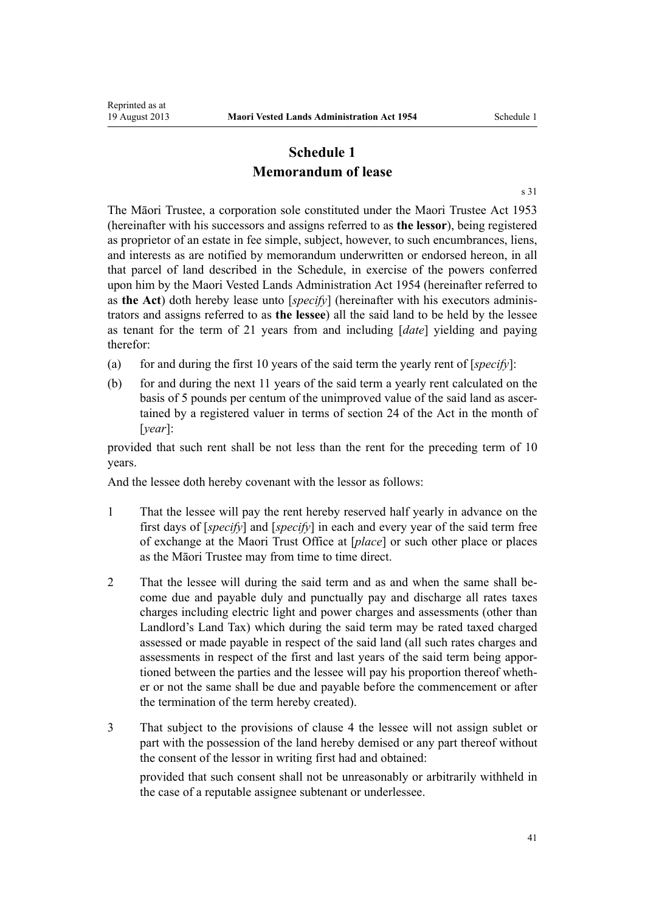# Schedule 1
## Memorandum of lease

s 31

The Māori Trustee, a corporation sole constituted under the Maori Trustee Act 1953 (hereinafter with his successors and assigns referred to as **the lessor**), being registered as proprietor of an estate in fee simple, subject, however, to such encumbrances, liens, and interests as are notified by memorandum underwritten or endorsed hereon, in all that parcel of land described in the Schedule, in exercise of the powers conferred upon him by the Maori Vested Lands Administration Act 1954 (hereinafter referred to as **the Act**) doth hereby lease unto [*specify*] (hereinafter with his executors administrators and assigns referred to as **the lessee**) all the said land to be held by the lessee as tenant for the term of 21 years from and including [*date*] yielding and paying therefor:

(a) for and during the first 10 years of the said term the yearly rent of [*specify*]:

(b) for and during the next 11 years of the said term a yearly rent calculated on the basis of 5 pounds per centum of the unimproved value of the said land as ascertained by a registered valuer in terms of section 24 of the Act in the month of [*year*]:

provided that such rent shall be not less than the rent for the preceding term of 10 years.

And the lessee doth hereby covenant with the lessor as follows:

1 That the lessee will pay the rent hereby reserved half yearly in advance on the first days of [*specify*] and [*specify*] in each and every year of the said term free of exchange at the Maori Trust Office at [*place*] or such other place or places as the Māori Trustee may from time to time direct.

2 That the lessee will during the said term and as and when the same shall become due and payable duly and punctually pay and discharge all rates taxes charges including electric light and power charges and assessments (other than Landlord's Land Tax) which during the said term may be rated taxed charged assessed or made payable in respect of the said land (all such rates charges and assessments in respect of the first and last years of the said term being apportioned between the parties and the lessee will pay his proportion thereof whether or not the same shall be due and payable before the commencement or after the termination of the term hereby created).

3 That subject to the provisions of clause 4 the lessee will not assign sublet or part with the possession of the land hereby demised or any part thereof without the consent of the lessor in writing first had and obtained:

provided that such consent shall not be unreasonably or arbitrarily withheld in the case of a reputable assignee subtenant or underlessee.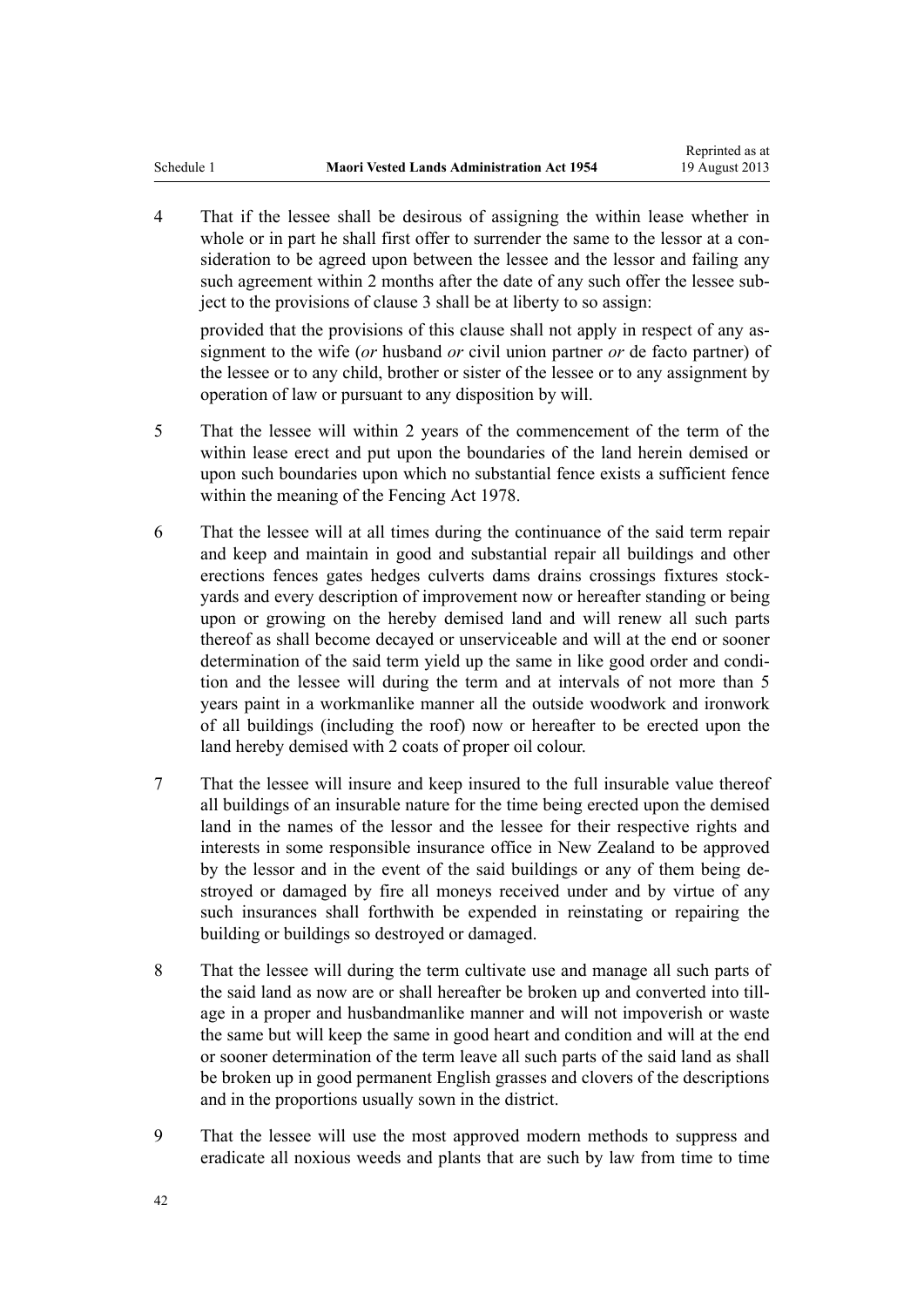4 That if the lessee shall be desirous of assigning the within lease whether in whole or in part he shall first offer to surrender the same to the lessor at a consideration to be agreed upon between the lessee and the lessor and failing any such agreement within 2 months after the date of any such offer the lessee subject to the provisions of clause 3 shall be at liberty to so assign:

provided that the provisions of this clause shall not apply in respect of any assignment to the wife (*or* husband *or* civil union partner *or* de facto partner) of the lessee or to any child, brother or sister of the lessee or to any assignment by operation of law or pursuant to any disposition by will.

5 That the lessee will within 2 years of the commencement of the term of the within lease erect and put upon the boundaries of the land herein demised or upon such boundaries upon which no substantial fence exists a sufficient fence within the meaning of the Fencing Act 1978.

6 That the lessee will at all times during the continuance of the said term repair and keep and maintain in good and substantial repair all buildings and other erections fences gates hedges culverts dams drains crossings fixtures stockyards and every description of improvement now or hereafter standing or being upon or growing on the hereby demised land and will renew all such parts thereof as shall become decayed or unserviceable and will at the end or sooner determination of the said term yield up the same in like good order and condition and the lessee will during the term and at intervals of not more than 5 years paint in a workmanlike manner all the outside woodwork and ironwork of all buildings (including the roof) now or hereafter to be erected upon the land hereby demised with 2 coats of proper oil colour.

7 That the lessee will insure and keep insured to the full insurable value thereof all buildings of an insurable nature for the time being erected upon the demised land in the names of the lessor and the lessee for their respective rights and interests in some responsible insurance office in New Zealand to be approved by the lessor and in the event of the said buildings or any of them being destroyed or damaged by fire all moneys received under and by virtue of any such insurances shall forthwith be expended in reinstating or repairing the building or buildings so destroyed or damaged.

8 That the lessee will during the term cultivate use and manage all such parts of the said land as now are or shall hereafter be broken up and converted into tillage in a proper and husbandmanlike manner and will not impoverish or waste the same but will keep the same in good heart and condition and will at the end or sooner determination of the term leave all such parts of the said land as shall be broken up in good permanent English grasses and clovers of the descriptions and in the proportions usually sown in the district.

9 That the lessee will use the most approved modern methods to suppress and eradicate all noxious weeds and plants that are such by law from time to time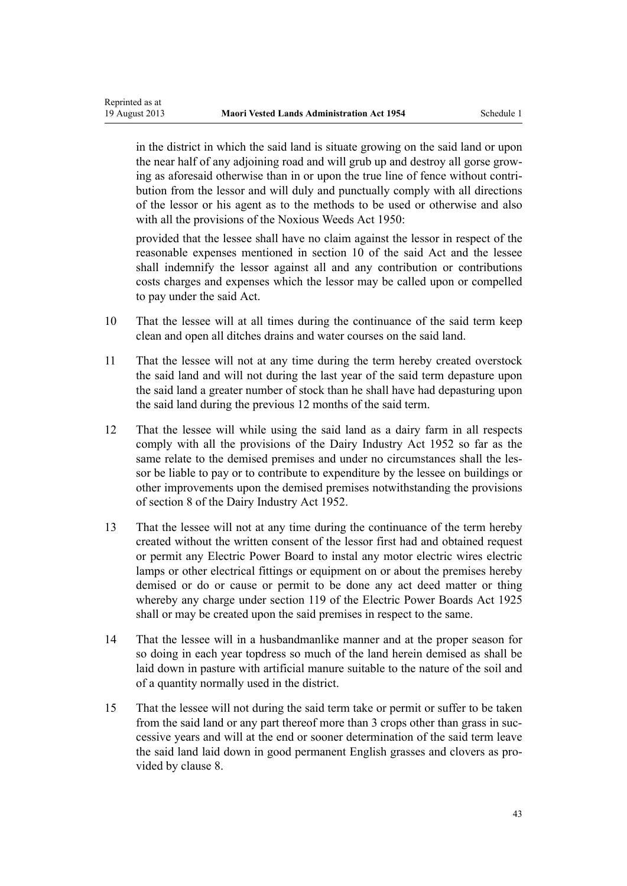in the district in which the said land is situate growing on the said land or upon the near half of any adjoining road and will grub up and destroy all gorse growing as aforesaid otherwise than in or upon the true line of fence without contribution from the lessor and will duly and punctually comply with all directions of the lessor or his agent as to the methods to be used or otherwise and also with all the provisions of the Noxious Weeds Act 1950:

provided that the lessee shall have no claim against the lessor in respect of the reasonable expenses mentioned in section 10 of the said Act and the lessee shall indemnify the lessor against all and any contribution or contributions costs charges and expenses which the lessor may be called upon or compelled to pay under the said Act.

10 That the lessee will at all times during the continuance of the said term keep clean and open all ditches drains and water courses on the said land.

11 That the lessee will not at any time during the term hereby created overstock the said land and will not during the last year of the said term depasture upon the said land a greater number of stock than he shall have had depasturing upon the said land during the previous 12 months of the said term.

12 That the lessee will while using the said land as a dairy farm in all respects comply with all the provisions of the Dairy Industry Act 1952 so far as the same relate to the demised premises and under no circumstances shall the lessor be liable to pay or to contribute to expenditure by the lessee on buildings or other improvements upon the demised premises notwithstanding the provisions of section 8 of the Dairy Industry Act 1952.

13 That the lessee will not at any time during the continuance of the term hereby created without the written consent of the lessor first had and obtained request or permit any Electric Power Board to instal any motor electric wires electric lamps or other electrical fittings or equipment on or about the premises hereby demised or do or cause or permit to be done any act deed matter or thing whereby any charge under section 119 of the Electric Power Boards Act 1925 shall or may be created upon the said premises in respect to the same.

14 That the lessee will in a husbandmanlike manner and at the proper season for so doing in each year topdress so much of the land herein demised as shall be laid down in pasture with artificial manure suitable to the nature of the soil and of a quantity normally used in the district.

15 That the lessee will not during the said term take or permit or suffer to be taken from the said land or any part thereof more than 3 crops other than grass in successive years and will at the end or sooner determination of the said term leave the said land laid down in good permanent English grasses and clovers as provided by clause 8.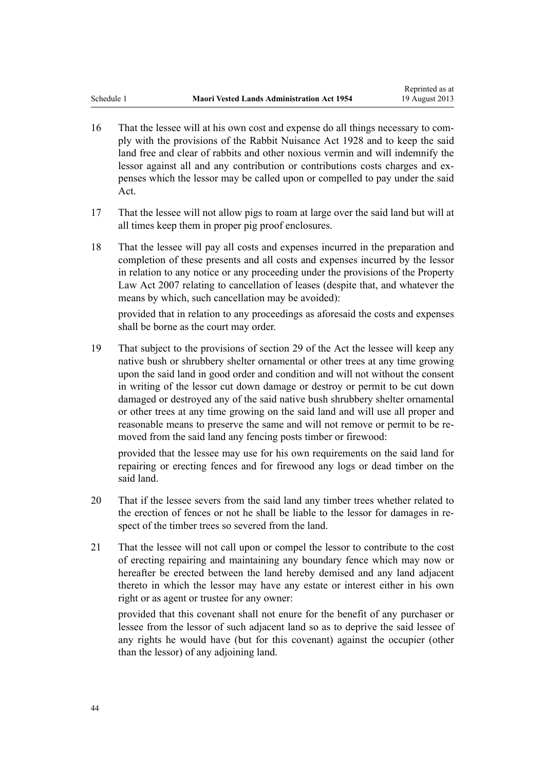16 That the lessee will at his own cost and expense do all things necessary to comply with the provisions of the Rabbit Nuisance Act 1928 and to keep the said land free and clear of rabbits and other noxious vermin and will indemnify the lessor against all and any contribution or contributions costs charges and expenses which the lessor may be called upon or compelled to pay under the said Act.

17 That the lessee will not allow pigs to roam at large over the said land but will at all times keep them in proper pig proof enclosures.

18 That the lessee will pay all costs and expenses incurred in the preparation and completion of these presents and all costs and expenses incurred by the lessor in relation to any notice or any proceeding under the provisions of the Property Law Act 2007 relating to cancellation of leases (despite that, and whatever the means by which, such cancellation may be avoided):

provided that in relation to any proceedings as aforesaid the costs and expenses shall be borne as the court may order.

19 That subject to the provisions of section 29 of the Act the lessee will keep any native bush or shrubbery shelter ornamental or other trees at any time growing upon the said land in good order and condition and will not without the consent in writing of the lessor cut down damage or destroy or permit to be cut down damaged or destroyed any of the said native bush shrubbery shelter ornamental or other trees at any time growing on the said land and will use all proper and reasonable means to preserve the same and will not remove or permit to be removed from the said land any fencing posts timber or firewood:

provided that the lessee may use for his own requirements on the said land for repairing or erecting fences and for firewood any logs or dead timber on the said land.

20 That if the lessee severs from the said land any timber trees whether related to the erection of fences or not he shall be liable to the lessor for damages in respect of the timber trees so severed from the land.

21 That the lessee will not call upon or compel the lessor to contribute to the cost of erecting repairing and maintaining any boundary fence which may now or hereafter be erected between the land hereby demised and any land adjacent thereto in which the lessor may have any estate or interest either in his own right or as agent or trustee for any owner:

provided that this covenant shall not enure for the benefit of any purchaser or lessee from the lessor of such adjacent land so as to deprive the said lessee of any rights he would have (but for this covenant) against the occupier (other than the lessor) of any adjoining land.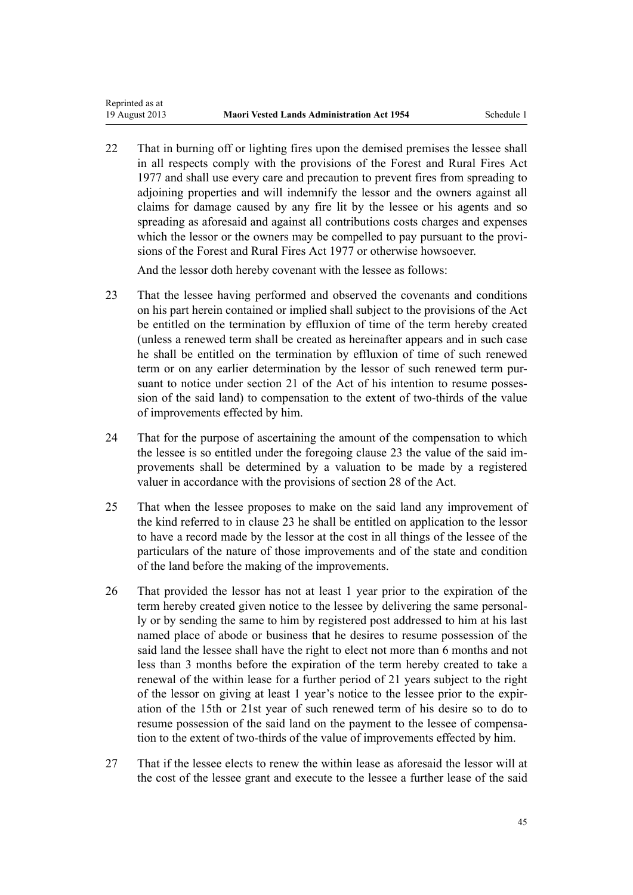22 That in burning off or lighting fires upon the demised premises the lessee shall in all respects comply with the provisions of the Forest and Rural Fires Act 1977 and shall use every care and precaution to prevent fires from spreading to adjoining properties and will indemnify the lessor and the owners against all claims for damage caused by any fire lit by the lessee or his agents and so spreading as aforesaid and against all contributions costs charges and expenses which the lessor or the owners may be compelled to pay pursuant to the provisions of the Forest and Rural Fires Act 1977 or otherwise howsoever.

And the lessor doth hereby covenant with the lessee as follows:

23 That the lessee having performed and observed the covenants and conditions on his part herein contained or implied shall subject to the provisions of the Act be entitled on the termination by effluxion of time of the term hereby created (unless a renewed term shall be created as hereinafter appears and in such case he shall be entitled on the termination by effluxion of time of such renewed term or on any earlier determination by the lessor of such renewed term pursuant to notice under section 21 of the Act of his intention to resume possession of the said land) to compensation to the extent of two-thirds of the value of improvements effected by him.

24 That for the purpose of ascertaining the amount of the compensation to which the lessee is so entitled under the foregoing clause 23 the value of the said improvements shall be determined by a valuation to be made by a registered valuer in accordance with the provisions of section 28 of the Act.

25 That when the lessee proposes to make on the said land any improvement of the kind referred to in clause 23 he shall be entitled on application to the lessor to have a record made by the lessor at the cost in all things of the lessee of the particulars of the nature of those improvements and of the state and condition of the land before the making of the improvements.

26 That provided the lessor has not at least 1 year prior to the expiration of the term hereby created given notice to the lessee by delivering the same personally or by sending the same to him by registered post addressed to him at his last named place of abode or business that he desires to resume possession of the said land the lessee shall have the right to elect not more than 6 months and not less than 3 months before the expiration of the term hereby created to take a renewal of the within lease for a further period of 21 years subject to the right of the lessor on giving at least 1 year's notice to the lessee prior to the expiration of the 15th or 21st year of such renewed term of his desire so to do to resume possession of the said land on the payment to the lessee of compensation to the extent of two-thirds of the value of improvements effected by him.

27 That if the lessee elects to renew the within lease as aforesaid the lessor will at the cost of the lessee grant and execute to the lessee a further lease of the said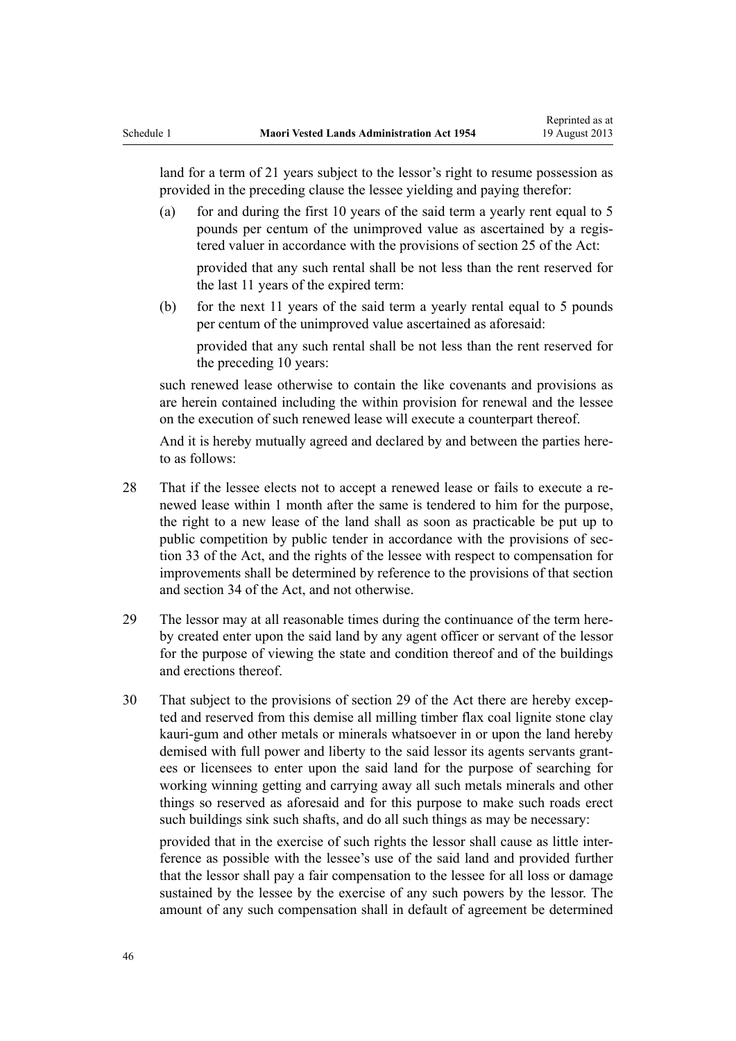land for a term of 21 years subject to the lessor's right to resume possession as provided in the preceding clause the lessee yielding and paying therefor:

(a) for and during the first 10 years of the said term a yearly rent equal to 5 pounds per centum of the unimproved value as ascertained by a registered valuer in accordance with the provisions of section 25 of the Act:

 provided that any such rental shall be not less than the rent reserved for the last 11 years of the expired term:

(b) for the next 11 years of the said term a yearly rental equal to 5 pounds per centum of the unimproved value ascertained as aforesaid:

 provided that any such rental shall be not less than the rent reserved for the preceding 10 years:

such renewed lease otherwise to contain the like covenants and provisions as are herein contained including the within provision for renewal and the lessee on the execution of such renewed lease will execute a counterpart thereof.

And it is hereby mutually agreed and declared by and between the parties hereto as follows:

28 That if the lessee elects not to accept a renewed lease or fails to execute a renewed lease within 1 month after the same is tendered to him for the purpose, the right to a new lease of the land shall as soon as practicable be put up to public competition by public tender in accordance with the provisions of section 33 of the Act, and the rights of the lessee with respect to compensation for improvements shall be determined by reference to the provisions of that section and section 34 of the Act, and not otherwise.

29 The lessor may at all reasonable times during the continuance of the term hereby created enter upon the said land by any agent officer or servant of the lessor for the purpose of viewing the state and condition thereof and of the buildings and erections thereof.

30 That subject to the provisions of section 29 of the Act there are hereby excepted and reserved from this demise all milling timber flax coal lignite stone clay kauri-gum and other metals or minerals whatsoever in or upon the land hereby demised with full power and liberty to the said lessor its agents servants grantees or licensees to enter upon the said land for the purpose of searching for working winning getting and carrying away all such metals minerals and other things so reserved as aforesaid and for this purpose to make such roads erect such buildings sink such shafts, and do all such things as may be necessary:

 provided that in the exercise of such rights the lessor shall cause as little interference as possible with the lessee's use of the said land and provided further that the lessor shall pay a fair compensation to the lessee for all loss or damage sustained by the lessee by the exercise of any such powers by the lessor. The amount of any such compensation shall in default of agreement be determined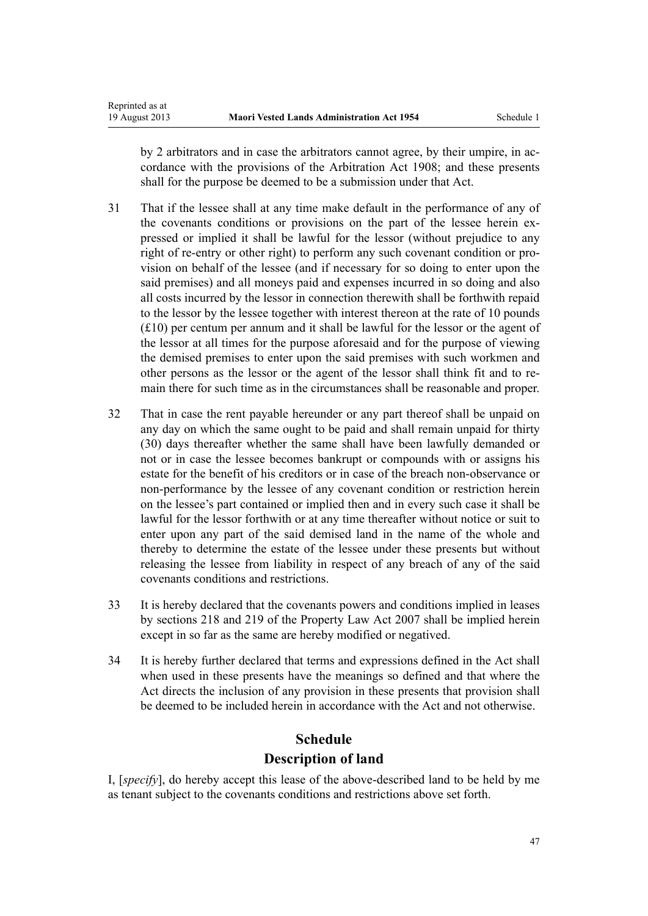by 2 arbitrators and in case the arbitrators cannot agree, by their umpire, in accordance with the provisions of the Arbitration Act 1908; and these presents shall for the purpose be deemed to be a submission under that Act.

31 That if the lessee shall at any time make default in the performance of any of the covenants conditions or provisions on the part of the lessee herein expressed or implied it shall be lawful for the lessor (without prejudice to any right of re-entry or other right) to perform any such covenant condition or provision on behalf of the lessee (and if necessary for so doing to enter upon the said premises) and all moneys paid and expenses incurred in so doing and also all costs incurred by the lessor in connection therewith shall be forthwith repaid to the lessor by the lessee together with interest thereon at the rate of 10 pounds (£10) per centum per annum and it shall be lawful for the lessor or the agent of the lessor at all times for the purpose aforesaid and for the purpose of viewing the demised premises to enter upon the said premises with such workmen and other persons as the lessor or the agent of the lessor shall think fit and to remain there for such time as in the circumstances shall be reasonable and proper.

32 That in case the rent payable hereunder or any part thereof shall be unpaid on any day on which the same ought to be paid and shall remain unpaid for thirty (30) days thereafter whether the same shall have been lawfully demanded or not or in case the lessee becomes bankrupt or compounds with or assigns his estate for the benefit of his creditors or in case of the breach non-observance or non-performance by the lessee of any covenant condition or restriction herein on the lessee's part contained or implied then and in every such case it shall be lawful for the lessor forthwith or at any time thereafter without notice or suit to enter upon any part of the said demised land in the name of the whole and thereby to determine the estate of the lessee under these presents but without releasing the lessee from liability in respect of any breach of any of the said covenants conditions and restrictions.

33 It is hereby declared that the covenants powers and conditions implied in leases by sections 218 and 219 of the Property Law Act 2007 shall be implied herein except in so far as the same are hereby modified or negatived.

34 It is hereby further declared that terms and expressions defined in the Act shall when used in these presents have the meanings so defined and that where the Act directs the inclusion of any provision in these presents that provision shall be deemed to be included herein in accordance with the Act and not otherwise.

## Schedule
## Description of land

I, [*specify*], do hereby accept this lease of the above-described land to be held by me as tenant subject to the covenants conditions and restrictions above set forth.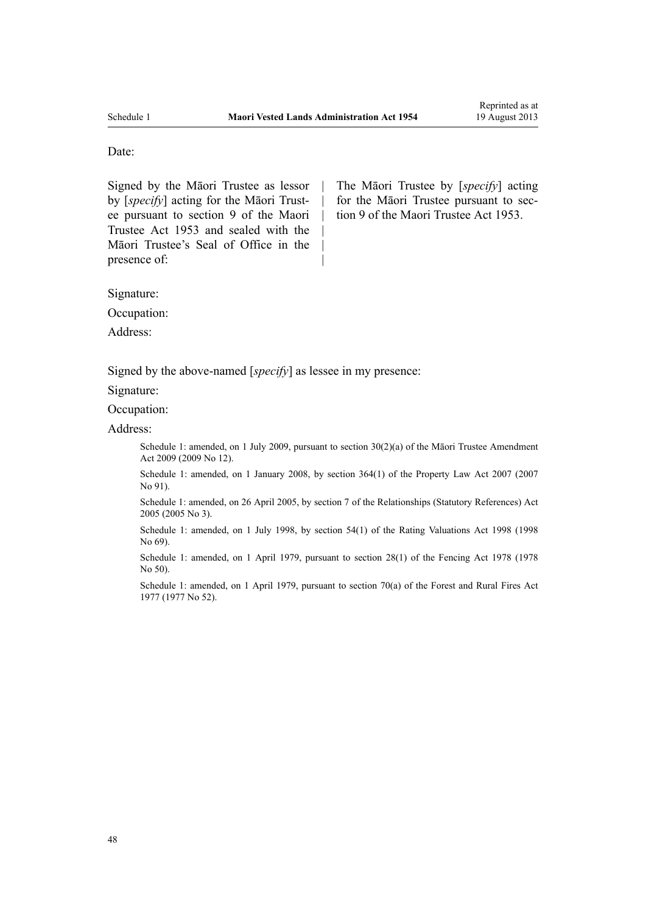Date:

| | |
|---|---|
| Signed by the Māori Trustee as lessor by [*specify*] acting for the Māori Trustee pursuant to section 9 of the Maori Trustee Act 1953 and sealed with the Māori Trustee's Seal of Office in the presence of: | The Māori Trustee by [*specify*] acting for the Māori Trustee pursuant to section 9 of the Maori Trustee Act 1953. |

Signature:

Occupation:

Address:

Signed by the above-named [*specify*] as lessee in my presence:

Signature:

Occupation:

Address:

Schedule 1: amended, on 1 July 2009, pursuant to section 30(2)(a) of the Māori Trustee Amendment Act 2009 (2009 No 12).

Schedule 1: amended, on 1 January 2008, by section 364(1) of the Property Law Act 2007 (2007 No 91).

Schedule 1: amended, on 26 April 2005, by section 7 of the Relationships (Statutory References) Act 2005 (2005 No 3).

Schedule 1: amended, on 1 July 1998, by section 54(1) of the Rating Valuations Act 1998 (1998 No 69).

Schedule 1: amended, on 1 April 1979, pursuant to section 28(1) of the Fencing Act 1978 (1978 No 50).

Schedule 1: amended, on 1 April 1979, pursuant to section 70(a) of the Forest and Rural Fires Act 1977 (1977 No 52).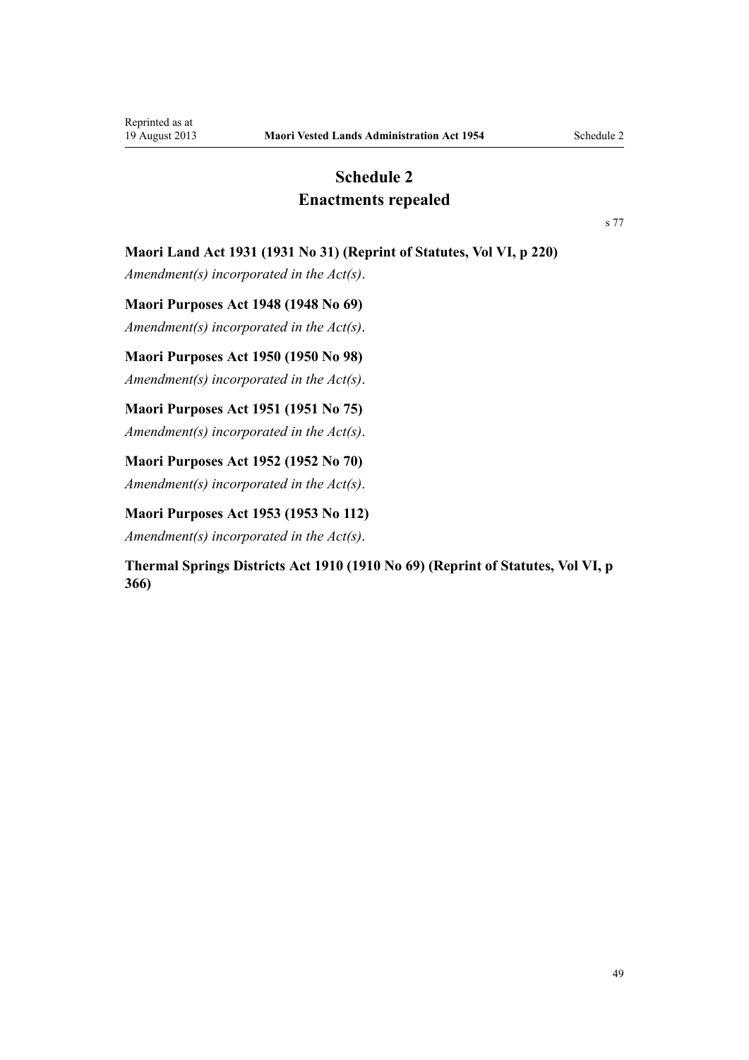# Schedule 2
# Enactments repealed

s 77

**Maori Land Act 1931 (1931 No 31) (Reprint of Statutes, Vol VI, p 220)**

*Amendment(s) incorporated in the Act(s).*

**Maori Purposes Act 1948 (1948 No 69)**

*Amendment(s) incorporated in the Act(s).*

**Maori Purposes Act 1950 (1950 No 98)**

*Amendment(s) incorporated in the Act(s).*

**Maori Purposes Act 1951 (1951 No 75)**

*Amendment(s) incorporated in the Act(s).*

**Maori Purposes Act 1952 (1952 No 70)**

*Amendment(s) incorporated in the Act(s).*

**Maori Purposes Act 1953 (1953 No 112)**

*Amendment(s) incorporated in the Act(s).*

**Thermal Springs Districts Act 1910 (1910 No 69) (Reprint of Statutes, Vol VI, p 366)**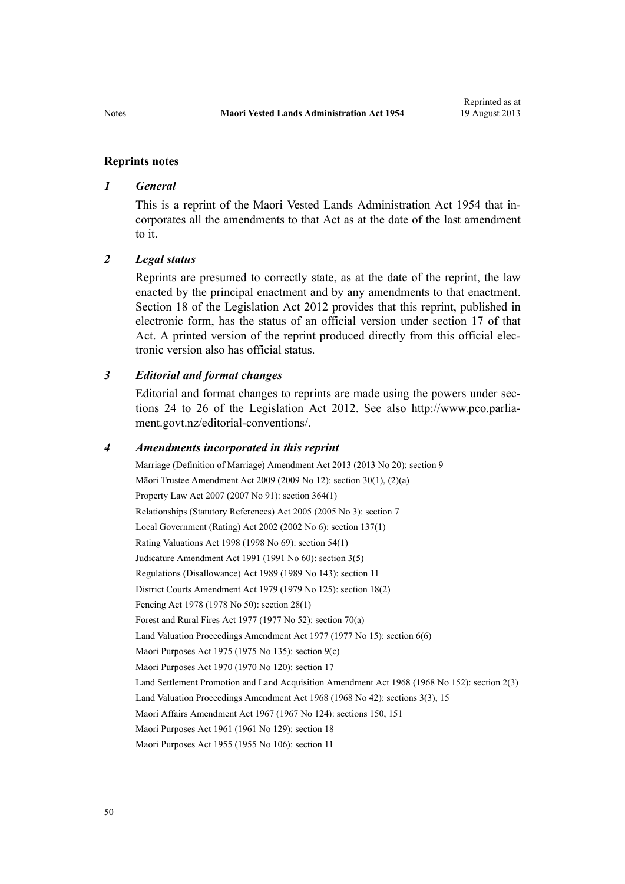## Reprints notes

### *1 General*

This is a reprint of the Maori Vested Lands Administration Act 1954 that incorporates all the amendments to that Act as at the date of the last amendment to it.

### *2 Legal status*

Reprints are presumed to correctly state, as at the date of the reprint, the law enacted by the principal enactment and by any amendments to that enactment. Section 18 of the Legislation Act 2012 provides that this reprint, published in electronic form, has the status of an official version under section 17 of that Act. A printed version of the reprint produced directly from this official electronic version also has official status.

### *3 Editorial and format changes*

Editorial and format changes to reprints are made using the powers under sections 24 to 26 of the Legislation Act 2012. See also http://www.pco.parliament.govt.nz/editorial-conventions/.

### *4 Amendments incorporated in this reprint*

Marriage (Definition of Marriage) Amendment Act 2013 (2013 No 20): section 9

Māori Trustee Amendment Act 2009 (2009 No 12): section 30(1), (2)(a)

Property Law Act 2007 (2007 No 91): section 364(1)

Relationships (Statutory References) Act 2005 (2005 No 3): section 7

Local Government (Rating) Act 2002 (2002 No 6): section 137(1)

Rating Valuations Act 1998 (1998 No 69): section 54(1)

Judicature Amendment Act 1991 (1991 No 60): section 3(5)

Regulations (Disallowance) Act 1989 (1989 No 143): section 11

District Courts Amendment Act 1979 (1979 No 125): section 18(2)

Fencing Act 1978 (1978 No 50): section 28(1)

Forest and Rural Fires Act 1977 (1977 No 52): section 70(a)

Land Valuation Proceedings Amendment Act 1977 (1977 No 15): section 6(6)

Maori Purposes Act 1975 (1975 No 135): section 9(c)

Maori Purposes Act 1970 (1970 No 120): section 17

Land Settlement Promotion and Land Acquisition Amendment Act 1968 (1968 No 152): section 2(3)

Land Valuation Proceedings Amendment Act 1968 (1968 No 42): sections 3(3), 15

Maori Affairs Amendment Act 1967 (1967 No 124): sections 150, 151

Maori Purposes Act 1961 (1961 No 129): section 18

Maori Purposes Act 1955 (1955 No 106): section 11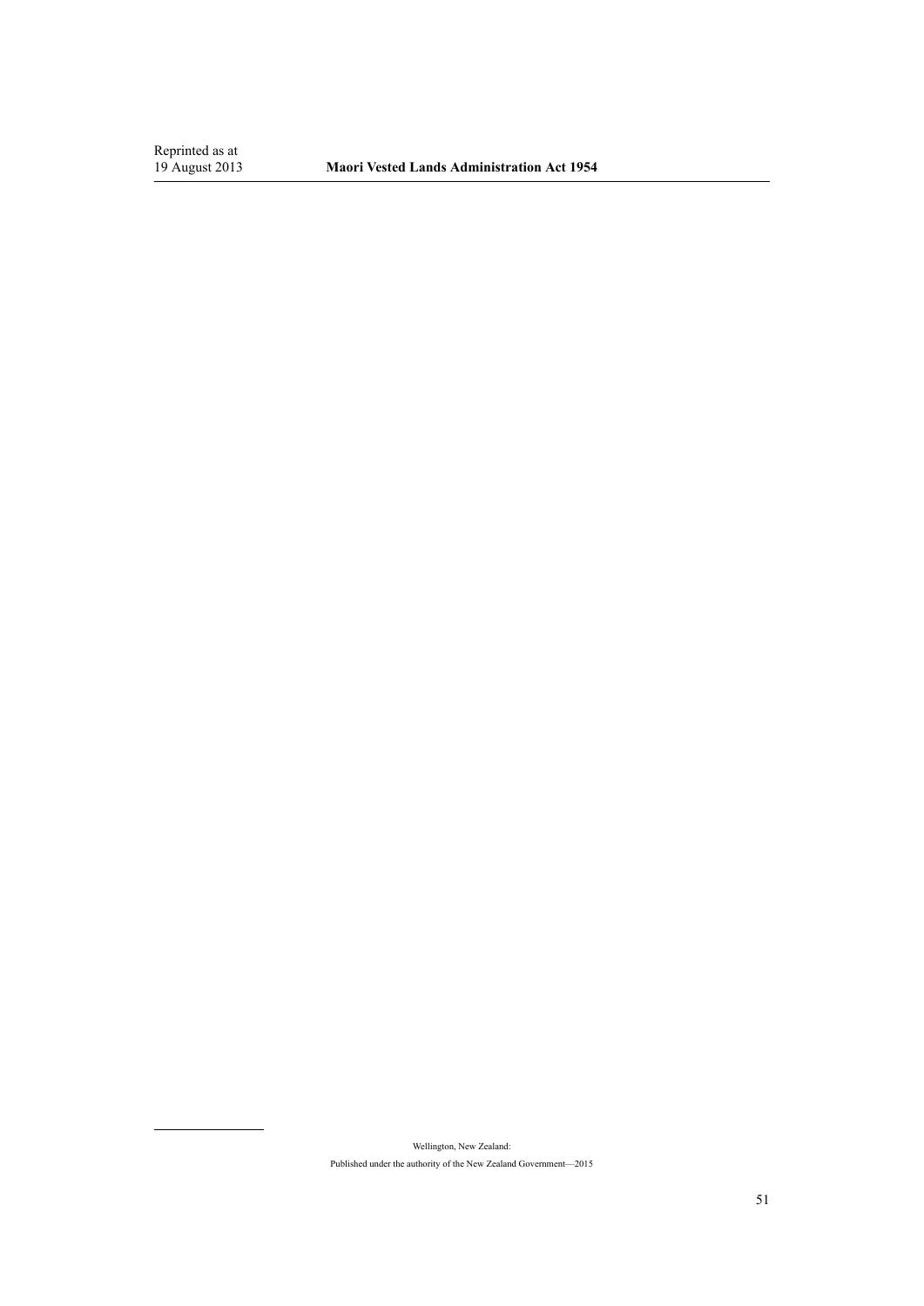Wellington, New Zealand:

Published under the authority of the New Zealand Government—2015